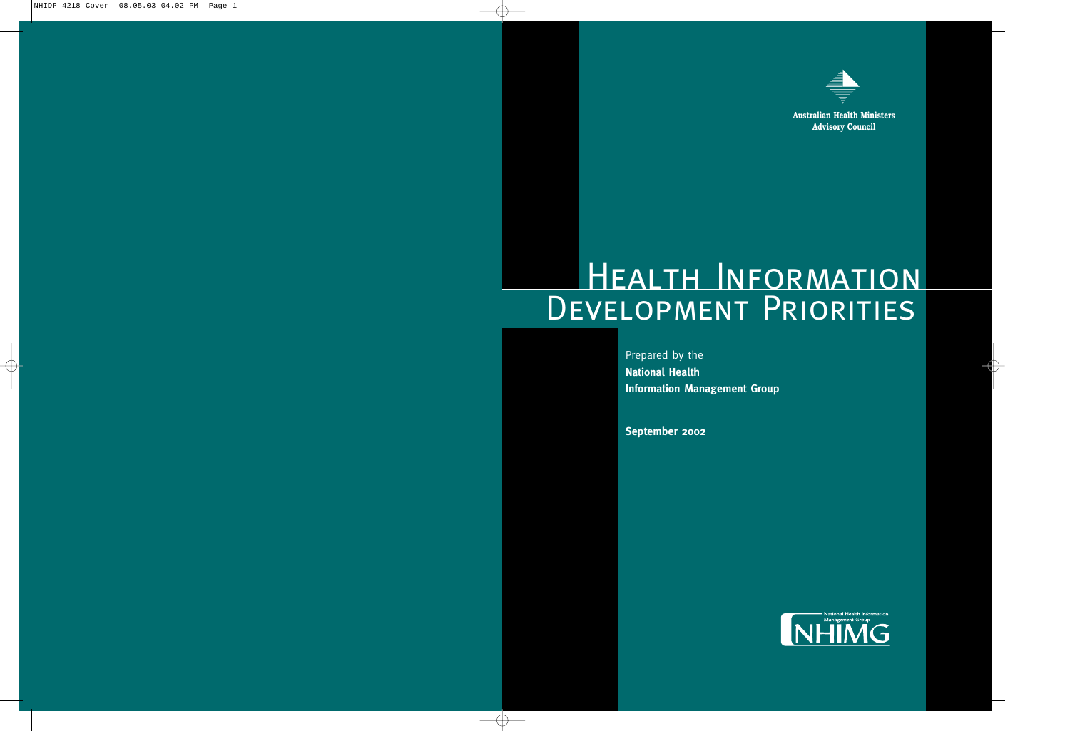Australian Health Ministers Advisory Council

# Health Information Development Priorities

Prepared by the
**National Health Information Management Group**

**September 2002**

National Health Information Management Group
NHIMG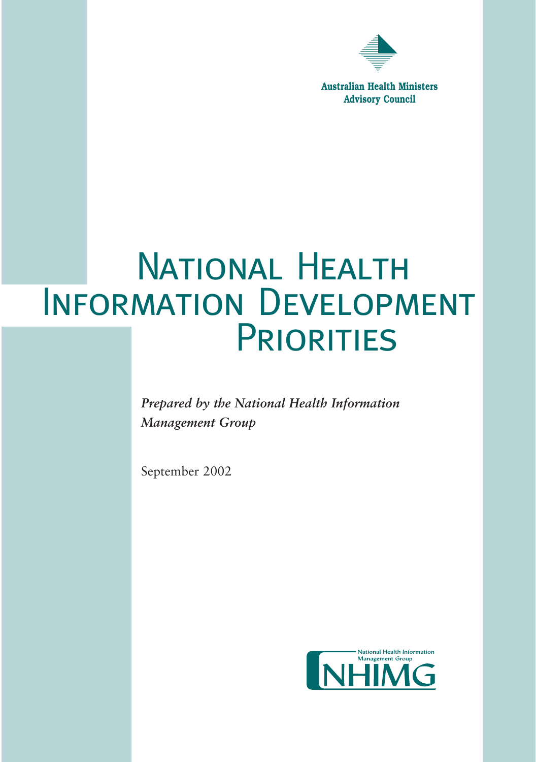Australian Health Ministers Advisory Council

# National Health Information Development Priorities

***Prepared by the National Health Information Management Group***

September 2002

National Health Information Management Group

NHIMG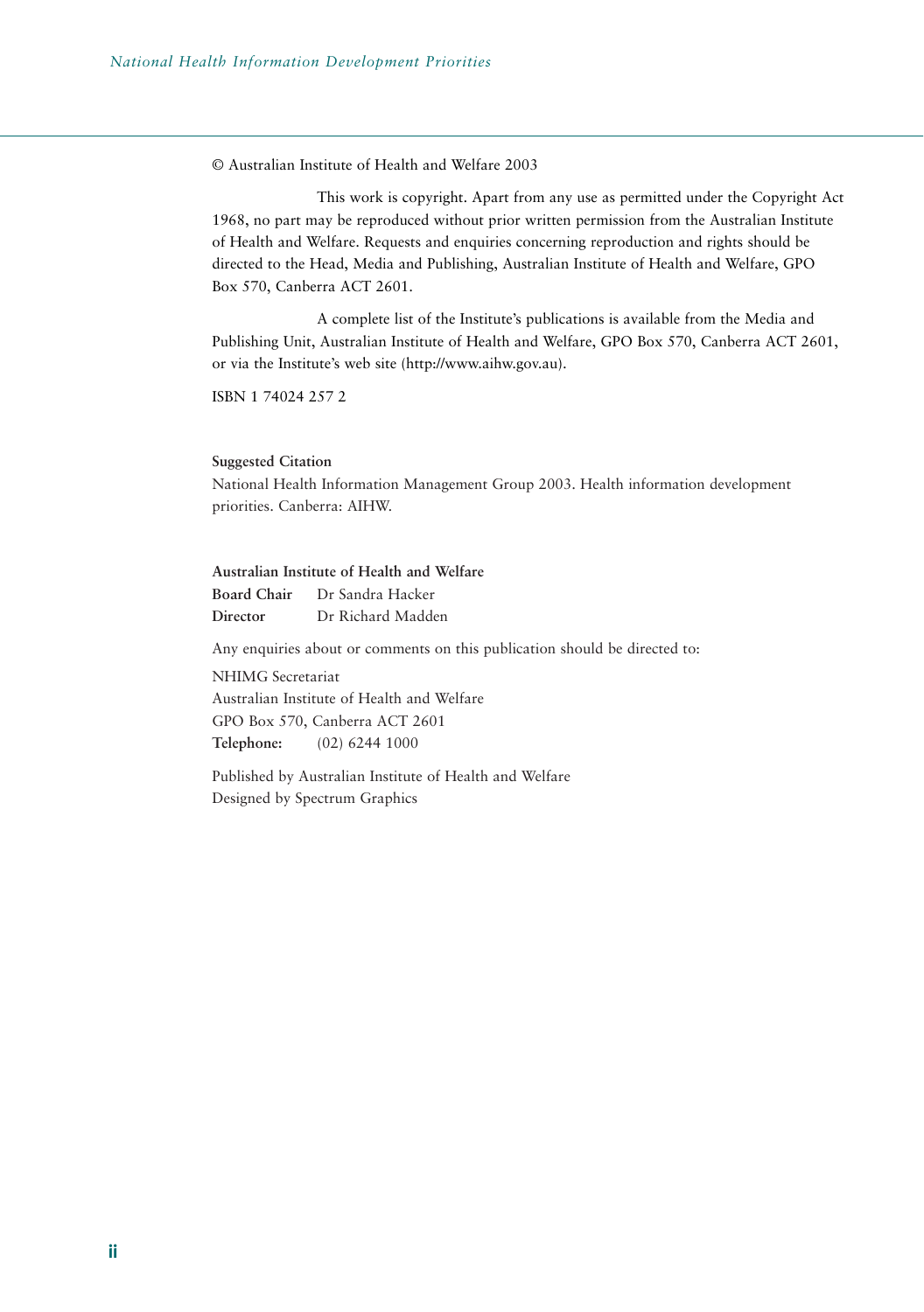© Australian Institute of Health and Welfare 2003

This work is copyright. Apart from any use as permitted under the Copyright Act 1968, no part may be reproduced without prior written permission from the Australian Institute of Health and Welfare. Requests and enquiries concerning reproduction and rights should be directed to the Head, Media and Publishing, Australian Institute of Health and Welfare, GPO Box 570, Canberra ACT 2601.

A complete list of the Institute's publications is available from the Media and Publishing Unit, Australian Institute of Health and Welfare, GPO Box 570, Canberra ACT 2601, or via the Institute's web site (http://www.aihw.gov.au).

ISBN 1 74024 257 2

**Suggested Citation**

National Health Information Management Group 2003. Health information development priorities. Canberra: AIHW.

**Australian Institute of Health and Welfare**

**Board Chair** Dr Sandra Hacker

**Director** Dr Richard Madden

Any enquiries about or comments on this publication should be directed to:

NHIMG Secretariat
Australian Institute of Health and Welfare
GPO Box 570, Canberra ACT 2601
**Telephone:** (02) 6244 1000

Published by Australian Institute of Health and Welfare
Designed by Spectrum Graphics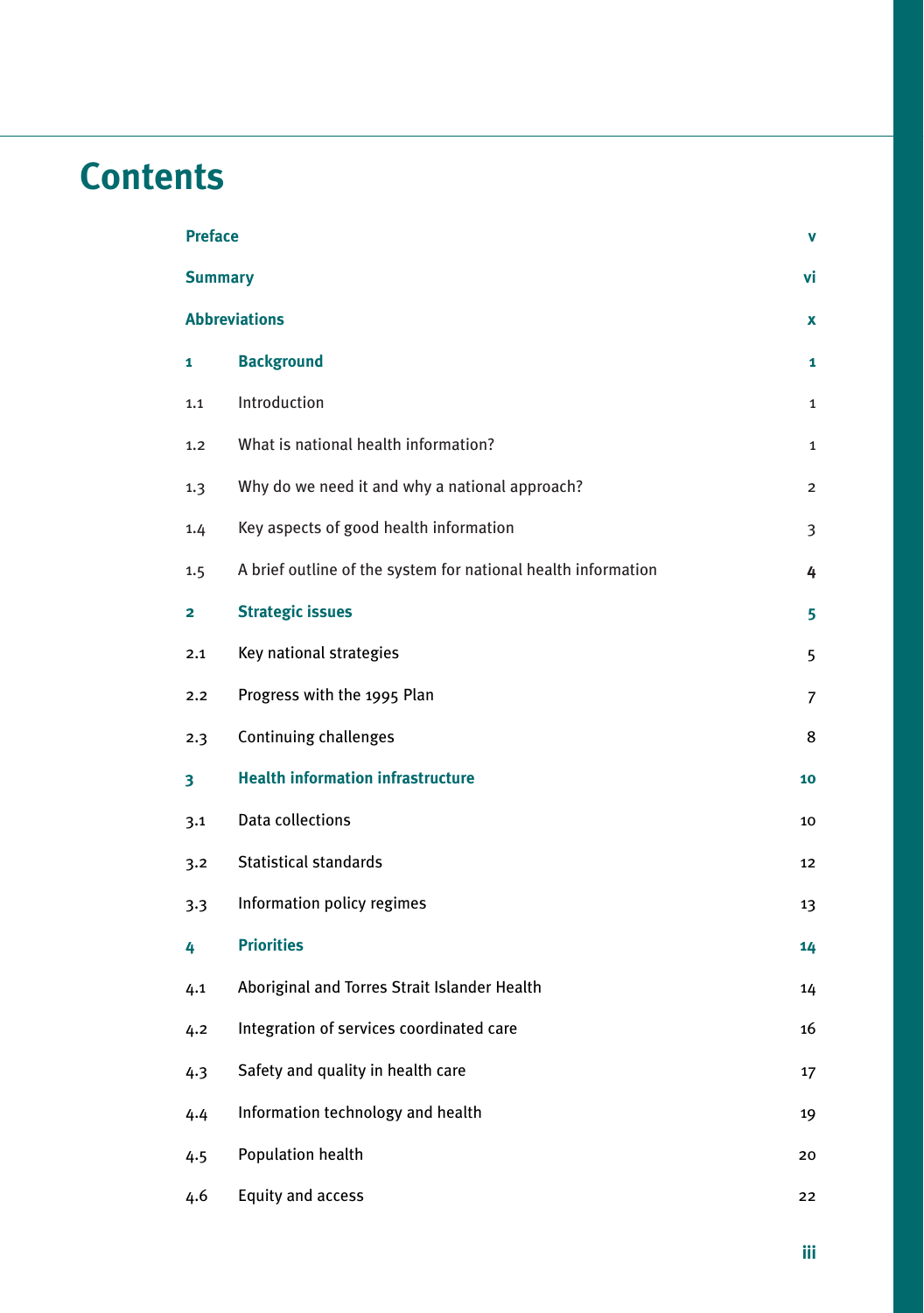# Contents

| | | |
|---|---|---|
| **Preface** | | **v** |
| **Summary** | | **vi** |
| **Abbreviations** | | **x** |
| **1** | **Background** | **1** |
| 1.1 | Introduction | 1 |
| 1.2 | What is national health information? | 1 |
| 1.3 | Why do we need it and why a national approach? | 2 |
| 1.4 | Key aspects of good health information | 3 |
| 1.5 | A brief outline of the system for national health information | 4 |
| **2** | **Strategic issues** | **5** |
| 2.1 | Key national strategies | 5 |
| 2.2 | Progress with the 1995 Plan | 7 |
| 2.3 | Continuing challenges | 8 |
| **3** | **Health information infrastructure** | **10** |
| 3.1 | Data collections | 10 |
| 3.2 | Statistical standards | 12 |
| 3.3 | Information policy regimes | 13 |
| **4** | **Priorities** | **14** |
| 4.1 | Aboriginal and Torres Strait Islander Health | 14 |
| 4.2 | Integration of services coordinated care | 16 |
| 4.3 | Safety and quality in health care | 17 |
| 4.4 | Information technology and health | 19 |
| 4.5 | Population health | 20 |
| 4.6 | Equity and access | 22 |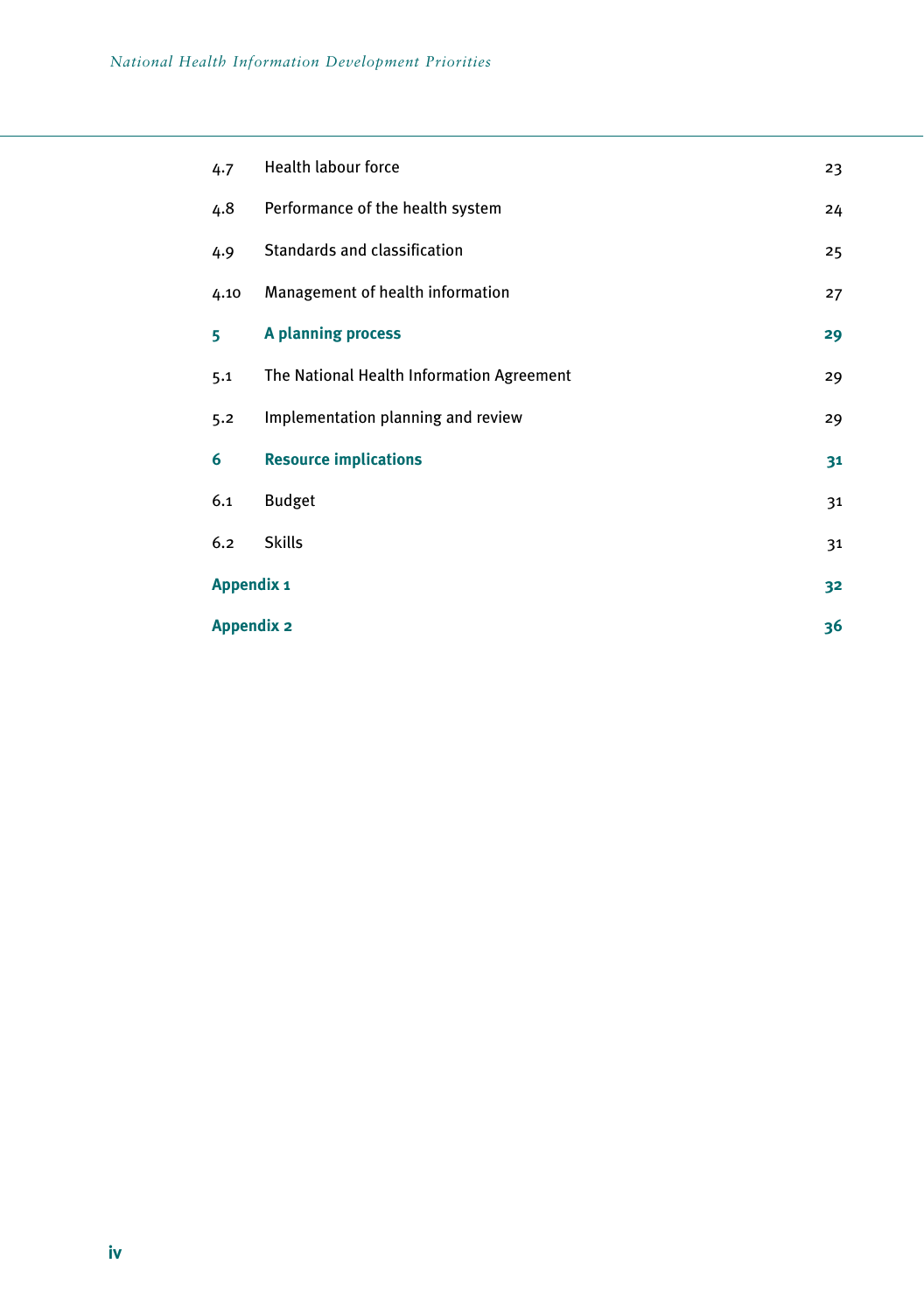| | | |
|---|---|---|
| 4.7 | Health labour force | 23 |
| 4.8 | Performance of the health system | 24 |
| 4.9 | Standards and classification | 25 |
| 4.10 | Management of health information | 27 |
| **5** | **A planning process** | **29** |
| 5.1 | The National Health Information Agreement | 29 |
| 5.2 | Implementation planning and review | 29 |
| **6** | **Resource implications** | **31** |
| 6.1 | Budget | 31 |
| 6.2 | Skills | 31 |
| **Appendix 1** | | **32** |
| **Appendix 2** | | **36** |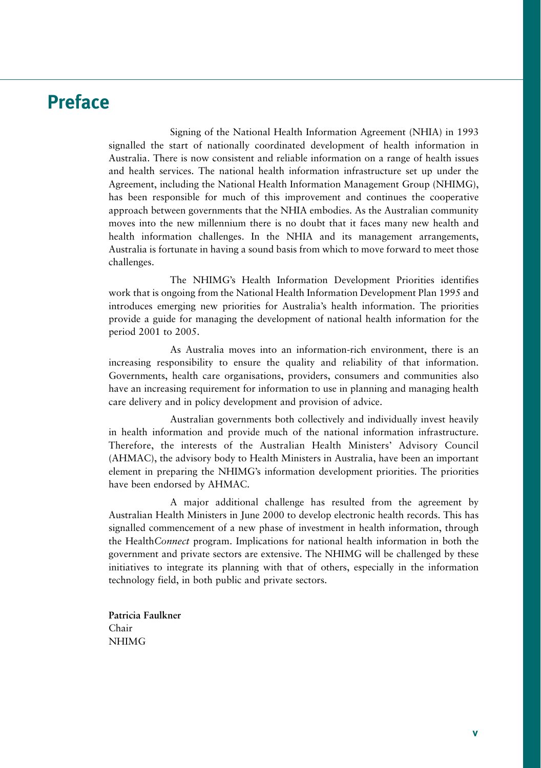# Preface

Signing of the National Health Information Agreement (NHIA) in 1993 signalled the start of nationally coordinated development of health information in Australia. There is now consistent and reliable information on a range of health issues and health services. The national health information infrastructure set up under the Agreement, including the National Health Information Management Group (NHIMG), has been responsible for much of this improvement and continues the cooperative approach between governments that the NHIA embodies. As the Australian community moves into the new millennium there is no doubt that it faces many new health and health information challenges. In the NHIA and its management arrangements, Australia is fortunate in having a sound basis from which to move forward to meet those challenges.

The NHIMG's Health Information Development Priorities identifies work that is ongoing from the National Health Information Development Plan 1995 and introduces emerging new priorities for Australia's health information. The priorities provide a guide for managing the development of national health information for the period 2001 to 2005.

As Australia moves into an information-rich environment, there is an increasing responsibility to ensure the quality and reliability of that information. Governments, health care organisations, providers, consumers and communities also have an increasing requirement for information to use in planning and managing health care delivery and in policy development and provision of advice.

Australian governments both collectively and individually invest heavily in health information and provide much of the national information infrastructure. Therefore, the interests of the Australian Health Ministers' Advisory Council (AHMAC), the advisory body to Health Ministers in Australia, have been an important element in preparing the NHIMG's information development priorities. The priorities have been endorsed by AHMAC.

A major additional challenge has resulted from the agreement by Australian Health Ministers in June 2000 to develop electronic health records. This has signalled commencement of a new phase of investment in health information, through the Health*Connect* program. Implications for national health information in both the government and private sectors are extensive. The NHIMG will be challenged by these initiatives to integrate its planning with that of others, especially in the information technology field, in both public and private sectors.

**Patricia Faulkner**
Chair
NHIMG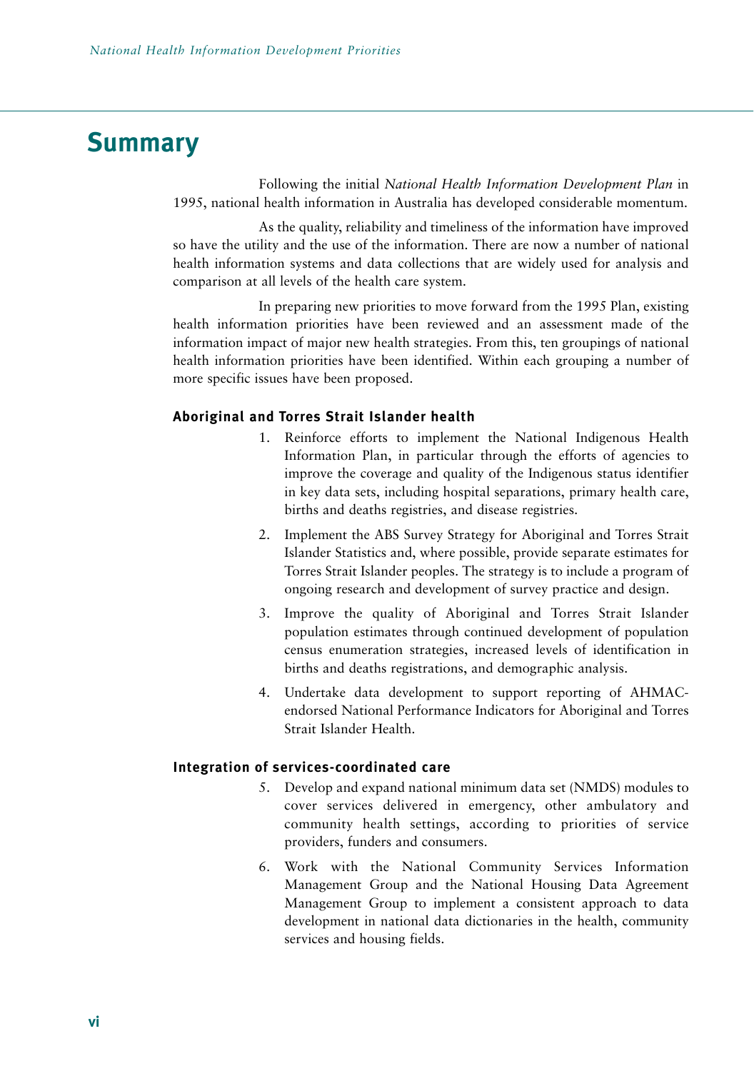# Summary

Following the initial *National Health Information Development Plan* in 1995, national health information in Australia has developed considerable momentum.

As the quality, reliability and timeliness of the information have improved so have the utility and the use of the information. There are now a number of national health information systems and data collections that are widely used for analysis and comparison at all levels of the health care system.

In preparing new priorities to move forward from the 1995 Plan, existing health information priorities have been reviewed and an assessment made of the information impact of major new health strategies. From this, ten groupings of national health information priorities have been identified. Within each grouping a number of more specific issues have been proposed.

### Aboriginal and Torres Strait Islander health

1. Reinforce efforts to implement the National Indigenous Health Information Plan, in particular through the efforts of agencies to improve the coverage and quality of the Indigenous status identifier in key data sets, including hospital separations, primary health care, births and deaths registries, and disease registries.
2. Implement the ABS Survey Strategy for Aboriginal and Torres Strait Islander Statistics and, where possible, provide separate estimates for Torres Strait Islander peoples. The strategy is to include a program of ongoing research and development of survey practice and design.
3. Improve the quality of Aboriginal and Torres Strait Islander population estimates through continued development of population census enumeration strategies, increased levels of identification in births and deaths registrations, and demographic analysis.
4. Undertake data development to support reporting of AHMAC-endorsed National Performance Indicators for Aboriginal and Torres Strait Islander Health.

### Integration of services-coordinated care

5. Develop and expand national minimum data set (NMDS) modules to cover services delivered in emergency, other ambulatory and community health settings, according to priorities of service providers, funders and consumers.
6. Work with the National Community Services Information Management Group and the National Housing Data Agreement Management Group to implement a consistent approach to data development in national data dictionaries in the health, community services and housing fields.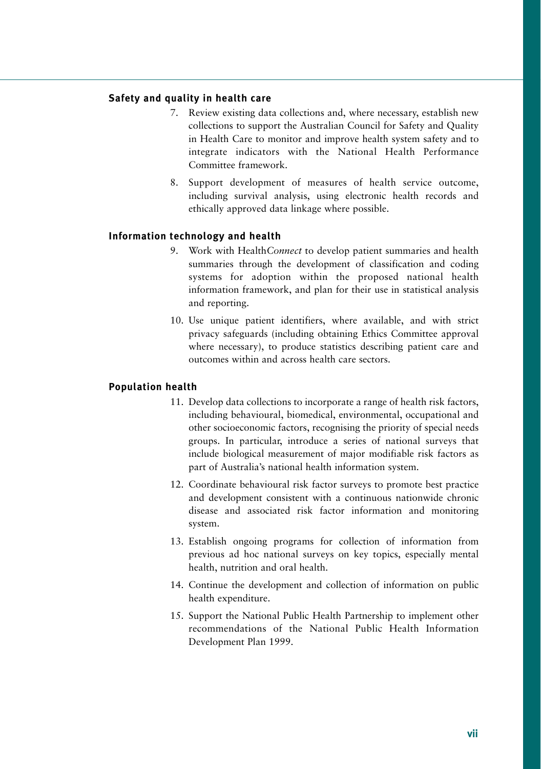**Safety and quality in health care**

7. Review existing data collections and, where necessary, establish new collections to support the Australian Council for Safety and Quality in Health Care to monitor and improve health system safety and to integrate indicators with the National Health Performance Committee framework.

8. Support development of measures of health service outcome, including survival analysis, using electronic health records and ethically approved data linkage where possible.

**Information technology and health**

9. Work with Health*Connect* to develop patient summaries and health summaries through the development of classification and coding systems for adoption within the proposed national health information framework, and plan for their use in statistical analysis and reporting.

10. Use unique patient identifiers, where available, and with strict privacy safeguards (including obtaining Ethics Committee approval where necessary), to produce statistics describing patient care and outcomes within and across health care sectors.

**Population health**

11. Develop data collections to incorporate a range of health risk factors, including behavioural, biomedical, environmental, occupational and other socioeconomic factors, recognising the priority of special needs groups. In particular, introduce a series of national surveys that include biological measurement of major modifiable risk factors as part of Australia's national health information system.

12. Coordinate behavioural risk factor surveys to promote best practice and development consistent with a continuous nationwide chronic disease and associated risk factor information and monitoring system.

13. Establish ongoing programs for collection of information from previous ad hoc national surveys on key topics, especially mental health, nutrition and oral health.

14. Continue the development and collection of information on public health expenditure.

15. Support the National Public Health Partnership to implement other recommendations of the National Public Health Information Development Plan 1999.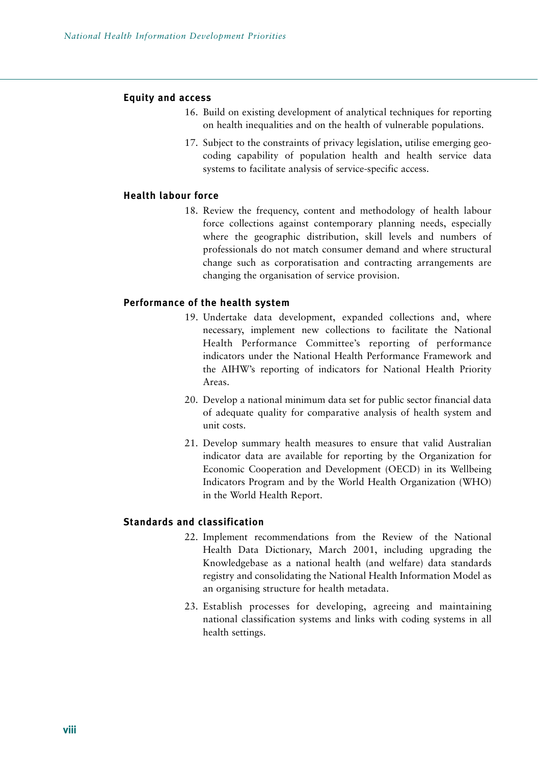### Equity and access

16. Build on existing development of analytical techniques for reporting on health inequalities and on the health of vulnerable populations.

17. Subject to the constraints of privacy legislation, utilise emerging geo-coding capability of population health and health service data systems to facilitate analysis of service-specific access.

### Health labour force

18. Review the frequency, content and methodology of health labour force collections against contemporary planning needs, especially where the geographic distribution, skill levels and numbers of professionals do not match consumer demand and where structural change such as corporatisation and contracting arrangements are changing the organisation of service provision.

### Performance of the health system

19. Undertake data development, expanded collections and, where necessary, implement new collections to facilitate the National Health Performance Committee's reporting of performance indicators under the National Health Performance Framework and the AIHW's reporting of indicators for National Health Priority Areas.

20. Develop a national minimum data set for public sector financial data of adequate quality for comparative analysis of health system and unit costs.

21. Develop summary health measures to ensure that valid Australian indicator data are available for reporting by the Organization for Economic Cooperation and Development (OECD) in its Wellbeing Indicators Program and by the World Health Organization (WHO) in the World Health Report.

### Standards and classification

22. Implement recommendations from the Review of the National Health Data Dictionary, March 2001, including upgrading the Knowledgebase as a national health (and welfare) data standards registry and consolidating the National Health Information Model as an organising structure for health metadata.

23. Establish processes for developing, agreeing and maintaining national classification systems and links with coding systems in all health settings.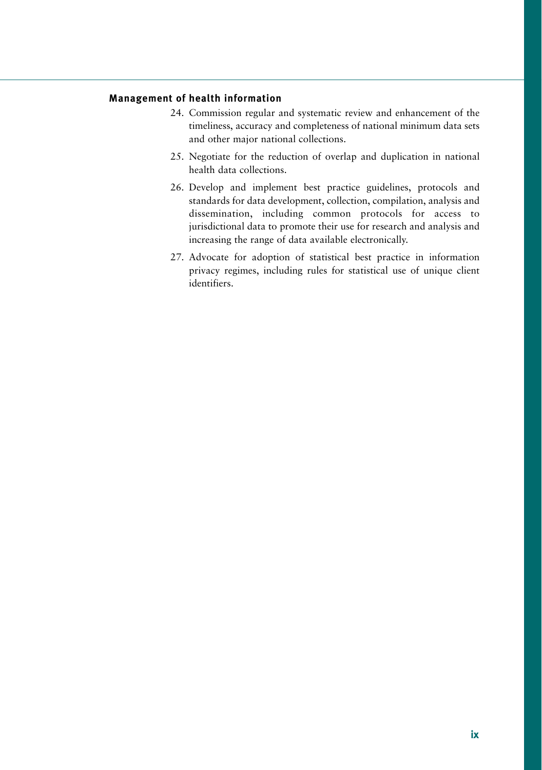**Management of health information**

24. Commission regular and systematic review and enhancement of the timeliness, accuracy and completeness of national minimum data sets and other major national collections.
25. Negotiate for the reduction of overlap and duplication in national health data collections.
26. Develop and implement best practice guidelines, protocols and standards for data development, collection, compilation, analysis and dissemination, including common protocols for access to jurisdictional data to promote their use for research and analysis and increasing the range of data available electronically.
27. Advocate for adoption of statistical best practice in information privacy regimes, including rules for statistical use of unique client identifiers.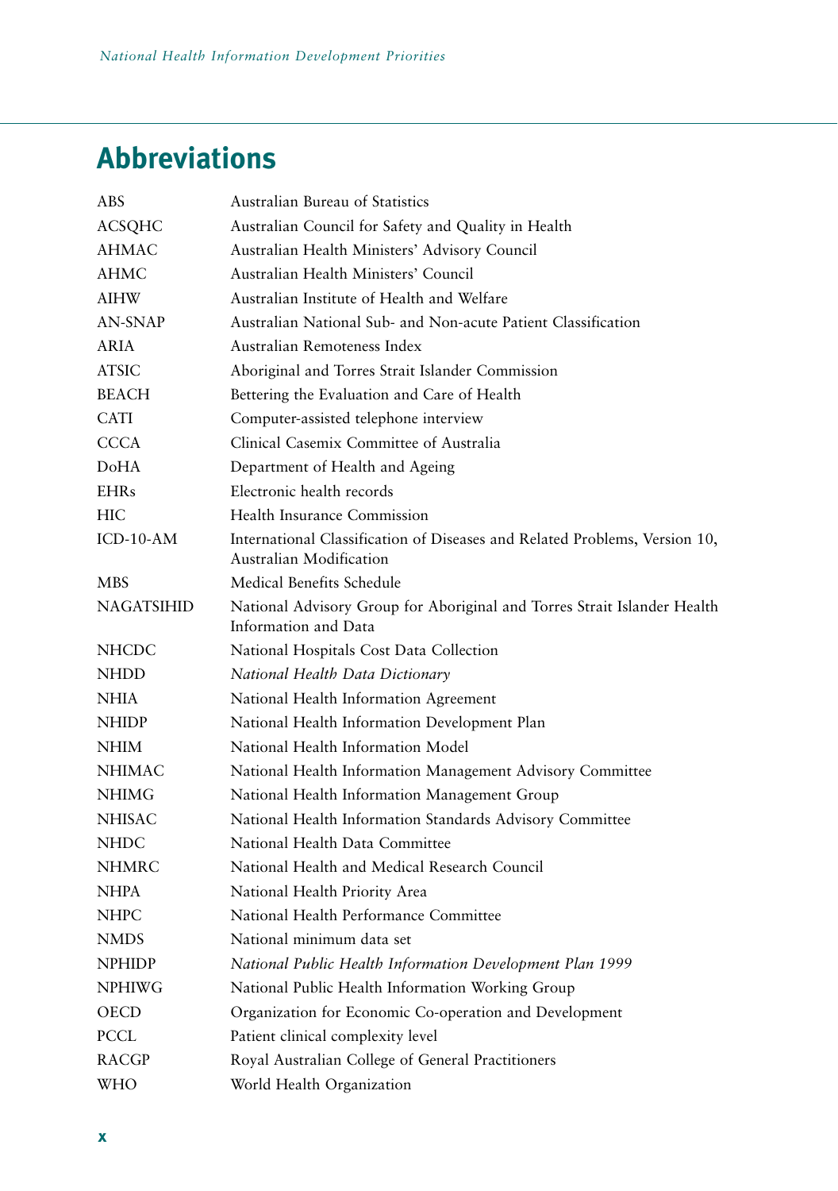## Abbreviations

| | |
|---|---|
| ABS | Australian Bureau of Statistics |
| ACSQHC | Australian Council for Safety and Quality in Health |
| AHMAC | Australian Health Ministers' Advisory Council |
| AHMC | Australian Health Ministers' Council |
| AIHW | Australian Institute of Health and Welfare |
| AN-SNAP | Australian National Sub- and Non-acute Patient Classification |
| ARIA | Australian Remoteness Index |
| ATSIC | Aboriginal and Torres Strait Islander Commission |
| BEACH | Bettering the Evaluation and Care of Health |
| CATI | Computer-assisted telephone interview |
| CCCA | Clinical Casemix Committee of Australia |
| DoHA | Department of Health and Ageing |
| EHRs | Electronic health records |
| HIC | Health Insurance Commission |
| ICD-10-AM | International Classification of Diseases and Related Problems, Version 10, Australian Modification |
| MBS | Medical Benefits Schedule |
| NAGATSIHID | National Advisory Group for Aboriginal and Torres Strait Islander Health Information and Data |
| NHCDC | National Hospitals Cost Data Collection |
| NHDD | *National Health Data Dictionary* |
| NHIA | National Health Information Agreement |
| NHIDP | National Health Information Development Plan |
| NHIM | National Health Information Model |
| NHIMAC | National Health Information Management Advisory Committee |
| NHIMG | National Health Information Management Group |
| NHISAC | National Health Information Standards Advisory Committee |
| NHDC | National Health Data Committee |
| NHMRC | National Health and Medical Research Council |
| NHPA | National Health Priority Area |
| NHPC | National Health Performance Committee |
| NMDS | National minimum data set |
| NPHIDP | *National Public Health Information Development Plan 1999* |
| NPHIWG | National Public Health Information Working Group |
| OECD | Organization for Economic Co-operation and Development |
| PCCL | Patient clinical complexity level |
| RACGP | Royal Australian College of General Practitioners |
| WHO | World Health Organization |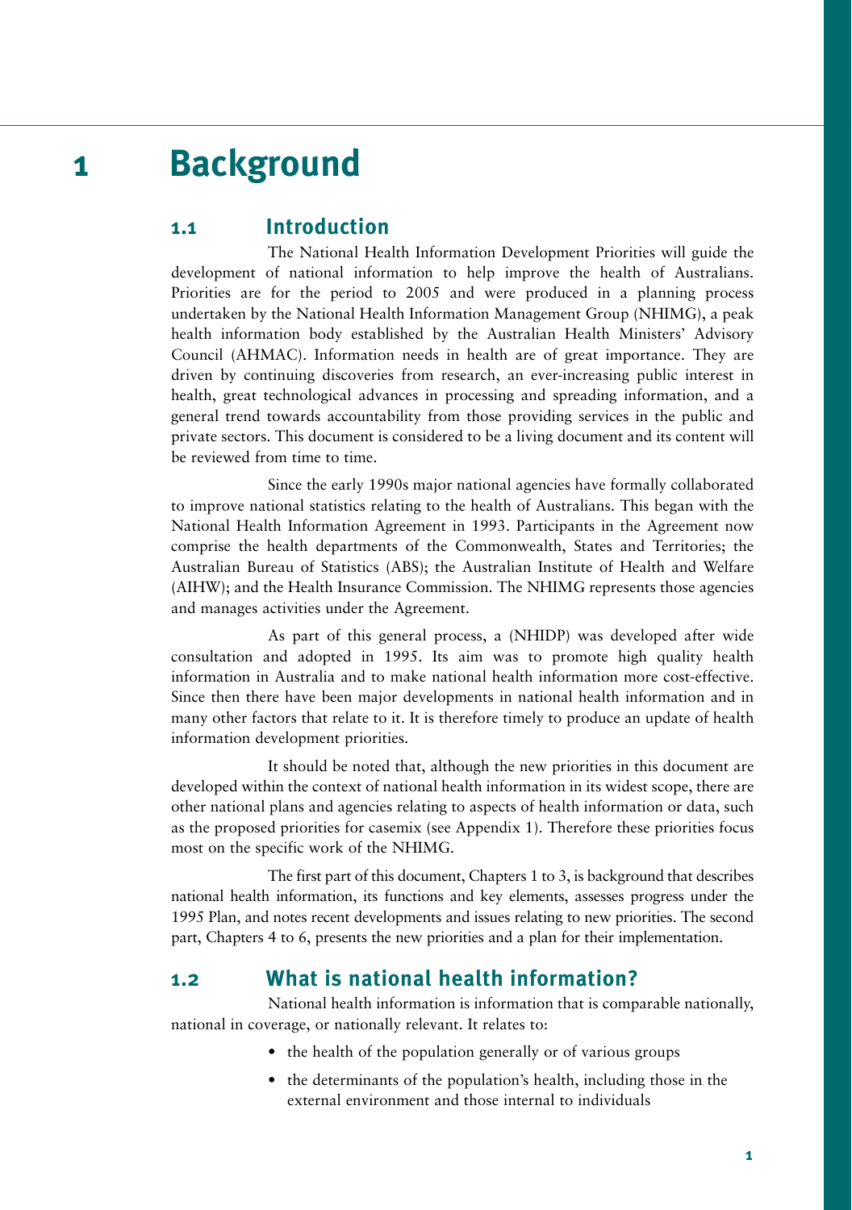# 1 Background

## 1.1 Introduction

The National Health Information Development Priorities will guide the development of national information to help improve the health of Australians. Priorities are for the period to 2005 and were produced in a planning process undertaken by the National Health Information Management Group (NHIMG), a peak health information body established by the Australian Health Ministers' Advisory Council (AHMAC). Information needs in health are of great importance. They are driven by continuing discoveries from research, an ever-increasing public interest in health, great technological advances in processing and spreading information, and a general trend towards accountability from those providing services in the public and private sectors. This document is considered to be a living document and its content will be reviewed from time to time.

Since the early 1990s major national agencies have formally collaborated to improve national statistics relating to the health of Australians. This began with the National Health Information Agreement in 1993. Participants in the Agreement now comprise the health departments of the Commonwealth, States and Territories; the Australian Bureau of Statistics (ABS); the Australian Institute of Health and Welfare (AIHW); and the Health Insurance Commission. The NHIMG represents those agencies and manages activities under the Agreement.

As part of this general process, a (NHIDP) was developed after wide consultation and adopted in 1995. Its aim was to promote high quality health information in Australia and to make national health information more cost-effective. Since then there have been major developments in national health information and in many other factors that relate to it. It is therefore timely to produce an update of health information development priorities.

It should be noted that, although the new priorities in this document are developed within the context of national health information in its widest scope, there are other national plans and agencies relating to aspects of health information or data, such as the proposed priorities for casemix (see Appendix 1). Therefore these priorities focus most on the specific work of the NHIMG.

The first part of this document, Chapters 1 to 3, is background that describes national health information, its functions and key elements, assesses progress under the 1995 Plan, and notes recent developments and issues relating to new priorities. The second part, Chapters 4 to 6, presents the new priorities and a plan for their implementation.

## 1.2 What is national health information?

National health information is information that is comparable nationally, national in coverage, or nationally relevant. It relates to:

- the health of the population generally or of various groups
- the determinants of the population's health, including those in the external environment and those internal to individuals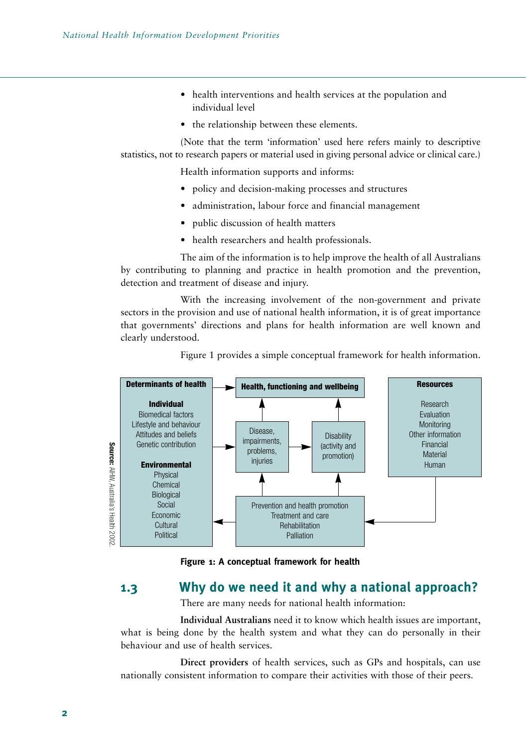- health interventions and health services at the population and individual level
- the relationship between these elements.

(Note that the term 'information' used here refers mainly to descriptive statistics, not to research papers or material used in giving personal advice or clinical care.)

Health information supports and informs:

- policy and decision-making processes and structures
- administration, labour force and financial management
- public discussion of health matters
- health researchers and health professionals.

The aim of the information is to help improve the health of all Australians by contributing to planning and practice in health promotion and the prevention, detection and treatment of disease and injury.

With the increasing involvement of the non-government and private sectors in the provision and use of national health information, it is of great importance that governments' directions and plans for health information are well known and clearly understood.

Figure 1 provides a simple conceptual framework for health information.

**Determinants of health**

**Individual**
Biomedical factors
Lifestyle and behaviour
Attitudes and beliefs
Genetic contribution

**Environmental**
Physical
Chemical
Biological
Social
Economic
Cultural
Pollitical

**Health, functioning and wellbeing**

Disease, impairments, problems, injuries

Disability (activity and promotion)

Prevention and health promotion
Treatment and care
Rehabilitation
Palliation

**Resources**
Research
Evaluation
Monitoring
Other information
Financial
Material
Human

**Source:** AIHW, Australia's Health 2002.

**Figure 1: A conceptual framework for health**

## 1.3 Why do we need it and why a national approach?

There are many needs for national health information:

**Individual Australians** need it to know which health issues are important, what is being done by the health system and what they can do personally in their behaviour and use of health services.

**Direct providers** of health services, such as GPs and hospitals, can use nationally consistent information to compare their activities with those of their peers.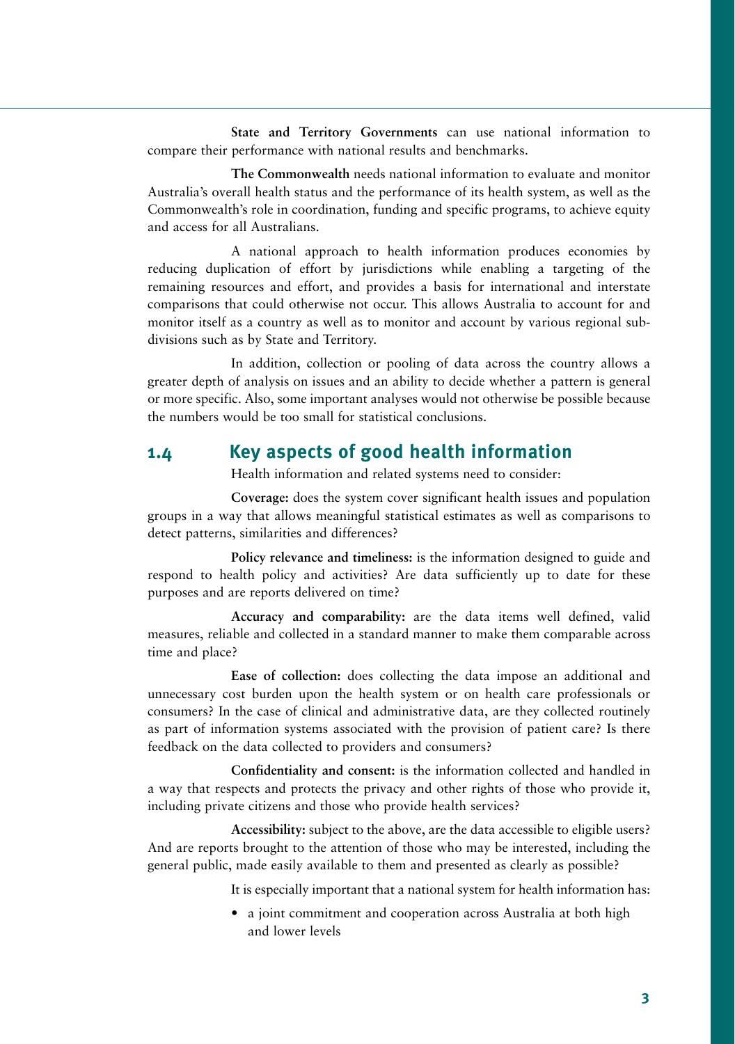**State and Territory Governments** can use national information to compare their performance with national results and benchmarks.

**The Commonwealth** needs national information to evaluate and monitor Australia's overall health status and the performance of its health system, as well as the Commonwealth's role in coordination, funding and specific programs, to achieve equity and access for all Australians.

A national approach to health information produces economies by reducing duplication of effort by jurisdictions while enabling a targeting of the remaining resources and effort, and provides a basis for international and interstate comparisons that could otherwise not occur. This allows Australia to account for and monitor itself as a country as well as to monitor and account by various regional sub-divisions such as by State and Territory.

In addition, collection or pooling of data across the country allows a greater depth of analysis on issues and an ability to decide whether a pattern is general or more specific. Also, some important analyses would not otherwise be possible because the numbers would be too small for statistical conclusions.

## 1.4 Key aspects of good health information

Health information and related systems need to consider:

**Coverage:** does the system cover significant health issues and population groups in a way that allows meaningful statistical estimates as well as comparisons to detect patterns, similarities and differences?

**Policy relevance and timeliness:** is the information designed to guide and respond to health policy and activities? Are data sufficiently up to date for these purposes and are reports delivered on time?

**Accuracy and comparability:** are the data items well defined, valid measures, reliable and collected in a standard manner to make them comparable across time and place?

**Ease of collection:** does collecting the data impose an additional and unnecessary cost burden upon the health system or on health care professionals or consumers? In the case of clinical and administrative data, are they collected routinely as part of information systems associated with the provision of patient care? Is there feedback on the data collected to providers and consumers?

**Confidentiality and consent:** is the information collected and handled in a way that respects and protects the privacy and other rights of those who provide it, including private citizens and those who provide health services?

**Accessibility:** subject to the above, are the data accessible to eligible users? And are reports brought to the attention of those who may be interested, including the general public, made easily available to them and presented as clearly as possible?

It is especially important that a national system for health information has:

- a joint commitment and cooperation across Australia at both high and lower levels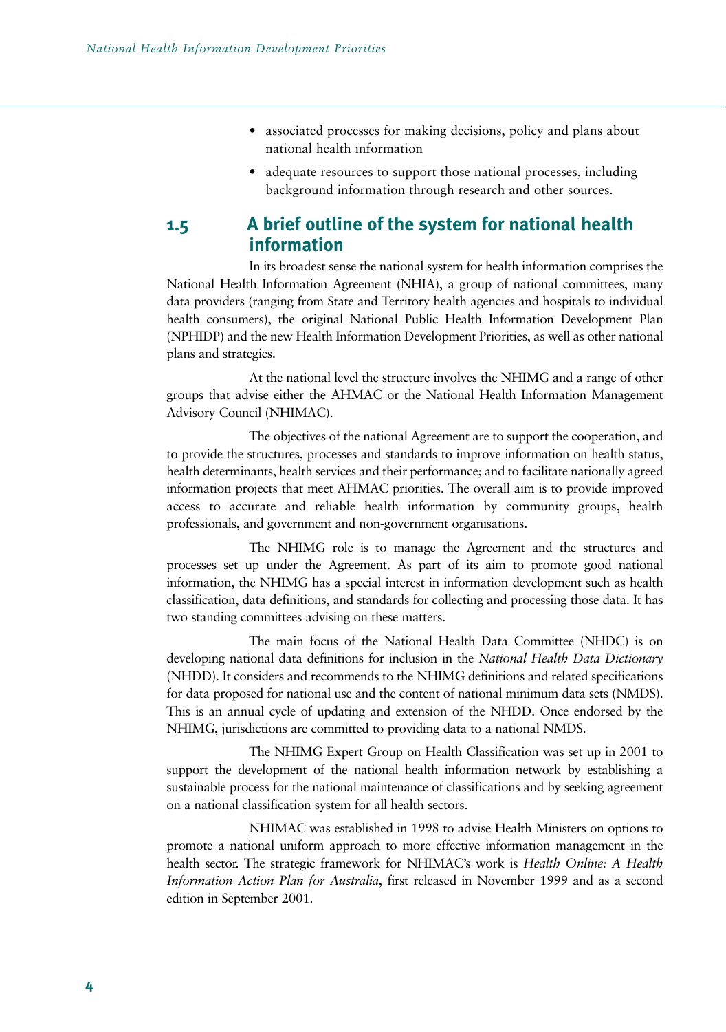- associated processes for making decisions, policy and plans about national health information
- adequate resources to support those national processes, including background information through research and other sources.

## 1.5 A brief outline of the system for national health information

In its broadest sense the national system for health information comprises the National Health Information Agreement (NHIA), a group of national committees, many data providers (ranging from State and Territory health agencies and hospitals to individual health consumers), the original National Public Health Information Development Plan (NPHIDP) and the new Health Information Development Priorities, as well as other national plans and strategies.

At the national level the structure involves the NHIMG and a range of other groups that advise either the AHMAC or the National Health Information Management Advisory Council (NHIMAC).

The objectives of the national Agreement are to support the cooperation, and to provide the structures, processes and standards to improve information on health status, health determinants, health services and their performance; and to facilitate nationally agreed information projects that meet AHMAC priorities. The overall aim is to provide improved access to accurate and reliable health information by community groups, health professionals, and government and non-government organisations.

The NHIMG role is to manage the Agreement and the structures and processes set up under the Agreement. As part of its aim to promote good national information, the NHIMG has a special interest in information development such as health classification, data definitions, and standards for collecting and processing those data. It has two standing committees advising on these matters.

The main focus of the National Health Data Committee (NHDC) is on developing national data definitions for inclusion in the *National Health Data Dictionary* (NHDD). It considers and recommends to the NHIMG definitions and related specifications for data proposed for national use and the content of national minimum data sets (NMDS). This is an annual cycle of updating and extension of the NHDD. Once endorsed by the NHIMG, jurisdictions are committed to providing data to a national NMDS.

The NHIMG Expert Group on Health Classification was set up in 2001 to support the development of the national health information network by establishing a sustainable process for the national maintenance of classifications and by seeking agreement on a national classification system for all health sectors.

NHIMAC was established in 1998 to advise Health Ministers on options to promote a national uniform approach to more effective information management in the health sector. The strategic framework for NHIMAC's work is *Health Online: A Health Information Action Plan for Australia*, first released in November 1999 and as a second edition in September 2001.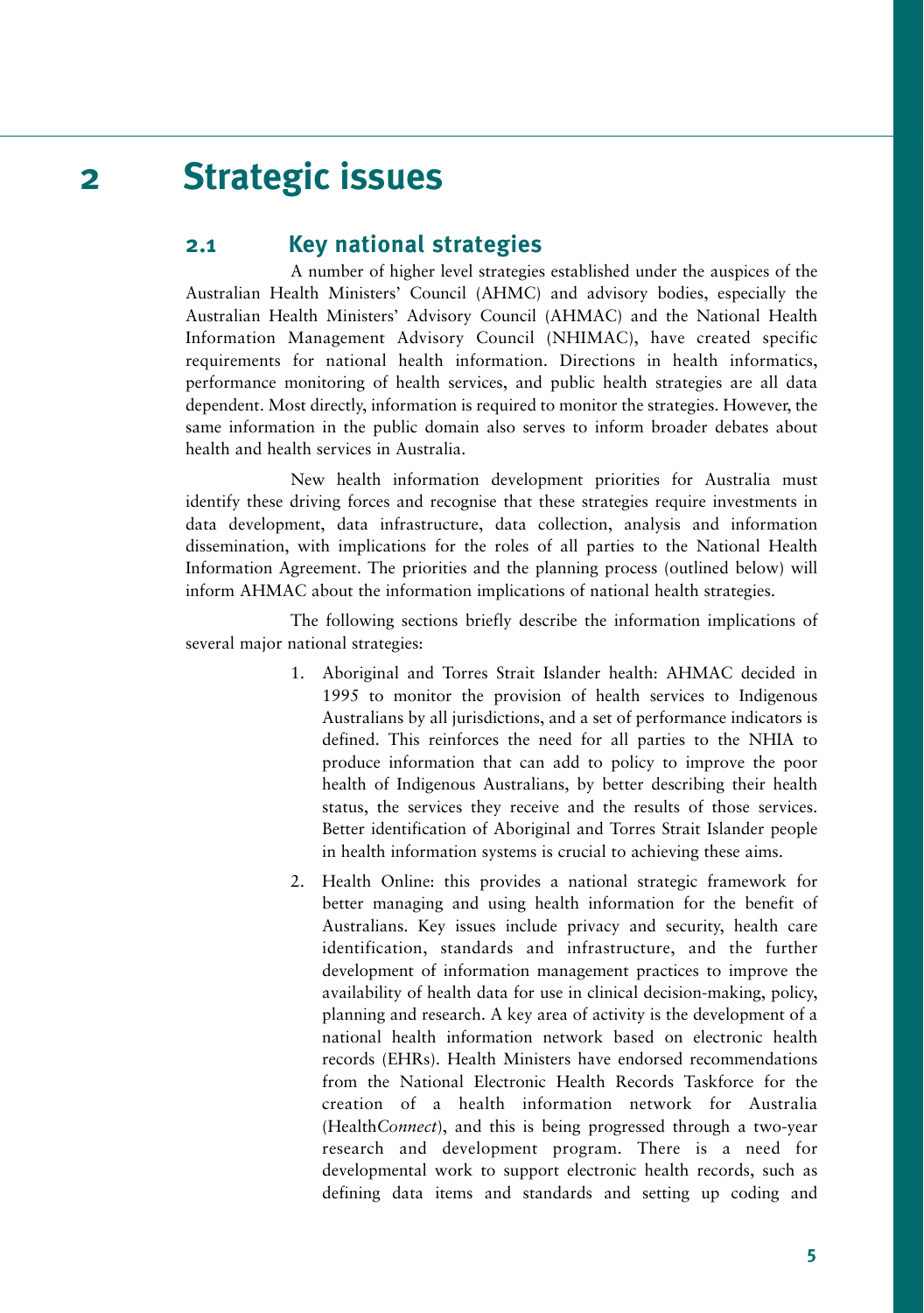# 2 Strategic issues

## 2.1 Key national strategies

A number of higher level strategies established under the auspices of the Australian Health Ministers' Council (AHMC) and advisory bodies, especially the Australian Health Ministers' Advisory Council (AHMAC) and the National Health Information Management Advisory Council (NHIMAC), have created specific requirements for national health information. Directions in health informatics, performance monitoring of health services, and public health strategies are all data dependent. Most directly, information is required to monitor the strategies. However, the same information in the public domain also serves to inform broader debates about health and health services in Australia.

New health information development priorities for Australia must identify these driving forces and recognise that these strategies require investments in data development, data infrastructure, data collection, analysis and information dissemination, with implications for the roles of all parties to the National Health Information Agreement. The priorities and the planning process (outlined below) will inform AHMAC about the information implications of national health strategies.

The following sections briefly describe the information implications of several major national strategies:

1. Aboriginal and Torres Strait Islander health: AHMAC decided in 1995 to monitor the provision of health services to Indigenous Australians by all jurisdictions, and a set of performance indicators is defined. This reinforces the need for all parties to the NHIA to produce information that can add to policy to improve the poor health of Indigenous Australians, by better describing their health status, the services they receive and the results of those services. Better identification of Aboriginal and Torres Strait Islander people in health information systems is crucial to achieving these aims.

2. Health Online: this provides a national strategic framework for better managing and using health information for the benefit of Australians. Key issues include privacy and security, health care identification, standards and infrastructure, and the further development of information management practices to improve the availability of health data for use in clinical decision-making, policy, planning and research. A key area of activity is the development of a national health information network based on electronic health records (EHRs). Health Ministers have endorsed recommendations from the National Electronic Health Records Taskforce for the creation of a health information network for Australia (Health*Connect*), and this is being progressed through a two-year research and development program. There is a need for developmental work to support electronic health records, such as defining data items and standards and setting up coding and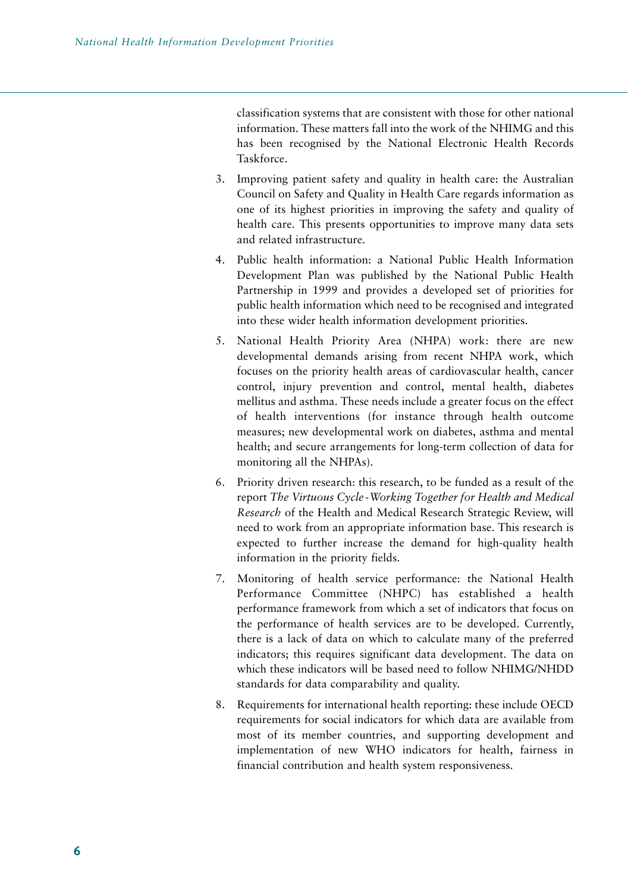classification systems that are consistent with those for other national information. These matters fall into the work of the NHIMG and this has been recognised by the National Electronic Health Records Taskforce.

3. Improving patient safety and quality in health care: the Australian Council on Safety and Quality in Health Care regards information as one of its highest priorities in improving the safety and quality of health care. This presents opportunities to improve many data sets and related infrastructure.
4. Public health information: a National Public Health Information Development Plan was published by the National Public Health Partnership in 1999 and provides a developed set of priorities for public health information which need to be recognised and integrated into these wider health information development priorities.
5. National Health Priority Area (NHPA) work: there are new developmental demands arising from recent NHPA work, which focuses on the priority health areas of cardiovascular health, cancer control, injury prevention and control, mental health, diabetes mellitus and asthma. These needs include a greater focus on the effect of health interventions (for instance through health outcome measures; new developmental work on diabetes, asthma and mental health; and secure arrangements for long-term collection of data for monitoring all the NHPAs).
6. Priority driven research: this research, to be funded as a result of the report *The Virtuous Cycle - Working Together for Health and Medical Research* of the Health and Medical Research Strategic Review, will need to work from an appropriate information base. This research is expected to further increase the demand for high-quality health information in the priority fields.
7. Monitoring of health service performance: the National Health Performance Committee (NHPC) has established a health performance framework from which a set of indicators that focus on the performance of health services are to be developed. Currently, there is a lack of data on which to calculate many of the preferred indicators; this requires significant data development. The data on which these indicators will be based need to follow NHIMG/NHDD standards for data comparability and quality.
8. Requirements for international health reporting: these include OECD requirements for social indicators for which data are available from most of its member countries, and supporting development and implementation of new WHO indicators for health, fairness in financial contribution and health system responsiveness.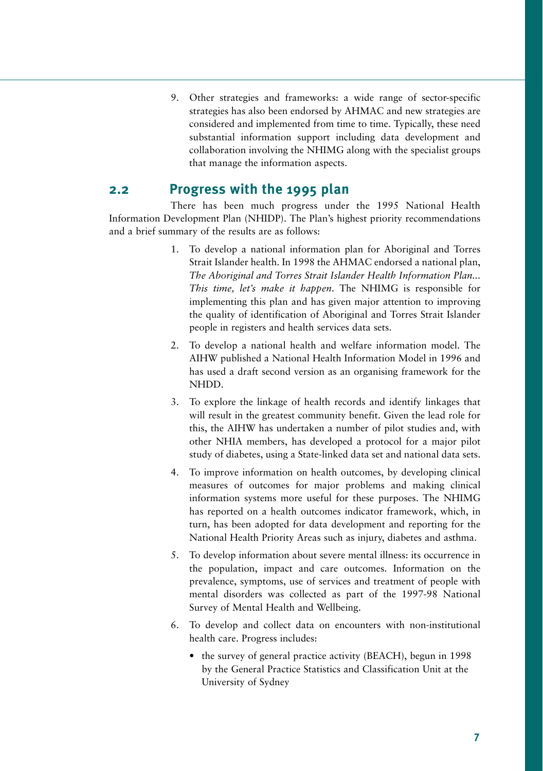9. Other strategies and frameworks: a wide range of sector-specific strategies has also been endorsed by AHMAC and new strategies are considered and implemented from time to time. Typically, these need substantial information support including data development and collaboration involving the NHIMG along with the specialist groups that manage the information aspects.

## 2.2 Progress with the 1995 plan

There has been much progress under the 1995 National Health Information Development Plan (NHIDP). The Plan's highest priority recommendations and a brief summary of the results are as follows:

1. To develop a national information plan for Aboriginal and Torres Strait Islander health. In 1998 the AHMAC endorsed a national plan, *The Aboriginal and Torres Strait Islander Health Information Plan... This time, let's make it happen*. The NHIMG is responsible for implementing this plan and has given major attention to improving the quality of identification of Aboriginal and Torres Strait Islander people in registers and health services data sets.

2. To develop a national health and welfare information model. The AIHW published a National Health Information Model in 1996 and has used a draft second version as an organising framework for the NHDD.

3. To explore the linkage of health records and identify linkages that will result in the greatest community benefit. Given the lead role for this, the AIHW has undertaken a number of pilot studies and, with other NHIA members, has developed a protocol for a major pilot study of diabetes, using a State-linked data set and national data sets.

4. To improve information on health outcomes, by developing clinical measures of outcomes for major problems and making clinical information systems more useful for these purposes. The NHIMG has reported on a health outcomes indicator framework, which, in turn, has been adopted for data development and reporting for the National Health Priority Areas such as injury, diabetes and asthma.

5. To develop information about severe mental illness: its occurrence in the population, impact and care outcomes. Information on the prevalence, symptoms, use of services and treatment of people with mental disorders was collected as part of the 1997-98 National Survey of Mental Health and Wellbeing.

6. To develop and collect data on encounters with non-institutional health care. Progress includes:

   - the survey of general practice activity (BEACH), begun in 1998 by the General Practice Statistics and Classification Unit at the University of Sydney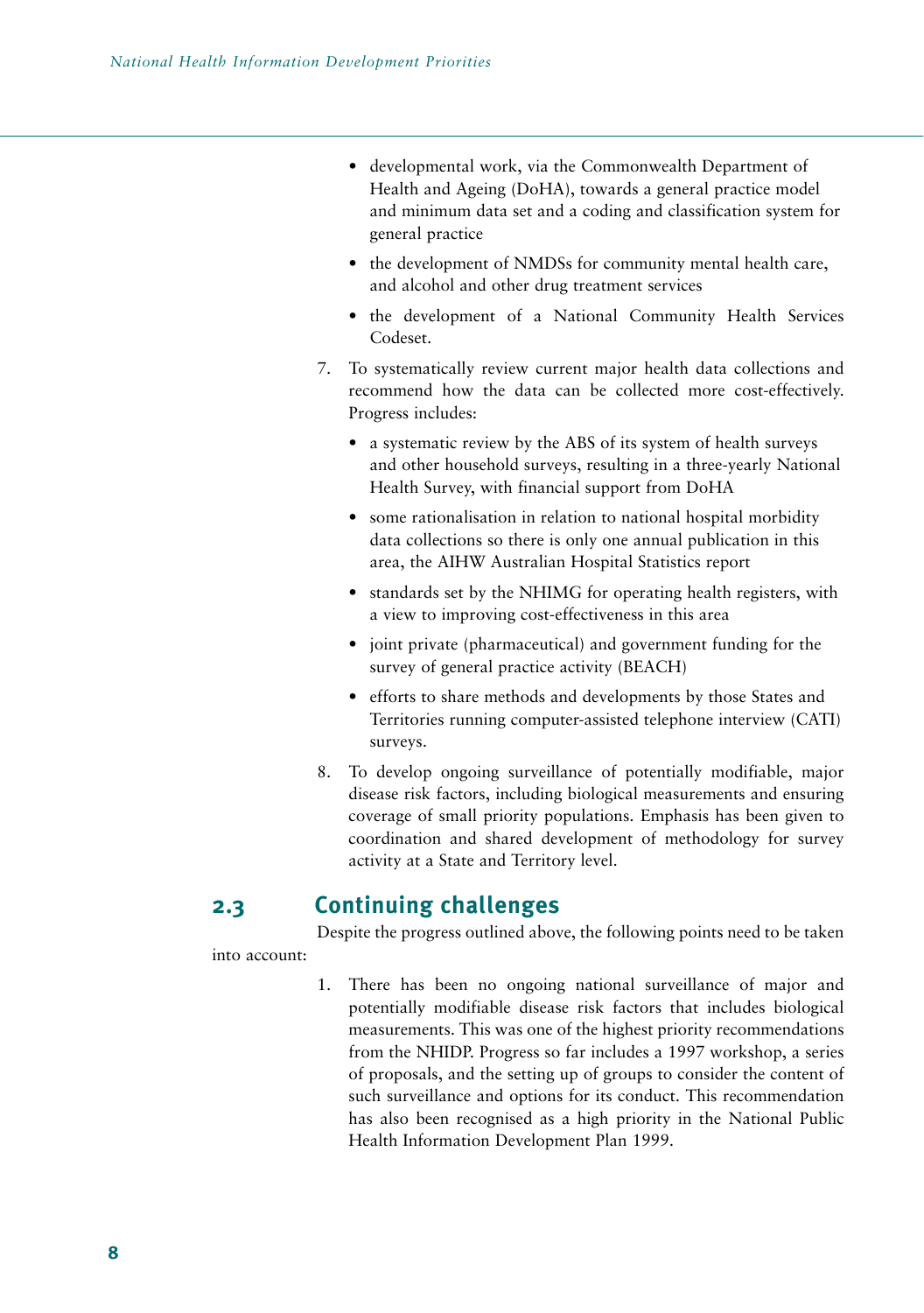- developmental work, via the Commonwealth Department of Health and Ageing (DoHA), towards a general practice model and minimum data set and a coding and classification system for general practice
- the development of NMDSs for community mental health care, and alcohol and other drug treatment services
- the development of a National Community Health Services Codeset.

7. To systematically review current major health data collections and recommend how the data can be collected more cost-effectively. Progress includes:
   - a systematic review by the ABS of its system of health surveys and other household surveys, resulting in a three-yearly National Health Survey, with financial support from DoHA
   - some rationalisation in relation to national hospital morbidity data collections so there is only one annual publication in this area, the AIHW Australian Hospital Statistics report
   - standards set by the NHIMG for operating health registers, with a view to improving cost-effectiveness in this area
   - joint private (pharmaceutical) and government funding for the survey of general practice activity (BEACH)
   - efforts to share methods and developments by those States and Territories running computer-assisted telephone interview (CATI) surveys.

8. To develop ongoing surveillance of potentially modifiable, major disease risk factors, including biological measurements and ensuring coverage of small priority populations. Emphasis has been given to coordination and shared development of methodology for survey activity at a State and Territory level.

## 2.3 Continuing challenges

Despite the progress outlined above, the following points need to be taken into account:

1. There has been no ongoing national surveillance of major and potentially modifiable disease risk factors that includes biological measurements. This was one of the highest priority recommendations from the NHIDP. Progress so far includes a 1997 workshop, a series of proposals, and the setting up of groups to consider the content of such surveillance and options for its conduct. This recommendation has also been recognised as a high priority in the National Public Health Information Development Plan 1999.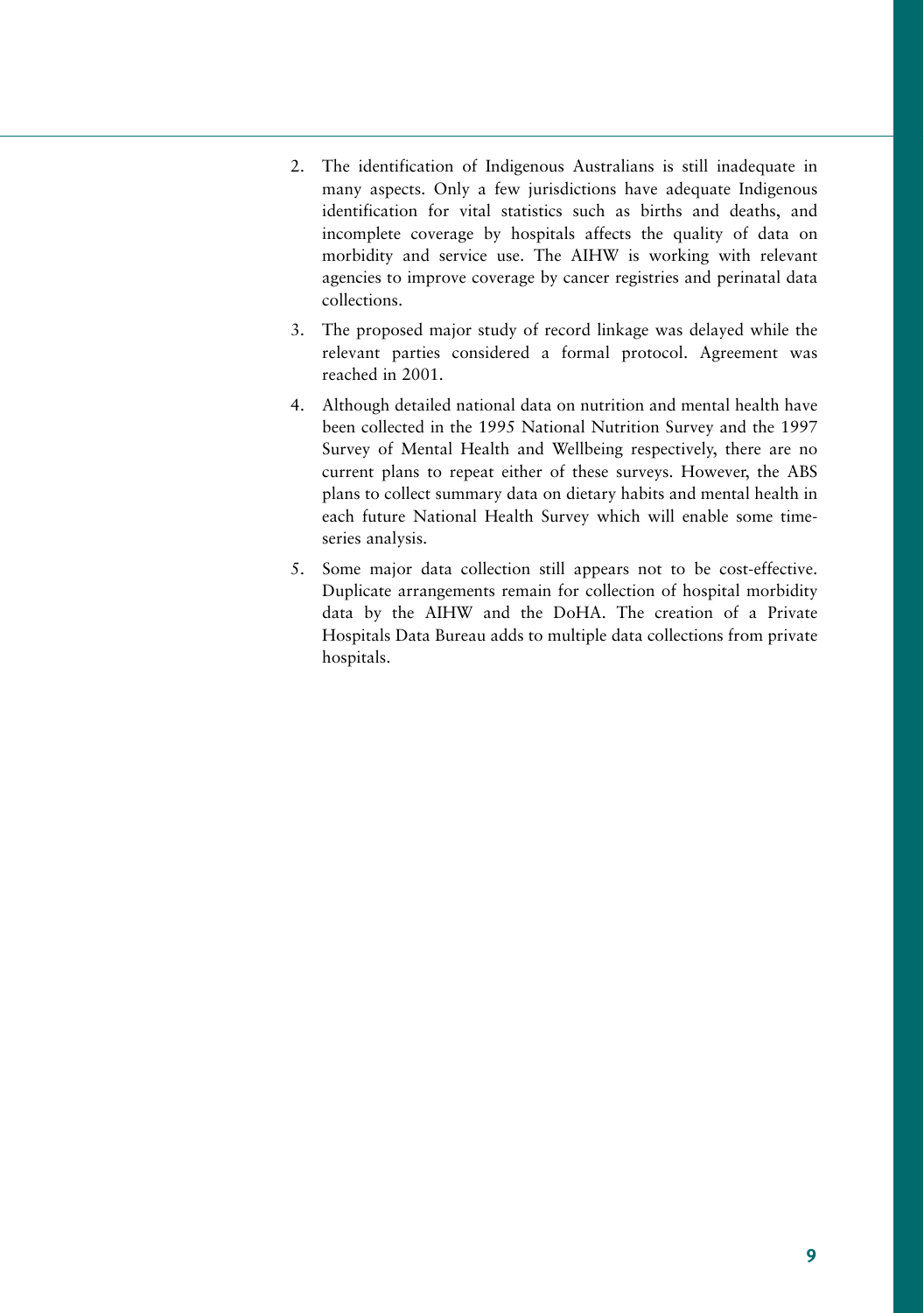2. The identification of Indigenous Australians is still inadequate in many aspects. Only a few jurisdictions have adequate Indigenous identification for vital statistics such as births and deaths, and incomplete coverage by hospitals affects the quality of data on morbidity and service use. The AIHW is working with relevant agencies to improve coverage by cancer registries and perinatal data collections.
3. The proposed major study of record linkage was delayed while the relevant parties considered a formal protocol. Agreement was reached in 2001.
4. Although detailed national data on nutrition and mental health have been collected in the 1995 National Nutrition Survey and the 1997 Survey of Mental Health and Wellbeing respectively, there are no current plans to repeat either of these surveys. However, the ABS plans to collect summary data on dietary habits and mental health in each future National Health Survey which will enable some time-series analysis.
5. Some major data collection still appears not to be cost-effective. Duplicate arrangements remain for collection of hospital morbidity data by the AIHW and the DoHA. The creation of a Private Hospitals Data Bureau adds to multiple data collections from private hospitals.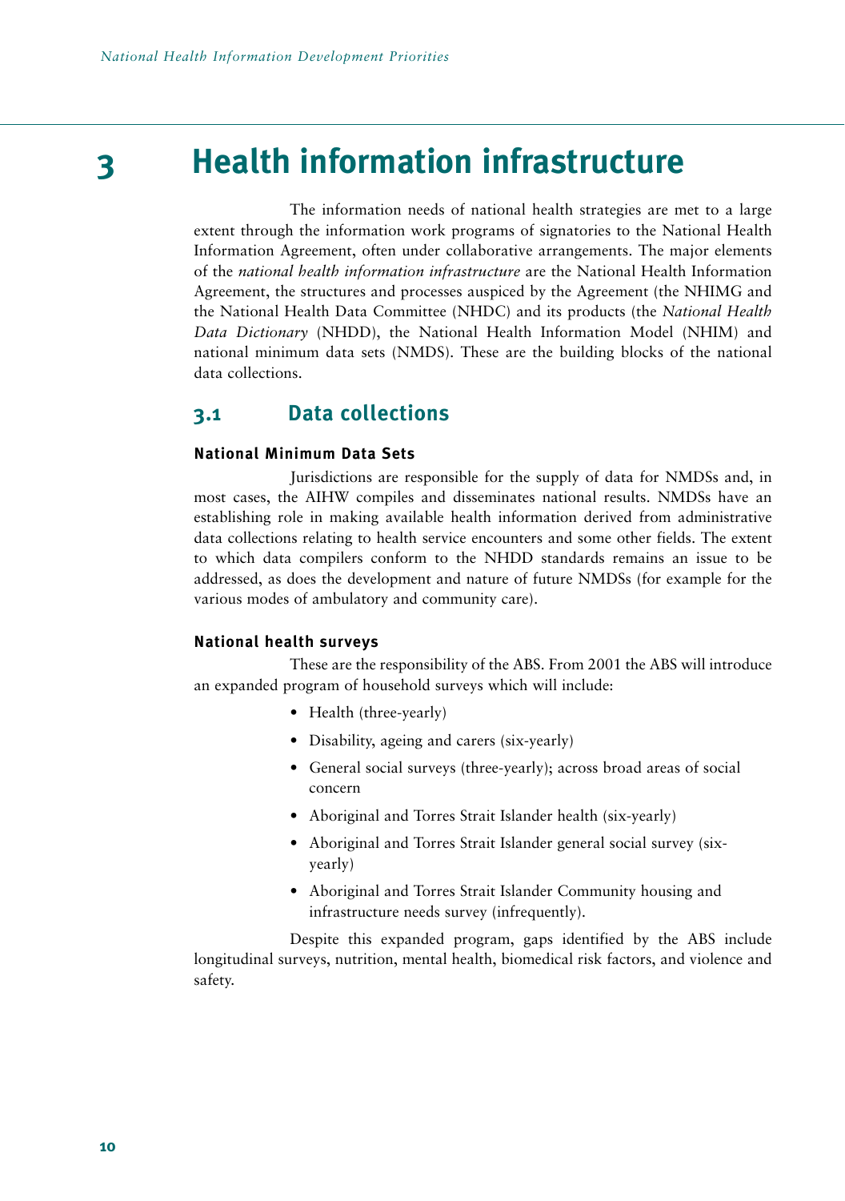# 3 Health information infrastructure

The information needs of national health strategies are met to a large extent through the information work programs of signatories to the National Health Information Agreement, often under collaborative arrangements. The major elements of the *national health information infrastructure* are the National Health Information Agreement, the structures and processes auspiced by the Agreement (the NHIMG and the National Health Data Committee (NHDC) and its products (the *National Health Data Dictionary* (NHDD), the National Health Information Model (NHIM) and national minimum data sets (NMDS). These are the building blocks of the national data collections.

## 3.1 Data collections

### National Minimum Data Sets

Jurisdictions are responsible for the supply of data for NMDSs and, in most cases, the AIHW compiles and disseminates national results. NMDSs have an establishing role in making available health information derived from administrative data collections relating to health service encounters and some other fields. The extent to which data compilers conform to the NHDD standards remains an issue to be addressed, as does the development and nature of future NMDSs (for example for the various modes of ambulatory and community care).

### National health surveys

These are the responsibility of the ABS. From 2001 the ABS will introduce an expanded program of household surveys which will include:

- Health (three-yearly)
- Disability, ageing and carers (six-yearly)
- General social surveys (three-yearly); across broad areas of social concern
- Aboriginal and Torres Strait Islander health (six-yearly)
- Aboriginal and Torres Strait Islander general social survey (six-yearly)
- Aboriginal and Torres Strait Islander Community housing and infrastructure needs survey (infrequently).

Despite this expanded program, gaps identified by the ABS include longitudinal surveys, nutrition, mental health, biomedical risk factors, and violence and safety.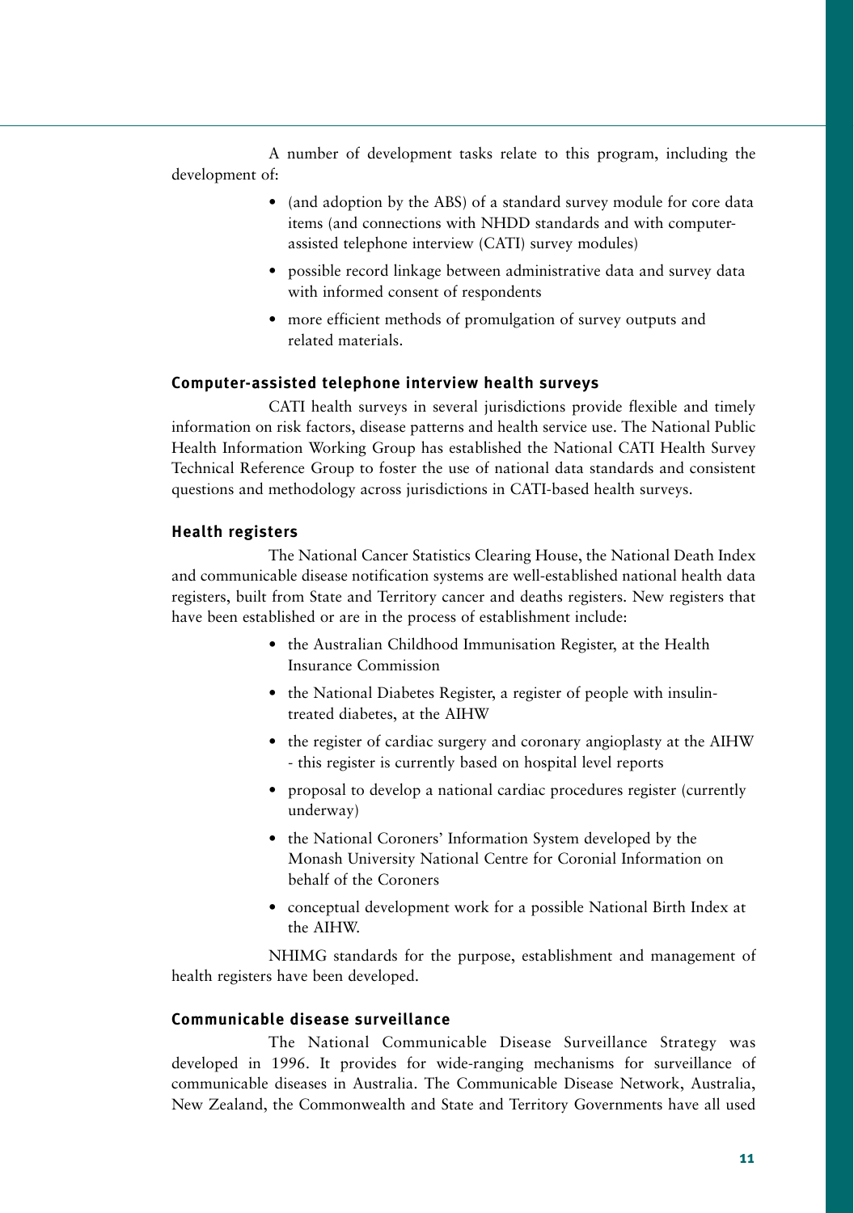A number of development tasks relate to this program, including the development of:

- (and adoption by the ABS) of a standard survey module for core data items (and connections with NHDD standards and with computer-assisted telephone interview (CATI) survey modules)
- possible record linkage between administrative data and survey data with informed consent of respondents
- more efficient methods of promulgation of survey outputs and related materials.

### Computer-assisted telephone interview health surveys

CATI health surveys in several jurisdictions provide flexible and timely information on risk factors, disease patterns and health service use. The National Public Health Information Working Group has established the National CATI Health Survey Technical Reference Group to foster the use of national data standards and consistent questions and methodology across jurisdictions in CATI-based health surveys.

### Health registers

The National Cancer Statistics Clearing House, the National Death Index and communicable disease notification systems are well-established national health data registers, built from State and Territory cancer and deaths registers. New registers that have been established or are in the process of establishment include:

- the Australian Childhood Immunisation Register, at the Health Insurance Commission
- the National Diabetes Register, a register of people with insulin-treated diabetes, at the AIHW
- the register of cardiac surgery and coronary angioplasty at the AIHW - this register is currently based on hospital level reports
- proposal to develop a national cardiac procedures register (currently underway)
- the National Coroners' Information System developed by the Monash University National Centre for Coronial Information on behalf of the Coroners
- conceptual development work for a possible National Birth Index at the AIHW.

NHIMG standards for the purpose, establishment and management of health registers have been developed.

### Communicable disease surveillance

The National Communicable Disease Surveillance Strategy was developed in 1996. It provides for wide-ranging mechanisms for surveillance of communicable diseases in Australia. The Communicable Disease Network, Australia, New Zealand, the Commonwealth and State and Territory Governments have all used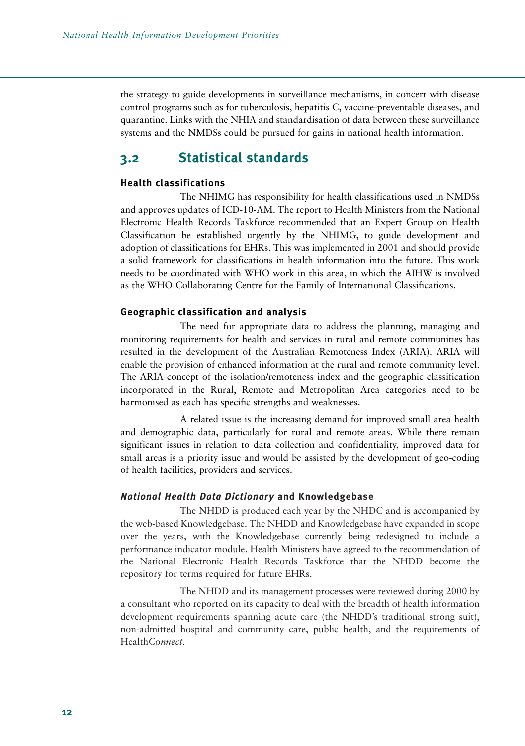the strategy to guide developments in surveillance mechanisms, in concert with disease control programs such as for tuberculosis, hepatitis C, vaccine-preventable diseases, and quarantine. Links with the NHIA and standardisation of data between these surveillance systems and the NMDSs could be pursued for gains in national health information.

## 3.2 Statistical standards

### Health classifications

The NHIMG has responsibility for health classifications used in NMDSs and approves updates of ICD-10-AM. The report to Health Ministers from the National Electronic Health Records Taskforce recommended that an Expert Group on Health Classification be established urgently by the NHIMG, to guide development and adoption of classifications for EHRs. This was implemented in 2001 and should provide a solid framework for classifications in health information into the future. This work needs to be coordinated with WHO work in this area, in which the AIHW is involved as the WHO Collaborating Centre for the Family of International Classifications.

### Geographic classification and analysis

The need for appropriate data to address the planning, managing and monitoring requirements for health and services in rural and remote communities has resulted in the development of the Australian Remoteness Index (ARIA). ARIA will enable the provision of enhanced information at the rural and remote community level. The ARIA concept of the isolation/remoteness index and the geographic classification incorporated in the Rural, Remote and Metropolitan Area categories need to be harmonised as each has specific strengths and weaknesses.

A related issue is the increasing demand for improved small area health and demographic data, particularly for rural and remote areas. While there remain significant issues in relation to data collection and confidentiality, improved data for small areas is a priority issue and would be assisted by the development of geo-coding of health facilities, providers and services.

### *National Health Data Dictionary* and Knowledgebase

The NHDD is produced each year by the NHDC and is accompanied by the web-based Knowledgebase. The NHDD and Knowledgebase have expanded in scope over the years, with the Knowledgebase currently being redesigned to include a performance indicator module. Health Ministers have agreed to the recommendation of the National Electronic Health Records Taskforce that the NHDD become the repository for terms required for future EHRs.

The NHDD and its management processes were reviewed during 2000 by a consultant who reported on its capacity to deal with the breadth of health information development requirements spanning acute care (the NHDD's traditional strong suit), non-admitted hospital and community care, public health, and the requirements of Health*Connect*.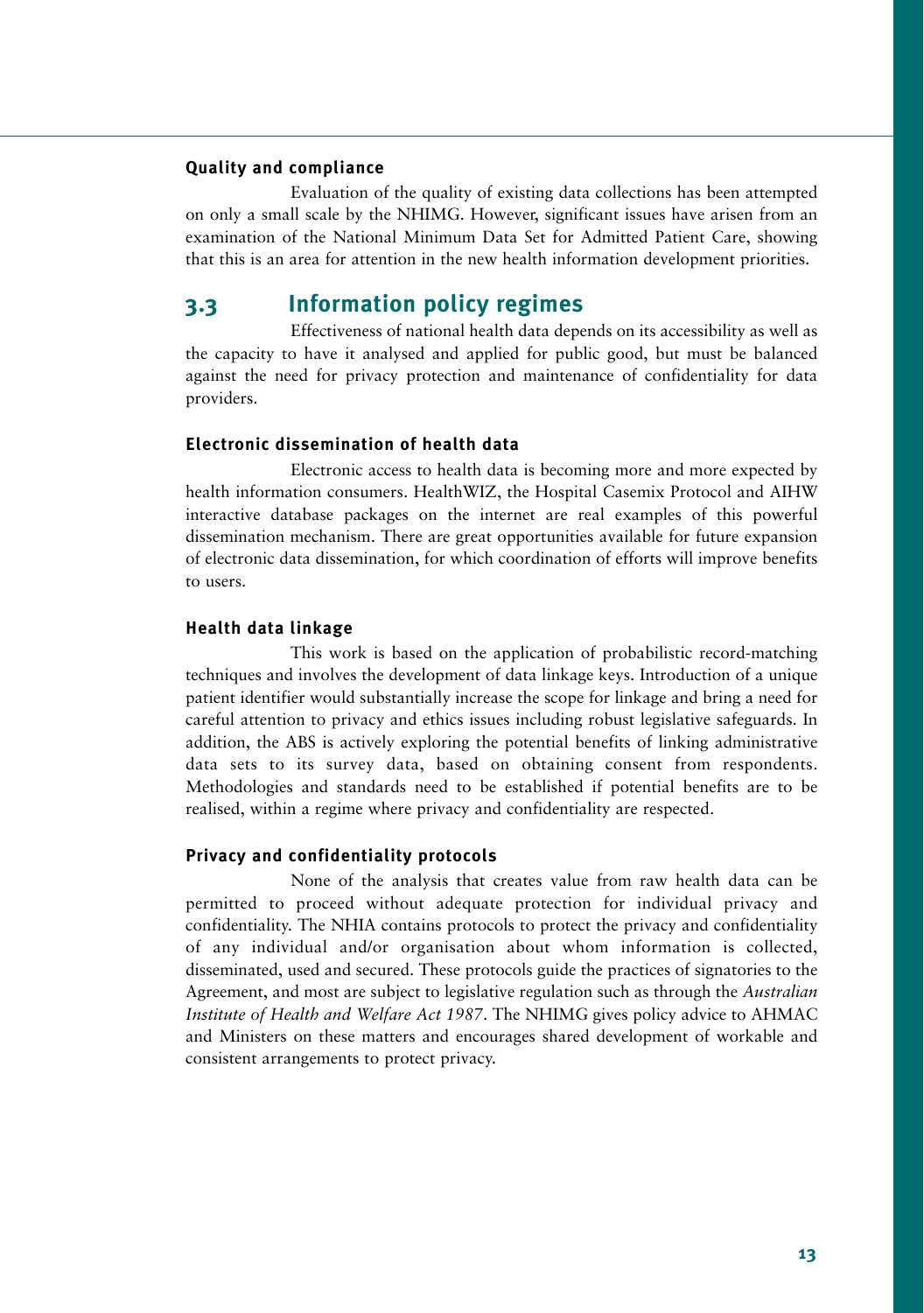#### Quality and compliance

Evaluation of the quality of existing data collections has been attempted on only a small scale by the NHIMG. However, significant issues have arisen from an examination of the National Minimum Data Set for Admitted Patient Care, showing that this is an area for attention in the new health information development priorities.

## 3.3 Information policy regimes

Effectiveness of national health data depends on its accessibility as well as the capacity to have it analysed and applied for public good, but must be balanced against the need for privacy protection and maintenance of confidentiality for data providers.

#### Electronic dissemination of health data

Electronic access to health data is becoming more and more expected by health information consumers. HealthWIZ, the Hospital Casemix Protocol and AIHW interactive database packages on the internet are real examples of this powerful dissemination mechanism. There are great opportunities available for future expansion of electronic data dissemination, for which coordination of efforts will improve benefits to users.

#### Health data linkage

This work is based on the application of probabilistic record-matching techniques and involves the development of data linkage keys. Introduction of a unique patient identifier would substantially increase the scope for linkage and bring a need for careful attention to privacy and ethics issues including robust legislative safeguards. In addition, the ABS is actively exploring the potential benefits of linking administrative data sets to its survey data, based on obtaining consent from respondents. Methodologies and standards need to be established if potential benefits are to be realised, within a regime where privacy and confidentiality are respected.

#### Privacy and confidentiality protocols

None of the analysis that creates value from raw health data can be permitted to proceed without adequate protection for individual privacy and confidentiality. The NHIA contains protocols to protect the privacy and confidentiality of any individual and/or organisation about whom information is collected, disseminated, used and secured. These protocols guide the practices of signatories to the Agreement, and most are subject to legislative regulation such as through the *Australian Institute of Health and Welfare Act 1987*. The NHIMG gives policy advice to AHMAC and Ministers on these matters and encourages shared development of workable and consistent arrangements to protect privacy.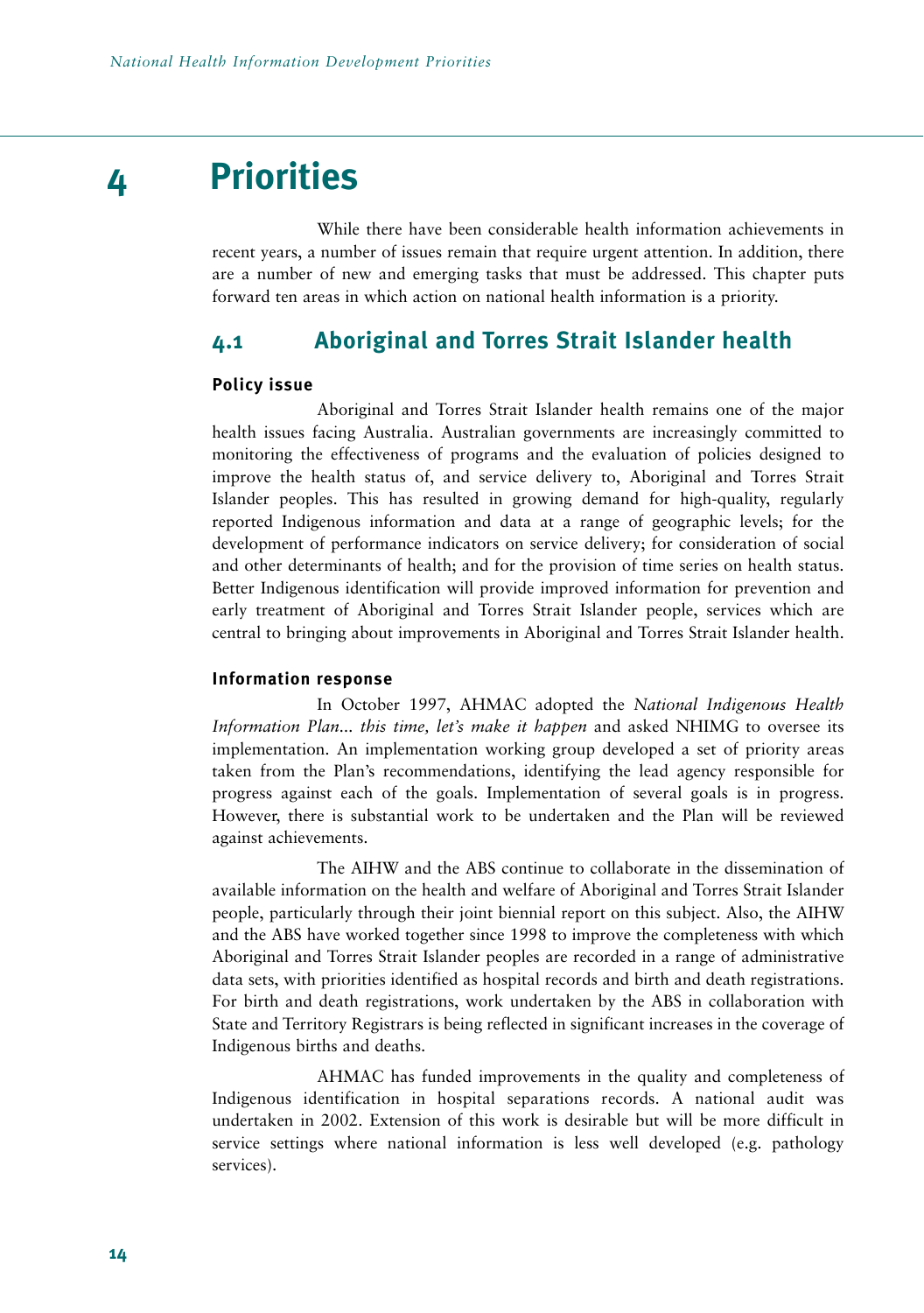# 4 Priorities

While there have been considerable health information achievements in recent years, a number of issues remain that require urgent attention. In addition, there are a number of new and emerging tasks that must be addressed. This chapter puts forward ten areas in which action on national health information is a priority.

## 4.1 Aboriginal and Torres Strait Islander health

### Policy issue

Aboriginal and Torres Strait Islander health remains one of the major health issues facing Australia. Australian governments are increasingly committed to monitoring the effectiveness of programs and the evaluation of policies designed to improve the health status of, and service delivery to, Aboriginal and Torres Strait Islander peoples. This has resulted in growing demand for high-quality, regularly reported Indigenous information and data at a range of geographic levels; for the development of performance indicators on service delivery; for consideration of social and other determinants of health; and for the provision of time series on health status. Better Indigenous identification will provide improved information for prevention and early treatment of Aboriginal and Torres Strait Islander people, services which are central to bringing about improvements in Aboriginal and Torres Strait Islander health.

### Information response

In October 1997, AHMAC adopted the *National Indigenous Health Information Plan... this time, let's make it happen* and asked NHIMG to oversee its implementation. An implementation working group developed a set of priority areas taken from the Plan's recommendations, identifying the lead agency responsible for progress against each of the goals. Implementation of several goals is in progress. However, there is substantial work to be undertaken and the Plan will be reviewed against achievements.

The AIHW and the ABS continue to collaborate in the dissemination of available information on the health and welfare of Aboriginal and Torres Strait Islander people, particularly through their joint biennial report on this subject. Also, the AIHW and the ABS have worked together since 1998 to improve the completeness with which Aboriginal and Torres Strait Islander peoples are recorded in a range of administrative data sets, with priorities identified as hospital records and birth and death registrations. For birth and death registrations, work undertaken by the ABS in collaboration with State and Territory Registrars is being reflected in significant increases in the coverage of Indigenous births and deaths.

AHMAC has funded improvements in the quality and completeness of Indigenous identification in hospital separations records. A national audit was undertaken in 2002. Extension of this work is desirable but will be more difficult in service settings where national information is less well developed (e.g. pathology services).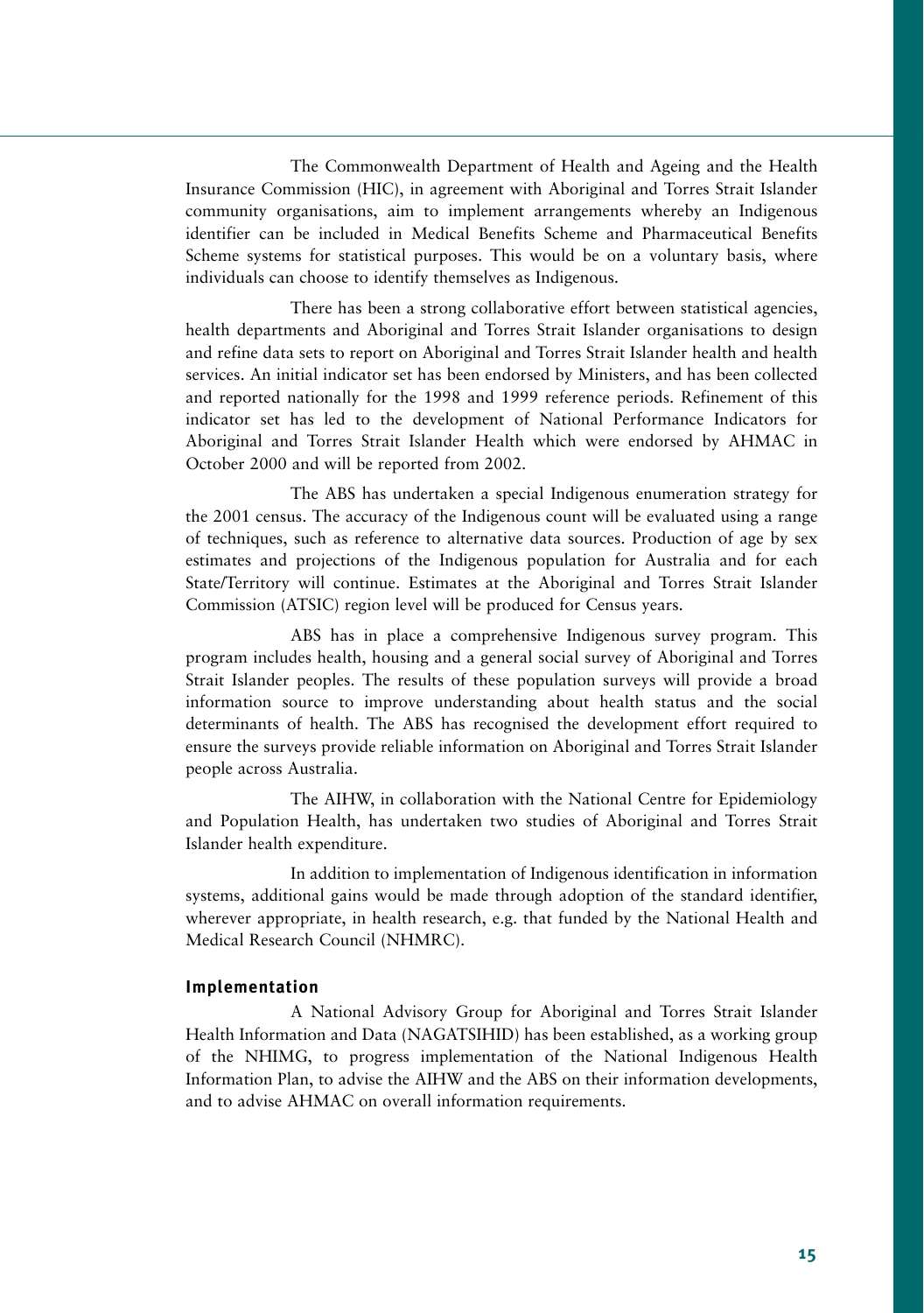The Commonwealth Department of Health and Ageing and the Health Insurance Commission (HIC), in agreement with Aboriginal and Torres Strait Islander community organisations, aim to implement arrangements whereby an Indigenous identifier can be included in Medical Benefits Scheme and Pharmaceutical Benefits Scheme systems for statistical purposes. This would be on a voluntary basis, where individuals can choose to identify themselves as Indigenous.

There has been a strong collaborative effort between statistical agencies, health departments and Aboriginal and Torres Strait Islander organisations to design and refine data sets to report on Aboriginal and Torres Strait Islander health and health services. An initial indicator set has been endorsed by Ministers, and has been collected and reported nationally for the 1998 and 1999 reference periods. Refinement of this indicator set has led to the development of National Performance Indicators for Aboriginal and Torres Strait Islander Health which were endorsed by AHMAC in October 2000 and will be reported from 2002.

The ABS has undertaken a special Indigenous enumeration strategy for the 2001 census. The accuracy of the Indigenous count will be evaluated using a range of techniques, such as reference to alternative data sources. Production of age by sex estimates and projections of the Indigenous population for Australia and for each State/Territory will continue. Estimates at the Aboriginal and Torres Strait Islander Commission (ATSIC) region level will be produced for Census years.

ABS has in place a comprehensive Indigenous survey program. This program includes health, housing and a general social survey of Aboriginal and Torres Strait Islander peoples. The results of these population surveys will provide a broad information source to improve understanding about health status and the social determinants of health. The ABS has recognised the development effort required to ensure the surveys provide reliable information on Aboriginal and Torres Strait Islander people across Australia.

The AIHW, in collaboration with the National Centre for Epidemiology and Population Health, has undertaken two studies of Aboriginal and Torres Strait Islander health expenditure.

In addition to implementation of Indigenous identification in information systems, additional gains would be made through adoption of the standard identifier, wherever appropriate, in health research, e.g. that funded by the National Health and Medical Research Council (NHMRC).

#### Implementation

A National Advisory Group for Aboriginal and Torres Strait Islander Health Information and Data (NAGATSIHID) has been established, as a working group of the NHIMG, to progress implementation of the National Indigenous Health Information Plan, to advise the AIHW and the ABS on their information developments, and to advise AHMAC on overall information requirements.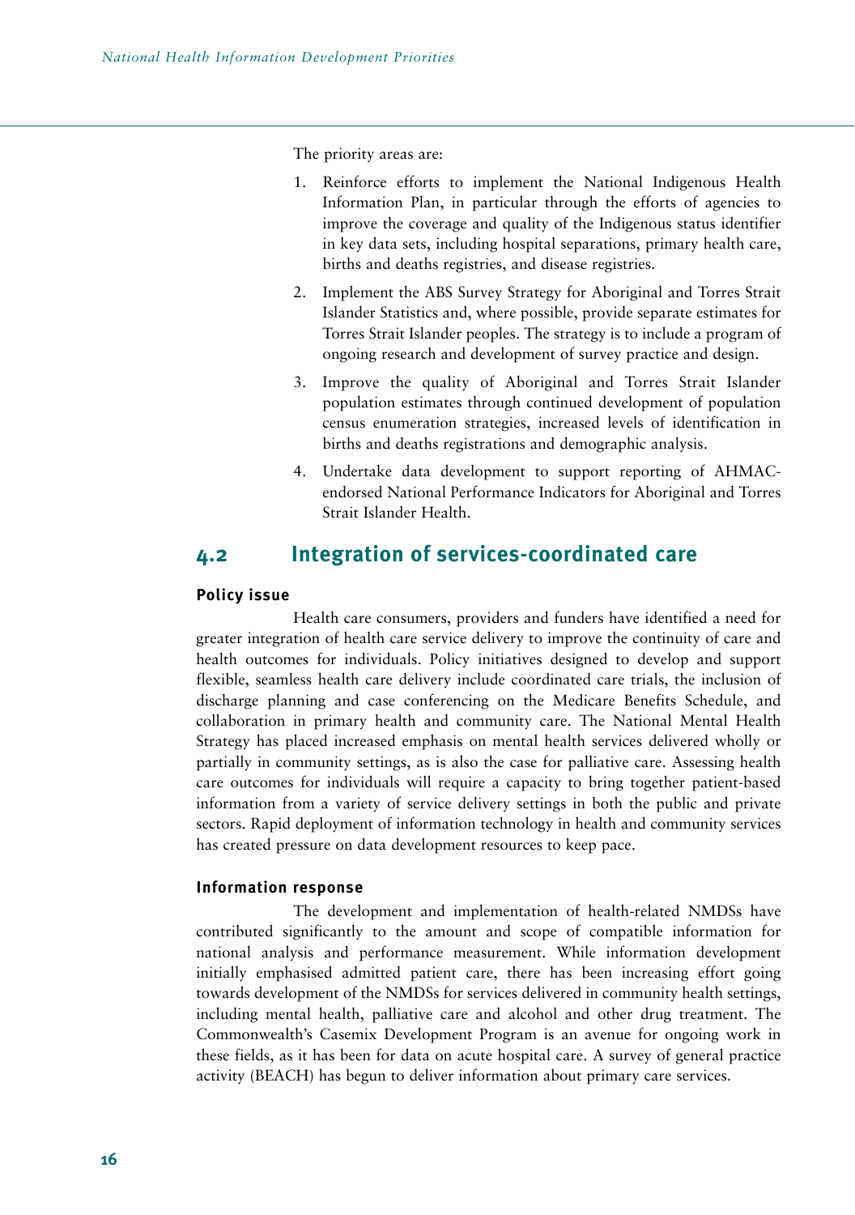The priority areas are:

1. Reinforce efforts to implement the National Indigenous Health Information Plan, in particular through the efforts of agencies to improve the coverage and quality of the Indigenous status identifier in key data sets, including hospital separations, primary health care, births and deaths registries, and disease registries.
2. Implement the ABS Survey Strategy for Aboriginal and Torres Strait Islander Statistics and, where possible, provide separate estimates for Torres Strait Islander peoples. The strategy is to include a program of ongoing research and development of survey practice and design.
3. Improve the quality of Aboriginal and Torres Strait Islander population estimates through continued development of population census enumeration strategies, increased levels of identification in births and deaths registrations and demographic analysis.
4. Undertake data development to support reporting of AHMAC-endorsed National Performance Indicators for Aboriginal and Torres Strait Islander Health.

## 4.2 Integration of services-coordinated care

**Policy issue**

Health care consumers, providers and funders have identified a need for greater integration of health care service delivery to improve the continuity of care and health outcomes for individuals. Policy initiatives designed to develop and support flexible, seamless health care delivery include coordinated care trials, the inclusion of discharge planning and case conferencing on the Medicare Benefits Schedule, and collaboration in primary health and community care. The National Mental Health Strategy has placed increased emphasis on mental health services delivered wholly or partially in community settings, as is also the case for palliative care. Assessing health care outcomes for individuals will require a capacity to bring together patient-based information from a variety of service delivery settings in both the public and private sectors. Rapid deployment of information technology in health and community services has created pressure on data development resources to keep pace.

**Information response**

The development and implementation of health-related NMDSs have contributed significantly to the amount and scope of compatible information for national analysis and performance measurement. While information development initially emphasised admitted patient care, there has been increasing effort going towards development of the NMDSs for services delivered in community health settings, including mental health, palliative care and alcohol and other drug treatment. The Commonwealth's Casemix Development Program is an avenue for ongoing work in these fields, as it has been for data on acute hospital care. A survey of general practice activity (BEACH) has begun to deliver information about primary care services.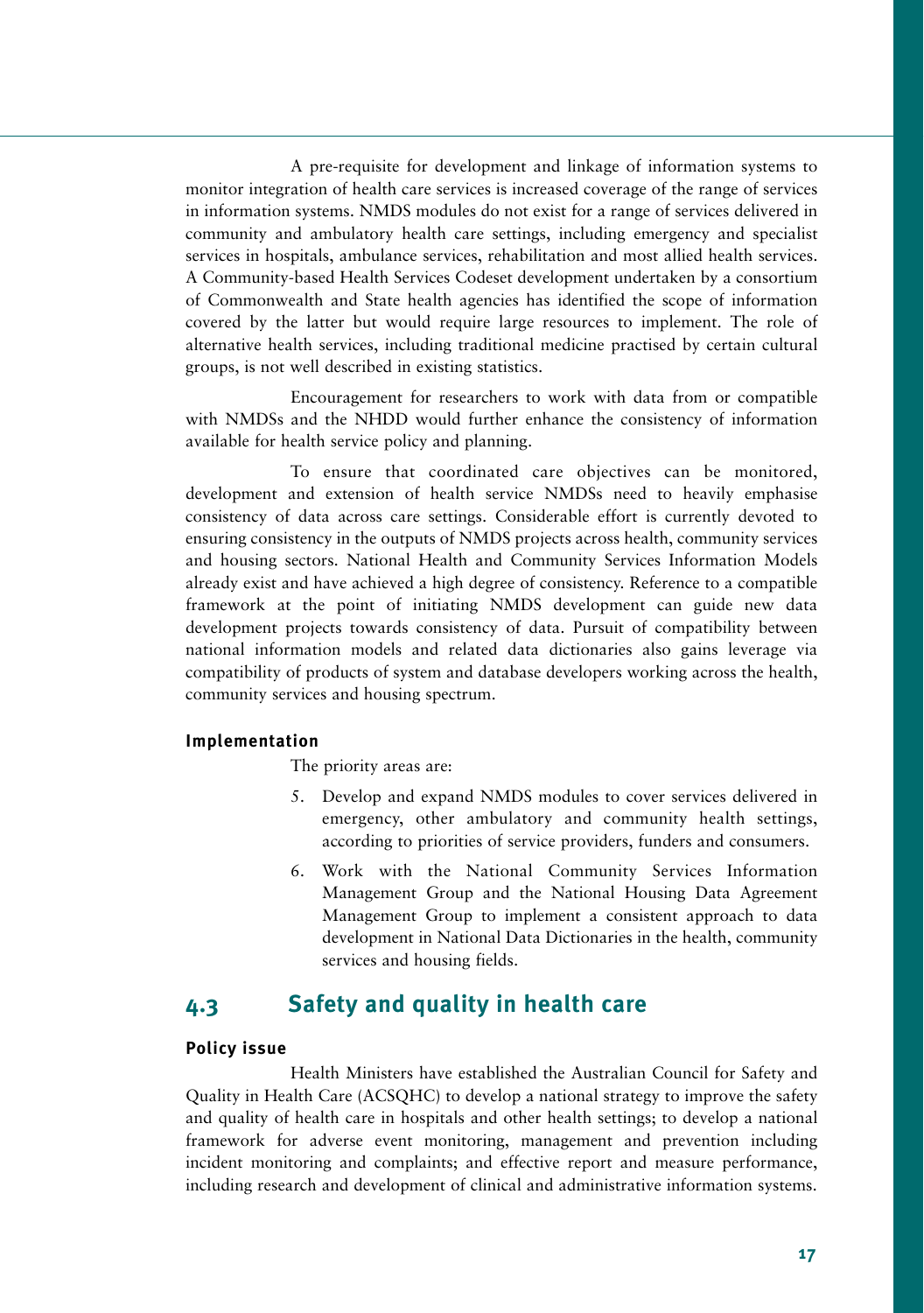A pre-requisite for development and linkage of information systems to monitor integration of health care services is increased coverage of the range of services in information systems. NMDS modules do not exist for a range of services delivered in community and ambulatory health care settings, including emergency and specialist services in hospitals, ambulance services, rehabilitation and most allied health services. A Community-based Health Services Codeset development undertaken by a consortium of Commonwealth and State health agencies has identified the scope of information covered by the latter but would require large resources to implement. The role of alternative health services, including traditional medicine practised by certain cultural groups, is not well described in existing statistics.

Encouragement for researchers to work with data from or compatible with NMDSs and the NHDD would further enhance the consistency of information available for health service policy and planning.

To ensure that coordinated care objectives can be monitored, development and extension of health service NMDSs need to heavily emphasise consistency of data across care settings. Considerable effort is currently devoted to ensuring consistency in the outputs of NMDS projects across health, community services and housing sectors. National Health and Community Services Information Models already exist and have achieved a high degree of consistency. Reference to a compatible framework at the point of initiating NMDS development can guide new data development projects towards consistency of data. Pursuit of compatibility between national information models and related data dictionaries also gains leverage via compatibility of products of system and database developers working across the health, community services and housing spectrum.

#### Implementation

The priority areas are:

5. Develop and expand NMDS modules to cover services delivered in emergency, other ambulatory and community health settings, according to priorities of service providers, funders and consumers.
6. Work with the National Community Services Information Management Group and the National Housing Data Agreement Management Group to implement a consistent approach to data development in National Data Dictionaries in the health, community services and housing fields.

## 4.3 Safety and quality in health care

#### Policy issue

Health Ministers have established the Australian Council for Safety and Quality in Health Care (ACSQHC) to develop a national strategy to improve the safety and quality of health care in hospitals and other health settings; to develop a national framework for adverse event monitoring, management and prevention including incident monitoring and complaints; and effective report and measure performance, including research and development of clinical and administrative information systems.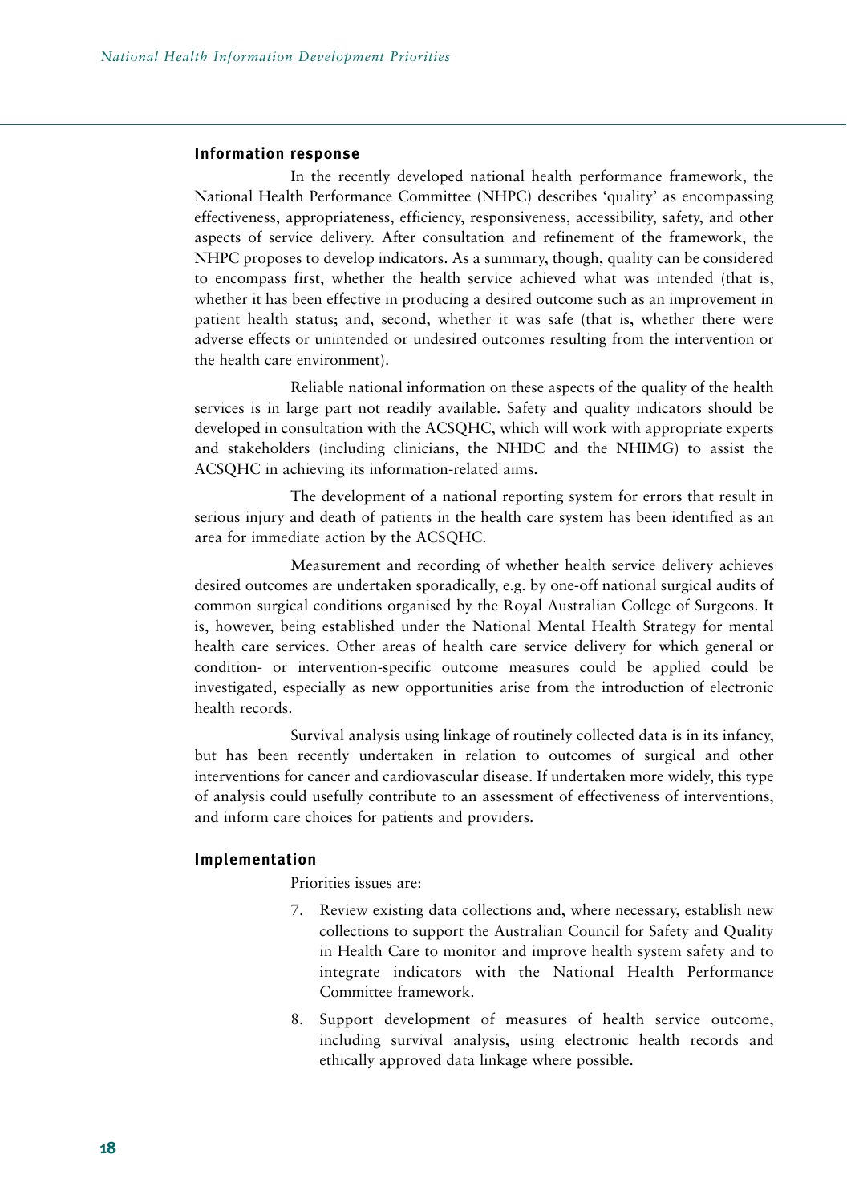### Information response

In the recently developed national health performance framework, the National Health Performance Committee (NHPC) describes 'quality' as encompassing effectiveness, appropriateness, efficiency, responsiveness, accessibility, safety, and other aspects of service delivery. After consultation and refinement of the framework, the NHPC proposes to develop indicators. As a summary, though, quality can be considered to encompass first, whether the health service achieved what was intended (that is, whether it has been effective in producing a desired outcome such as an improvement in patient health status; and, second, whether it was safe (that is, whether there were adverse effects or unintended or undesired outcomes resulting from the intervention or the health care environment).

Reliable national information on these aspects of the quality of the health services is in large part not readily available. Safety and quality indicators should be developed in consultation with the ACSQHC, which will work with appropriate experts and stakeholders (including clinicians, the NHDC and the NHIMG) to assist the ACSQHC in achieving its information-related aims.

The development of a national reporting system for errors that result in serious injury and death of patients in the health care system has been identified as an area for immediate action by the ACSQHC.

Measurement and recording of whether health service delivery achieves desired outcomes are undertaken sporadically, e.g. by one-off national surgical audits of common surgical conditions organised by the Royal Australian College of Surgeons. It is, however, being established under the National Mental Health Strategy for mental health care services. Other areas of health care service delivery for which general or condition- or intervention-specific outcome measures could be applied could be investigated, especially as new opportunities arise from the introduction of electronic health records.

Survival analysis using linkage of routinely collected data is in its infancy, but has been recently undertaken in relation to outcomes of surgical and other interventions for cancer and cardiovascular disease. If undertaken more widely, this type of analysis could usefully contribute to an assessment of effectiveness of interventions, and inform care choices for patients and providers.

### Implementation

Priorities issues are:

7. Review existing data collections and, where necessary, establish new collections to support the Australian Council for Safety and Quality in Health Care to monitor and improve health system safety and to integrate indicators with the National Health Performance Committee framework.
8. Support development of measures of health service outcome, including survival analysis, using electronic health records and ethically approved data linkage where possible.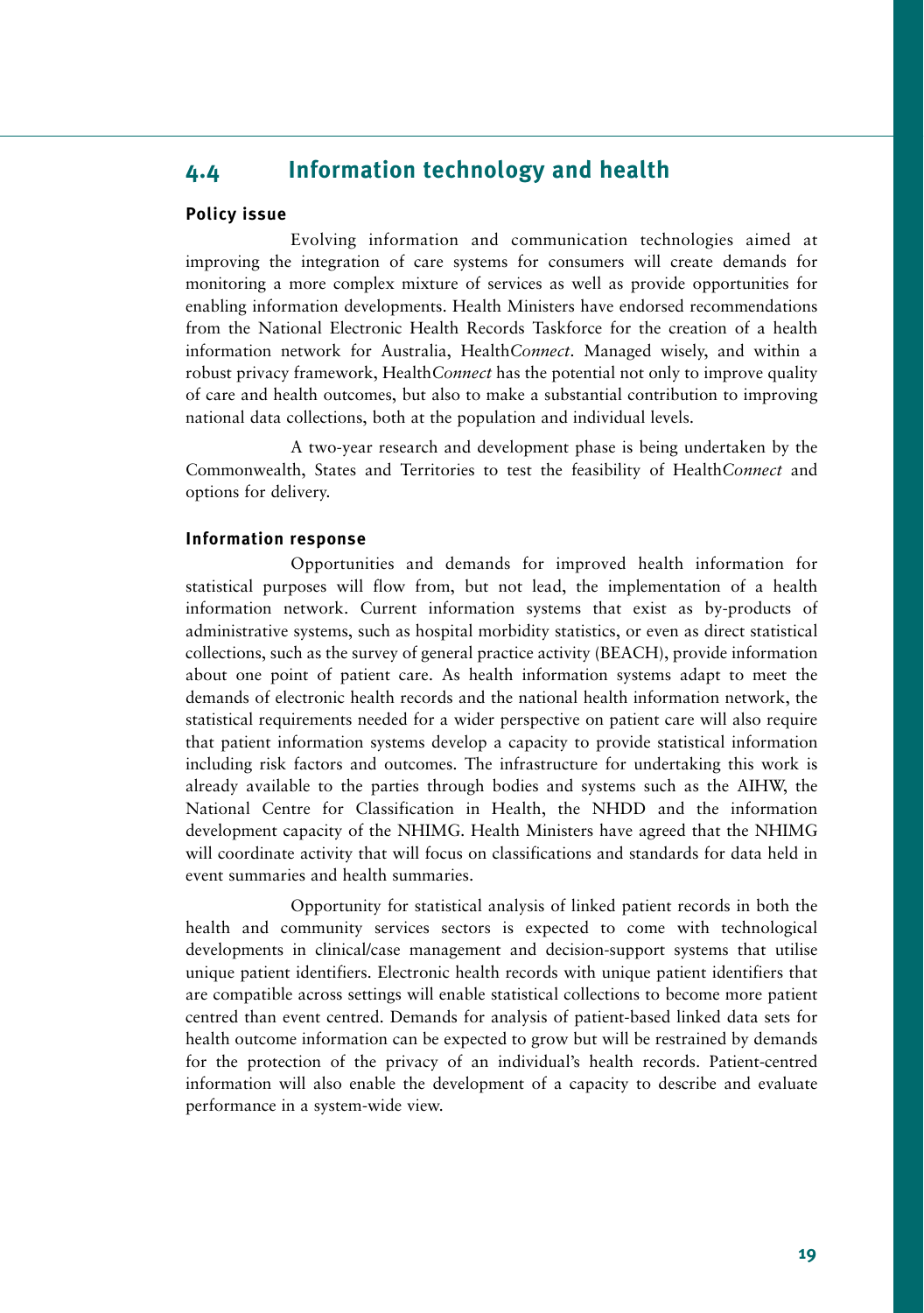## 4.4 Information technology and health

**Policy issue**

Evolving information and communication technologies aimed at improving the integration of care systems for consumers will create demands for monitoring a more complex mixture of services as well as provide opportunities for enabling information developments. Health Ministers have endorsed recommendations from the National Electronic Health Records Taskforce for the creation of a health information network for Australia, Health*Connect*. Managed wisely, and within a robust privacy framework, Health*Connect* has the potential not only to improve quality of care and health outcomes, but also to make a substantial contribution to improving national data collections, both at the population and individual levels.

A two-year research and development phase is being undertaken by the Commonwealth, States and Territories to test the feasibility of Health*Connect* and options for delivery.

**Information response**

Opportunities and demands for improved health information for statistical purposes will flow from, but not lead, the implementation of a health information network. Current information systems that exist as by-products of administrative systems, such as hospital morbidity statistics, or even as direct statistical collections, such as the survey of general practice activity (BEACH), provide information about one point of patient care. As health information systems adapt to meet the demands of electronic health records and the national health information network, the statistical requirements needed for a wider perspective on patient care will also require that patient information systems develop a capacity to provide statistical information including risk factors and outcomes. The infrastructure for undertaking this work is already available to the parties through bodies and systems such as the AIHW, the National Centre for Classification in Health, the NHDD and the information development capacity of the NHIMG. Health Ministers have agreed that the NHIMG will coordinate activity that will focus on classifications and standards for data held in event summaries and health summaries.

Opportunity for statistical analysis of linked patient records in both the health and community services sectors is expected to come with technological developments in clinical/case management and decision-support systems that utilise unique patient identifiers. Electronic health records with unique patient identifiers that are compatible across settings will enable statistical collections to become more patient centred than event centred. Demands for analysis of patient-based linked data sets for health outcome information can be expected to grow but will be restrained by demands for the protection of the privacy of an individual's health records. Patient-centred information will also enable the development of a capacity to describe and evaluate performance in a system-wide view.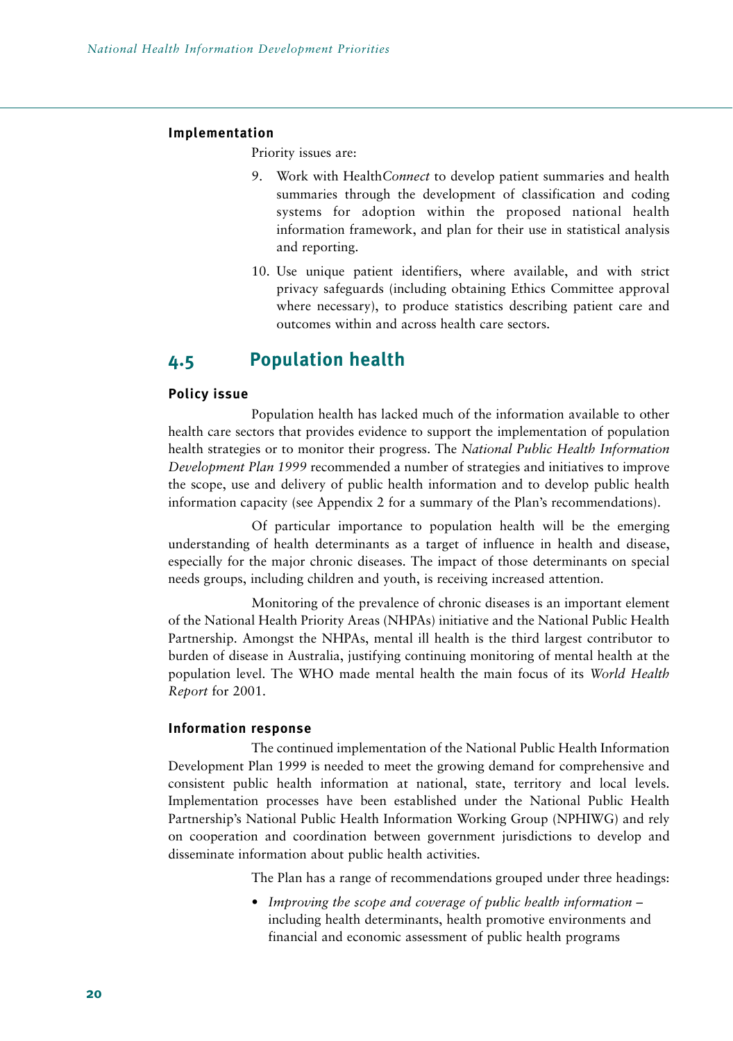#### Implementation

Priority issues are:

9. Work with Health*Connect* to develop patient summaries and health summaries through the development of classification and coding systems for adoption within the proposed national health information framework, and plan for their use in statistical analysis and reporting.
10. Use unique patient identifiers, where available, and with strict privacy safeguards (including obtaining Ethics Committee approval where necessary), to produce statistics describing patient care and outcomes within and across health care sectors.

## 4.5 Population health

#### Policy issue

Population health has lacked much of the information available to other health care sectors that provides evidence to support the implementation of population health strategies or to monitor their progress. The *National Public Health Information Development Plan 1999* recommended a number of strategies and initiatives to improve the scope, use and delivery of public health information and to develop public health information capacity (see Appendix 2 for a summary of the Plan's recommendations).

Of particular importance to population health will be the emerging understanding of health determinants as a target of influence in health and disease, especially for the major chronic diseases. The impact of those determinants on special needs groups, including children and youth, is receiving increased attention.

Monitoring of the prevalence of chronic diseases is an important element of the National Health Priority Areas (NHPAs) initiative and the National Public Health Partnership. Amongst the NHPAs, mental ill health is the third largest contributor to burden of disease in Australia, justifying continuing monitoring of mental health at the population level. The WHO made mental health the main focus of its *World Health Report* for 2001.

#### Information response

The continued implementation of the National Public Health Information Development Plan 1999 is needed to meet the growing demand for comprehensive and consistent public health information at national, state, territory and local levels. Implementation processes have been established under the National Public Health Partnership's National Public Health Information Working Group (NPHIWG) and rely on cooperation and coordination between government jurisdictions to develop and disseminate information about public health activities.

The Plan has a range of recommendations grouped under three headings:

- *Improving the scope and coverage of public health information* – including health determinants, health promotive environments and financial and economic assessment of public health programs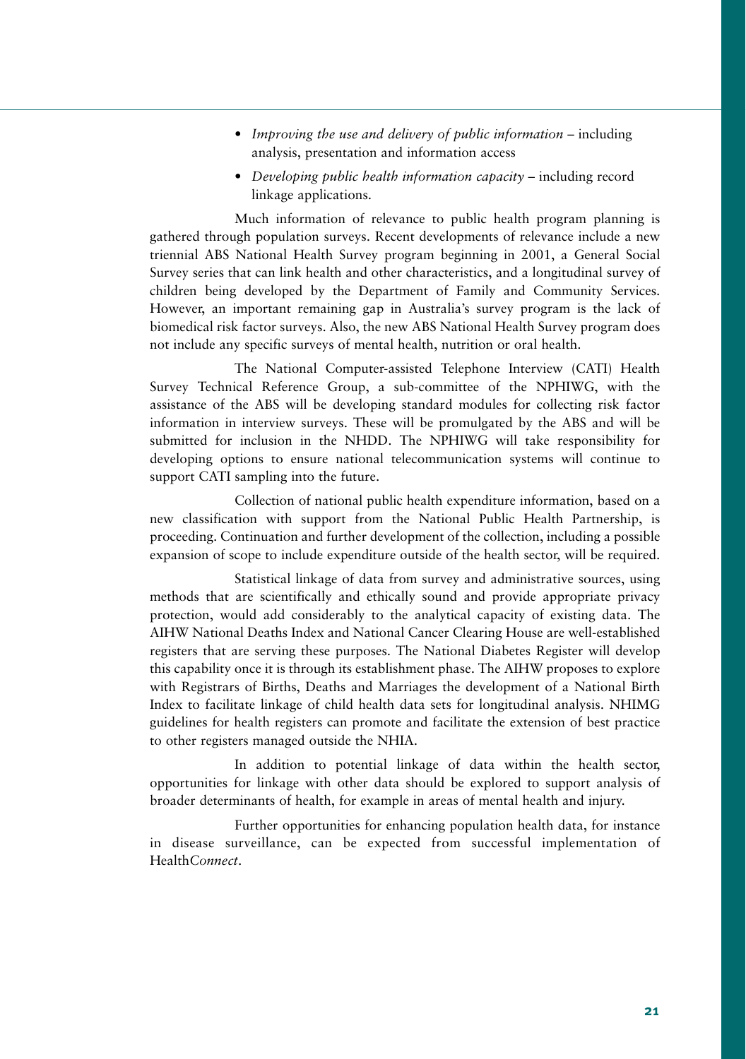- *Improving the use and delivery of public information* – including analysis, presentation and information access
- *Developing public health information capacity* – including record linkage applications.

Much information of relevance to public health program planning is gathered through population surveys. Recent developments of relevance include a new triennial ABS National Health Survey program beginning in 2001, a General Social Survey series that can link health and other characteristics, and a longitudinal survey of children being developed by the Department of Family and Community Services. However, an important remaining gap in Australia's survey program is the lack of biomedical risk factor surveys. Also, the new ABS National Health Survey program does not include any specific surveys of mental health, nutrition or oral health.

The National Computer-assisted Telephone Interview (CATI) Health Survey Technical Reference Group, a sub-committee of the NPHIWG, with the assistance of the ABS will be developing standard modules for collecting risk factor information in interview surveys. These will be promulgated by the ABS and will be submitted for inclusion in the NHDD. The NPHIWG will take responsibility for developing options to ensure national telecommunication systems will continue to support CATI sampling into the future.

Collection of national public health expenditure information, based on a new classification with support from the National Public Health Partnership, is proceeding. Continuation and further development of the collection, including a possible expansion of scope to include expenditure outside of the health sector, will be required.

Statistical linkage of data from survey and administrative sources, using methods that are scientifically and ethically sound and provide appropriate privacy protection, would add considerably to the analytical capacity of existing data. The AIHW National Deaths Index and National Cancer Clearing House are well-established registers that are serving these purposes. The National Diabetes Register will develop this capability once it is through its establishment phase. The AIHW proposes to explore with Registrars of Births, Deaths and Marriages the development of a National Birth Index to facilitate linkage of child health data sets for longitudinal analysis. NHIMG guidelines for health registers can promote and facilitate the extension of best practice to other registers managed outside the NHIA.

In addition to potential linkage of data within the health sector, opportunities for linkage with other data should be explored to support analysis of broader determinants of health, for example in areas of mental health and injury.

Further opportunities for enhancing population health data, for instance in disease surveillance, can be expected from successful implementation of Health*Connect*.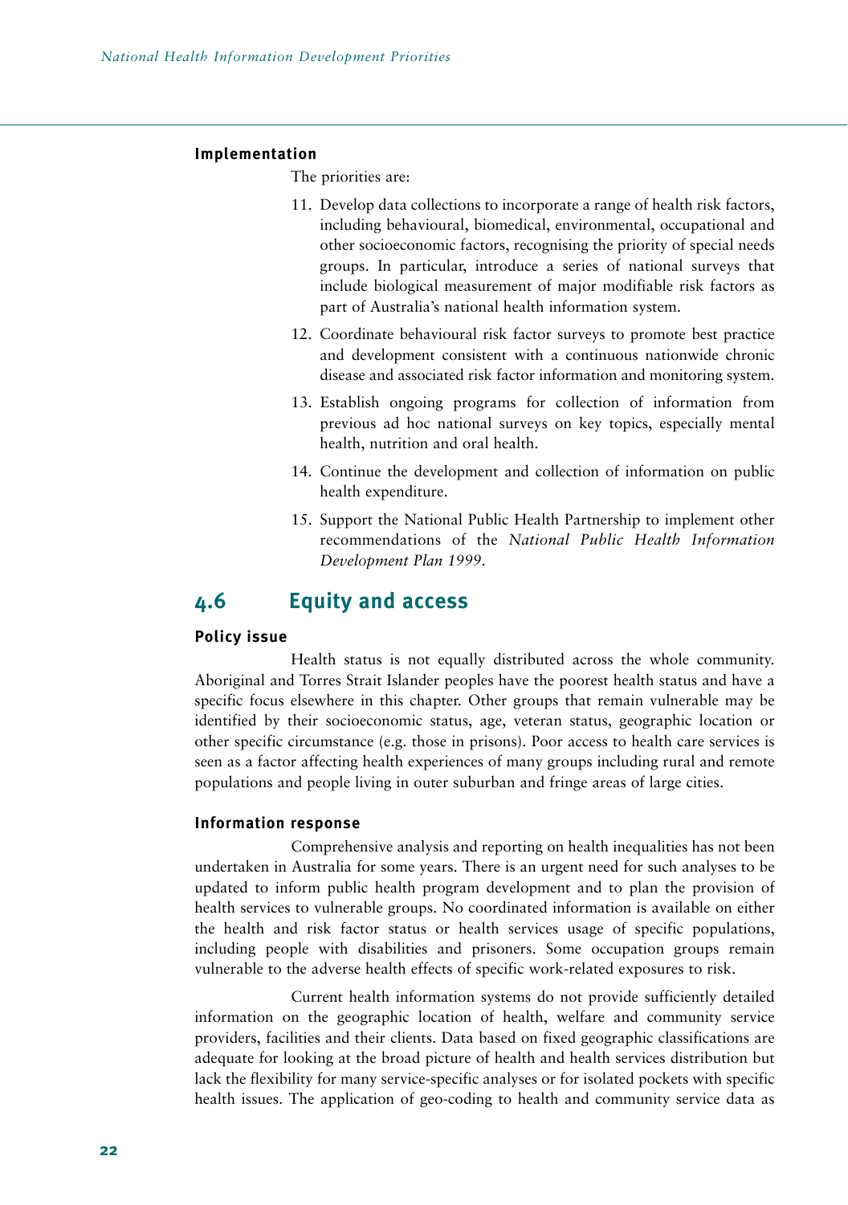### Implementation

The priorities are:

11. Develop data collections to incorporate a range of health risk factors, including behavioural, biomedical, environmental, occupational and other socioeconomic factors, recognising the priority of special needs groups. In particular, introduce a series of national surveys that include biological measurement of major modifiable risk factors as part of Australia's national health information system.
12. Coordinate behavioural risk factor surveys to promote best practice and development consistent with a continuous nationwide chronic disease and associated risk factor information and monitoring system.
13. Establish ongoing programs for collection of information from previous ad hoc national surveys on key topics, especially mental health, nutrition and oral health.
14. Continue the development and collection of information on public health expenditure.
15. Support the National Public Health Partnership to implement other recommendations of the *National Public Health Information Development Plan 1999*.

## 4.6 Equity and access

### Policy issue

Health status is not equally distributed across the whole community. Aboriginal and Torres Strait Islander peoples have the poorest health status and have a specific focus elsewhere in this chapter. Other groups that remain vulnerable may be identified by their socioeconomic status, age, veteran status, geographic location or other specific circumstance (e.g. those in prisons). Poor access to health care services is seen as a factor affecting health experiences of many groups including rural and remote populations and people living in outer suburban and fringe areas of large cities.

### Information response

Comprehensive analysis and reporting on health inequalities has not been undertaken in Australia for some years. There is an urgent need for such analyses to be updated to inform public health program development and to plan the provision of health services to vulnerable groups. No coordinated information is available on either the health and risk factor status or health services usage of specific populations, including people with disabilities and prisoners. Some occupation groups remain vulnerable to the adverse health effects of specific work-related exposures to risk.

Current health information systems do not provide sufficiently detailed information on the geographic location of health, welfare and community service providers, facilities and their clients. Data based on fixed geographic classifications are adequate for looking at the broad picture of health and health services distribution but lack the flexibility for many service-specific analyses or for isolated pockets with specific health issues. The application of geo-coding to health and community service data as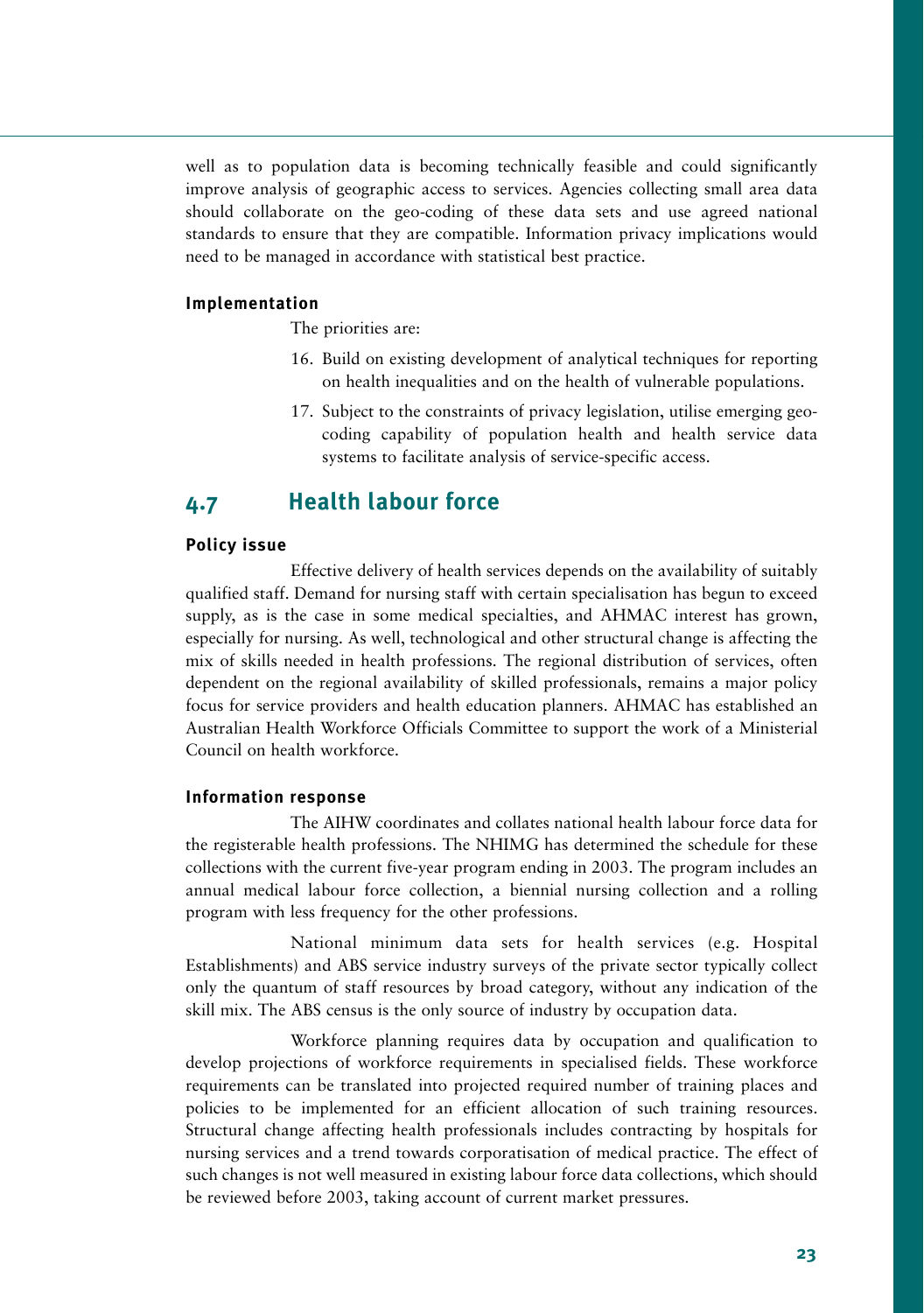well as to population data is becoming technically feasible and could significantly improve analysis of geographic access to services. Agencies collecting small area data should collaborate on the geo-coding of these data sets and use agreed national standards to ensure that they are compatible. Information privacy implications would need to be managed in accordance with statistical best practice.

#### Implementation

The priorities are:

16. Build on existing development of analytical techniques for reporting on health inequalities and on the health of vulnerable populations.
17. Subject to the constraints of privacy legislation, utilise emerging geo-coding capability of population health and health service data systems to facilitate analysis of service-specific access.

## 4.7 Health labour force

#### Policy issue

Effective delivery of health services depends on the availability of suitably qualified staff. Demand for nursing staff with certain specialisation has begun to exceed supply, as is the case in some medical specialties, and AHMAC interest has grown, especially for nursing. As well, technological and other structural change is affecting the mix of skills needed in health professions. The regional distribution of services, often dependent on the regional availability of skilled professionals, remains a major policy focus for service providers and health education planners. AHMAC has established an Australian Health Workforce Officials Committee to support the work of a Ministerial Council on health workforce.

#### Information response

The AIHW coordinates and collates national health labour force data for the registerable health professions. The NHIMG has determined the schedule for these collections with the current five-year program ending in 2003. The program includes an annual medical labour force collection, a biennial nursing collection and a rolling program with less frequency for the other professions.

National minimum data sets for health services (e.g. Hospital Establishments) and ABS service industry surveys of the private sector typically collect only the quantum of staff resources by broad category, without any indication of the skill mix. The ABS census is the only source of industry by occupation data.

Workforce planning requires data by occupation and qualification to develop projections of workforce requirements in specialised fields. These workforce requirements can be translated into projected required number of training places and policies to be implemented for an efficient allocation of such training resources. Structural change affecting health professionals includes contracting by hospitals for nursing services and a trend towards corporatisation of medical practice. The effect of such changes is not well measured in existing labour force data collections, which should be reviewed before 2003, taking account of current market pressures.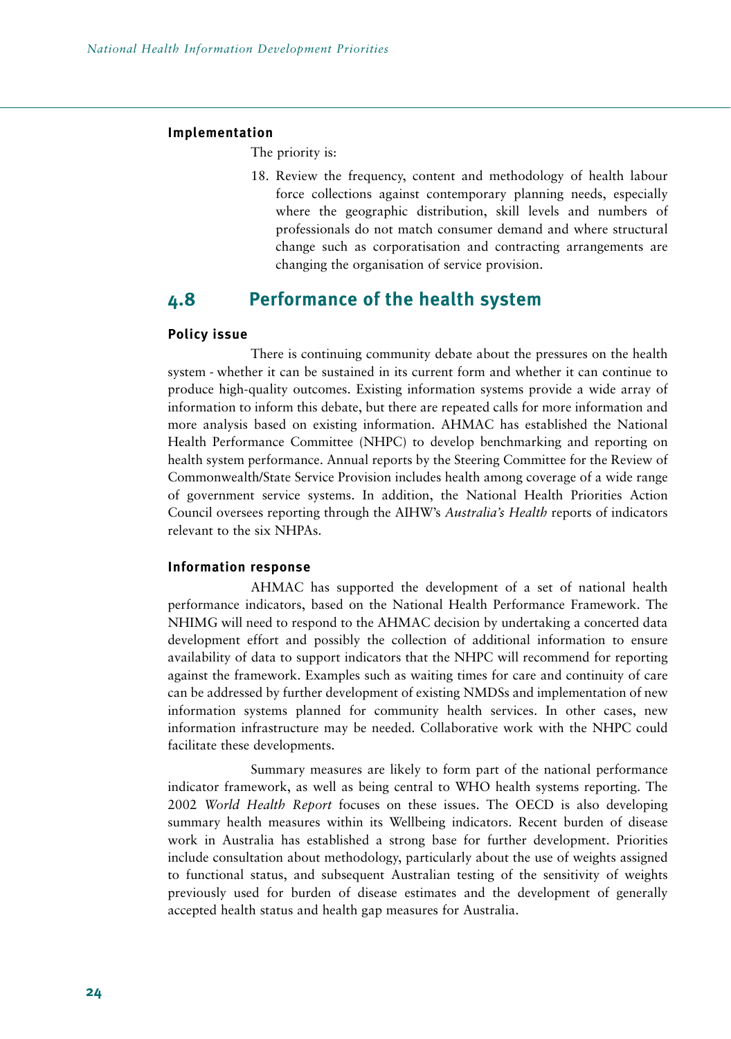### Implementation

The priority is:

18. Review the frequency, content and methodology of health labour force collections against contemporary planning needs, especially where the geographic distribution, skill levels and numbers of professionals do not match consumer demand and where structural change such as corporatisation and contracting arrangements are changing the organisation of service provision.

## 4.8 Performance of the health system

### Policy issue

There is continuing community debate about the pressures on the health system - whether it can be sustained in its current form and whether it can continue to produce high-quality outcomes. Existing information systems provide a wide array of information to inform this debate, but there are repeated calls for more information and more analysis based on existing information. AHMAC has established the National Health Performance Committee (NHPC) to develop benchmarking and reporting on health system performance. Annual reports by the Steering Committee for the Review of Commonwealth/State Service Provision includes health among coverage of a wide range of government service systems. In addition, the National Health Priorities Action Council oversees reporting through the AIHW's *Australia's Health* reports of indicators relevant to the six NHPAs.

### Information response

AHMAC has supported the development of a set of national health performance indicators, based on the National Health Performance Framework. The NHIMG will need to respond to the AHMAC decision by undertaking a concerted data development effort and possibly the collection of additional information to ensure availability of data to support indicators that the NHPC will recommend for reporting against the framework. Examples such as waiting times for care and continuity of care can be addressed by further development of existing NMDSs and implementation of new information systems planned for community health services. In other cases, new information infrastructure may be needed. Collaborative work with the NHPC could facilitate these developments.

Summary measures are likely to form part of the national performance indicator framework, as well as being central to WHO health systems reporting. The 2002 *World Health Report* focuses on these issues. The OECD is also developing summary health measures within its Wellbeing indicators. Recent burden of disease work in Australia has established a strong base for further development. Priorities include consultation about methodology, particularly about the use of weights assigned to functional status, and subsequent Australian testing of the sensitivity of weights previously used for burden of disease estimates and the development of generally accepted health status and health gap measures for Australia.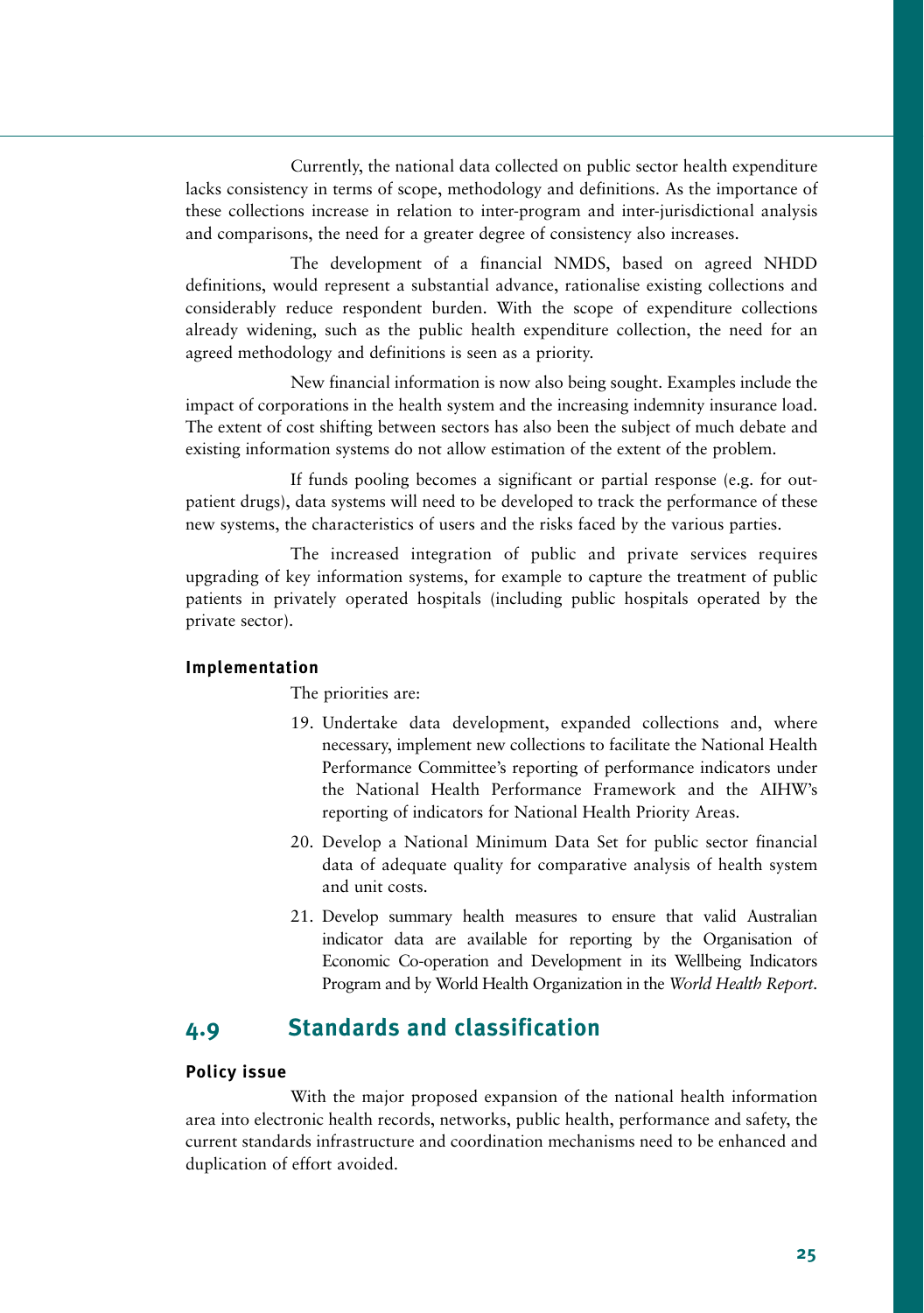Currently, the national data collected on public sector health expenditure lacks consistency in terms of scope, methodology and definitions. As the importance of these collections increase in relation to inter-program and inter-jurisdictional analysis and comparisons, the need for a greater degree of consistency also increases.

The development of a financial NMDS, based on agreed NHDD definitions, would represent a substantial advance, rationalise existing collections and considerably reduce respondent burden. With the scope of expenditure collections already widening, such as the public health expenditure collection, the need for an agreed methodology and definitions is seen as a priority.

New financial information is now also being sought. Examples include the impact of corporations in the health system and the increasing indemnity insurance load. The extent of cost shifting between sectors has also been the subject of much debate and existing information systems do not allow estimation of the extent of the problem.

If funds pooling becomes a significant or partial response (e.g. for out-patient drugs), data systems will need to be developed to track the performance of these new systems, the characteristics of users and the risks faced by the various parties.

The increased integration of public and private services requires upgrading of key information systems, for example to capture the treatment of public patients in privately operated hospitals (including public hospitals operated by the private sector).

#### Implementation

The priorities are:

19. Undertake data development, expanded collections and, where necessary, implement new collections to facilitate the National Health Performance Committee's reporting of performance indicators under the National Health Performance Framework and the AIHW's reporting of indicators for National Health Priority Areas.
20. Develop a National Minimum Data Set for public sector financial data of adequate quality for comparative analysis of health system and unit costs.
21. Develop summary health measures to ensure that valid Australian indicator data are available for reporting by the Organisation of Economic Co-operation and Development in its Wellbeing Indicators Program and by World Health Organization in the *World Health Report*.

## 4.9 Standards and classification

#### Policy issue

With the major proposed expansion of the national health information area into electronic health records, networks, public health, performance and safety, the current standards infrastructure and coordination mechanisms need to be enhanced and duplication of effort avoided.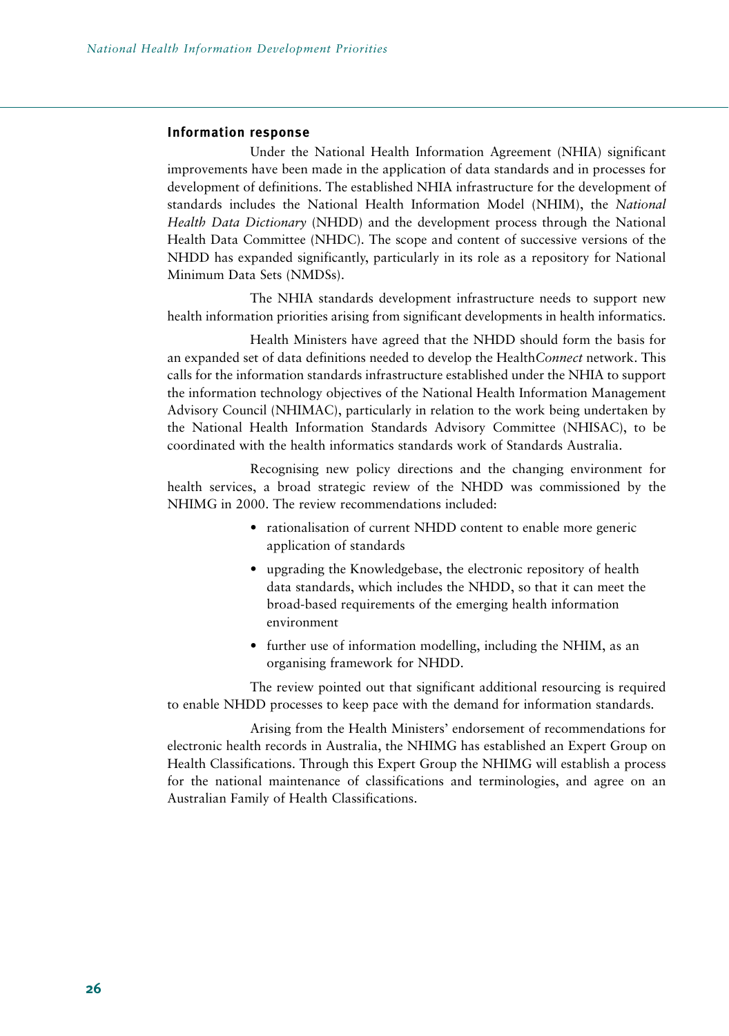### Information response

Under the National Health Information Agreement (NHIA) significant improvements have been made in the application of data standards and in processes for development of definitions. The established NHIA infrastructure for the development of standards includes the National Health Information Model (NHIM), the *National Health Data Dictionary* (NHDD) and the development process through the National Health Data Committee (NHDC). The scope and content of successive versions of the NHDD has expanded significantly, particularly in its role as a repository for National Minimum Data Sets (NMDSs).

The NHIA standards development infrastructure needs to support new health information priorities arising from significant developments in health informatics.

Health Ministers have agreed that the NHDD should form the basis for an expanded set of data definitions needed to develop the Health*Connect* network. This calls for the information standards infrastructure established under the NHIA to support the information technology objectives of the National Health Information Management Advisory Council (NHIMAC), particularly in relation to the work being undertaken by the National Health Information Standards Advisory Committee (NHISAC), to be coordinated with the health informatics standards work of Standards Australia.

Recognising new policy directions and the changing environment for health services, a broad strategic review of the NHDD was commissioned by the NHIMG in 2000. The review recommendations included:

- rationalisation of current NHDD content to enable more generic application of standards
- upgrading the Knowledgebase, the electronic repository of health data standards, which includes the NHDD, so that it can meet the broad-based requirements of the emerging health information environment
- further use of information modelling, including the NHIM, as an organising framework for NHDD.

The review pointed out that significant additional resourcing is required to enable NHDD processes to keep pace with the demand for information standards.

Arising from the Health Ministers' endorsement of recommendations for electronic health records in Australia, the NHIMG has established an Expert Group on Health Classifications. Through this Expert Group the NHIMG will establish a process for the national maintenance of classifications and terminologies, and agree on an Australian Family of Health Classifications.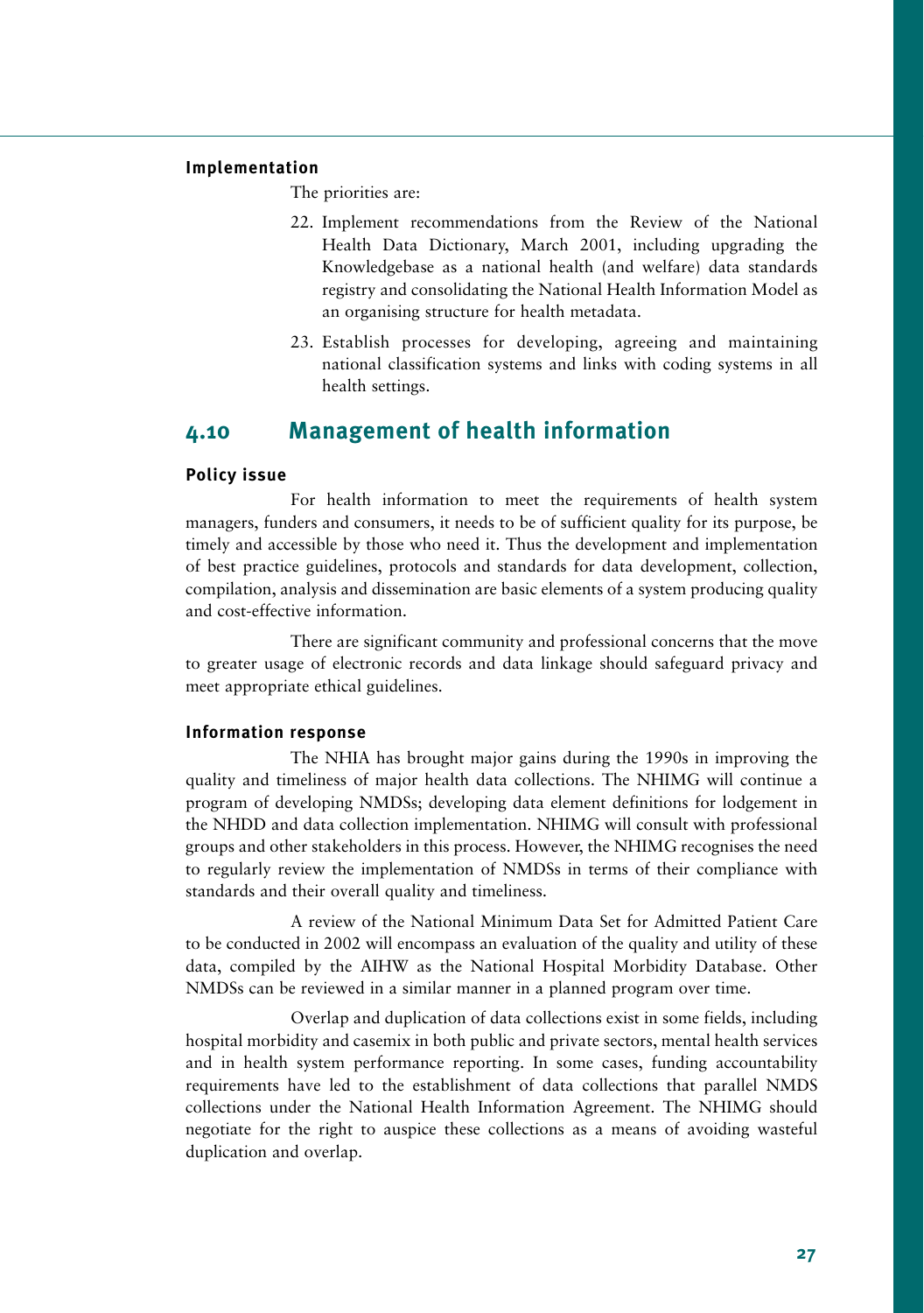**Implementation**

The priorities are:

22. Implement recommendations from the Review of the National Health Data Dictionary, March 2001, including upgrading the Knowledgebase as a national health (and welfare) data standards registry and consolidating the National Health Information Model as an organising structure for health metadata.
23. Establish processes for developing, agreeing and maintaining national classification systems and links with coding systems in all health settings.

## 4.10 Management of health information

**Policy issue**

For health information to meet the requirements of health system managers, funders and consumers, it needs to be of sufficient quality for its purpose, be timely and accessible by those who need it. Thus the development and implementation of best practice guidelines, protocols and standards for data development, collection, compilation, analysis and dissemination are basic elements of a system producing quality and cost-effective information.

There are significant community and professional concerns that the move to greater usage of electronic records and data linkage should safeguard privacy and meet appropriate ethical guidelines.

**Information response**

The NHIA has brought major gains during the 1990s in improving the quality and timeliness of major health data collections. The NHIMG will continue a program of developing NMDSs; developing data element definitions for lodgement in the NHDD and data collection implementation. NHIMG will consult with professional groups and other stakeholders in this process. However, the NHIMG recognises the need to regularly review the implementation of NMDSs in terms of their compliance with standards and their overall quality and timeliness.

A review of the National Minimum Data Set for Admitted Patient Care to be conducted in 2002 will encompass an evaluation of the quality and utility of these data, compiled by the AIHW as the National Hospital Morbidity Database. Other NMDSs can be reviewed in a similar manner in a planned program over time.

Overlap and duplication of data collections exist in some fields, including hospital morbidity and casemix in both public and private sectors, mental health services and in health system performance reporting. In some cases, funding accountability requirements have led to the establishment of data collections that parallel NMDS collections under the National Health Information Agreement. The NHIMG should negotiate for the right to auspice these collections as a means of avoiding wasteful duplication and overlap.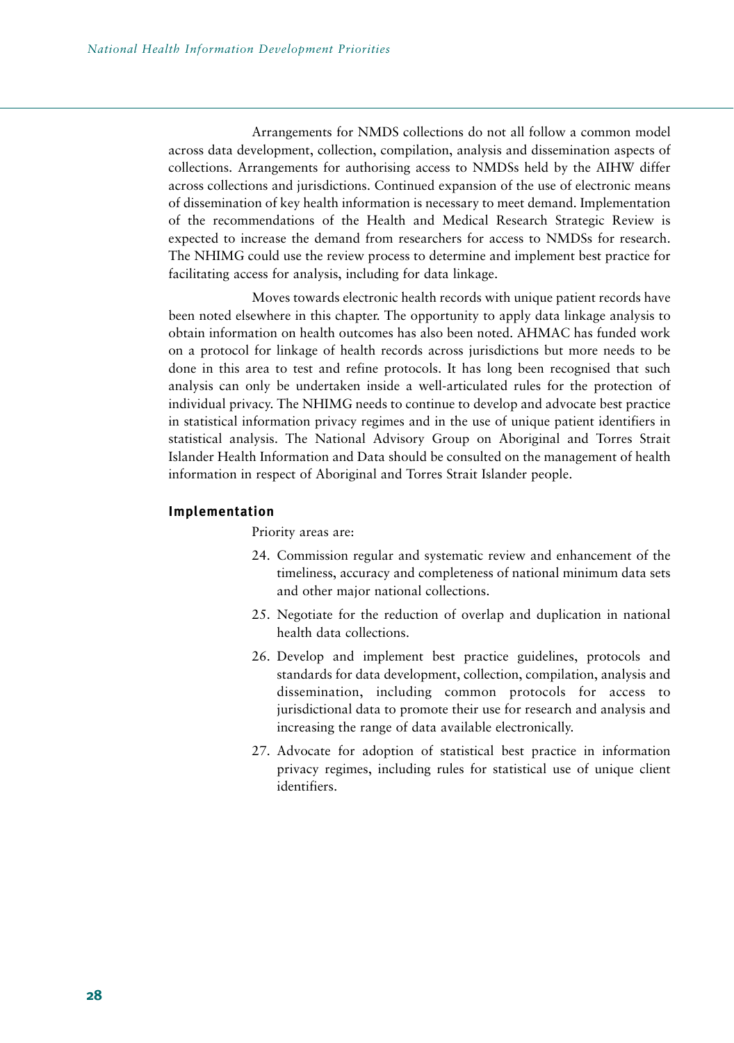Arrangements for NMDS collections do not all follow a common model across data development, collection, compilation, analysis and dissemination aspects of collections. Arrangements for authorising access to NMDSs held by the AIHW differ across collections and jurisdictions. Continued expansion of the use of electronic means of dissemination of key health information is necessary to meet demand. Implementation of the recommendations of the Health and Medical Research Strategic Review is expected to increase the demand from researchers for access to NMDSs for research. The NHIMG could use the review process to determine and implement best practice for facilitating access for analysis, including for data linkage.

Moves towards electronic health records with unique patient records have been noted elsewhere in this chapter. The opportunity to apply data linkage analysis to obtain information on health outcomes has also been noted. AHMAC has funded work on a protocol for linkage of health records across jurisdictions but more needs to be done in this area to test and refine protocols. It has long been recognised that such analysis can only be undertaken inside a well-articulated rules for the protection of individual privacy. The NHIMG needs to continue to develop and advocate best practice in statistical information privacy regimes and in the use of unique patient identifiers in statistical analysis. The National Advisory Group on Aboriginal and Torres Strait Islander Health Information and Data should be consulted on the management of health information in respect of Aboriginal and Torres Strait Islander people.

#### Implementation

Priority areas are:

24. Commission regular and systematic review and enhancement of the timeliness, accuracy and completeness of national minimum data sets and other major national collections.
25. Negotiate for the reduction of overlap and duplication in national health data collections.
26. Develop and implement best practice guidelines, protocols and standards for data development, collection, compilation, analysis and dissemination, including common protocols for access to jurisdictional data to promote their use for research and analysis and increasing the range of data available electronically.
27. Advocate for adoption of statistical best practice in information privacy regimes, including rules for statistical use of unique client identifiers.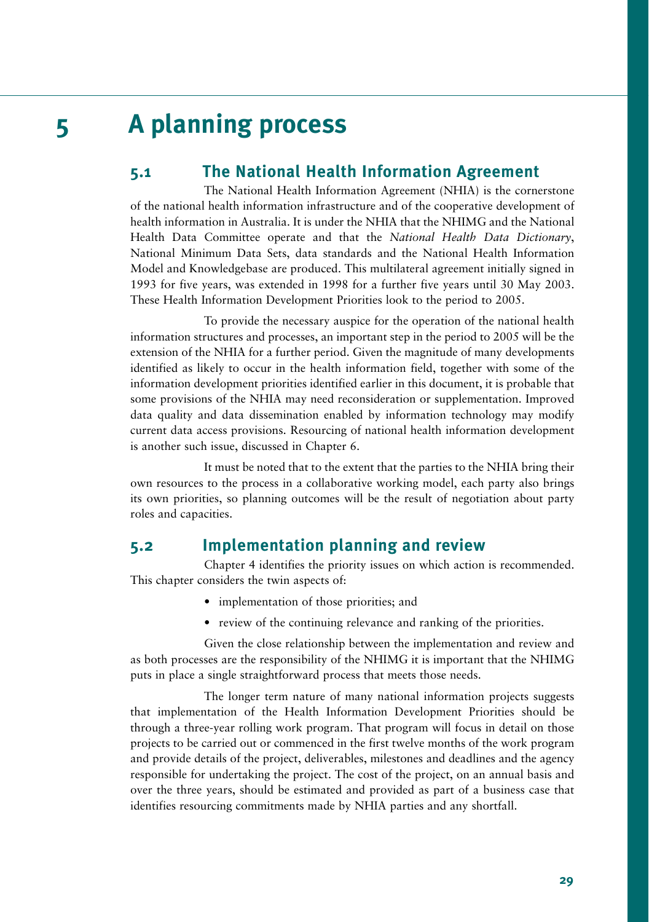# 5 A planning process

## 5.1 The National Health Information Agreement

The National Health Information Agreement (NHIA) is the cornerstone of the national health information infrastructure and of the cooperative development of health information in Australia. It is under the NHIA that the NHIMG and the National Health Data Committee operate and that the *National Health Data Dictionary*, National Minimum Data Sets, data standards and the National Health Information Model and Knowledgebase are produced. This multilateral agreement initially signed in 1993 for five years, was extended in 1998 for a further five years until 30 May 2003. These Health Information Development Priorities look to the period to 2005.

To provide the necessary auspice for the operation of the national health information structures and processes, an important step in the period to 2005 will be the extension of the NHIA for a further period. Given the magnitude of many developments identified as likely to occur in the health information field, together with some of the information development priorities identified earlier in this document, it is probable that some provisions of the NHIA may need reconsideration or supplementation. Improved data quality and data dissemination enabled by information technology may modify current data access provisions. Resourcing of national health information development is another such issue, discussed in Chapter 6.

It must be noted that to the extent that the parties to the NHIA bring their own resources to the process in a collaborative working model, each party also brings its own priorities, so planning outcomes will be the result of negotiation about party roles and capacities.

## 5.2 Implementation planning and review

Chapter 4 identifies the priority issues on which action is recommended. This chapter considers the twin aspects of:

- implementation of those priorities; and
- review of the continuing relevance and ranking of the priorities.

Given the close relationship between the implementation and review and as both processes are the responsibility of the NHIMG it is important that the NHIMG puts in place a single straightforward process that meets those needs.

The longer term nature of many national information projects suggests that implementation of the Health Information Development Priorities should be through a three-year rolling work program. That program will focus in detail on those projects to be carried out or commenced in the first twelve months of the work program and provide details of the project, deliverables, milestones and deadlines and the agency responsible for undertaking the project. The cost of the project, on an annual basis and over the three years, should be estimated and provided as part of a business case that identifies resourcing commitments made by NHIA parties and any shortfall.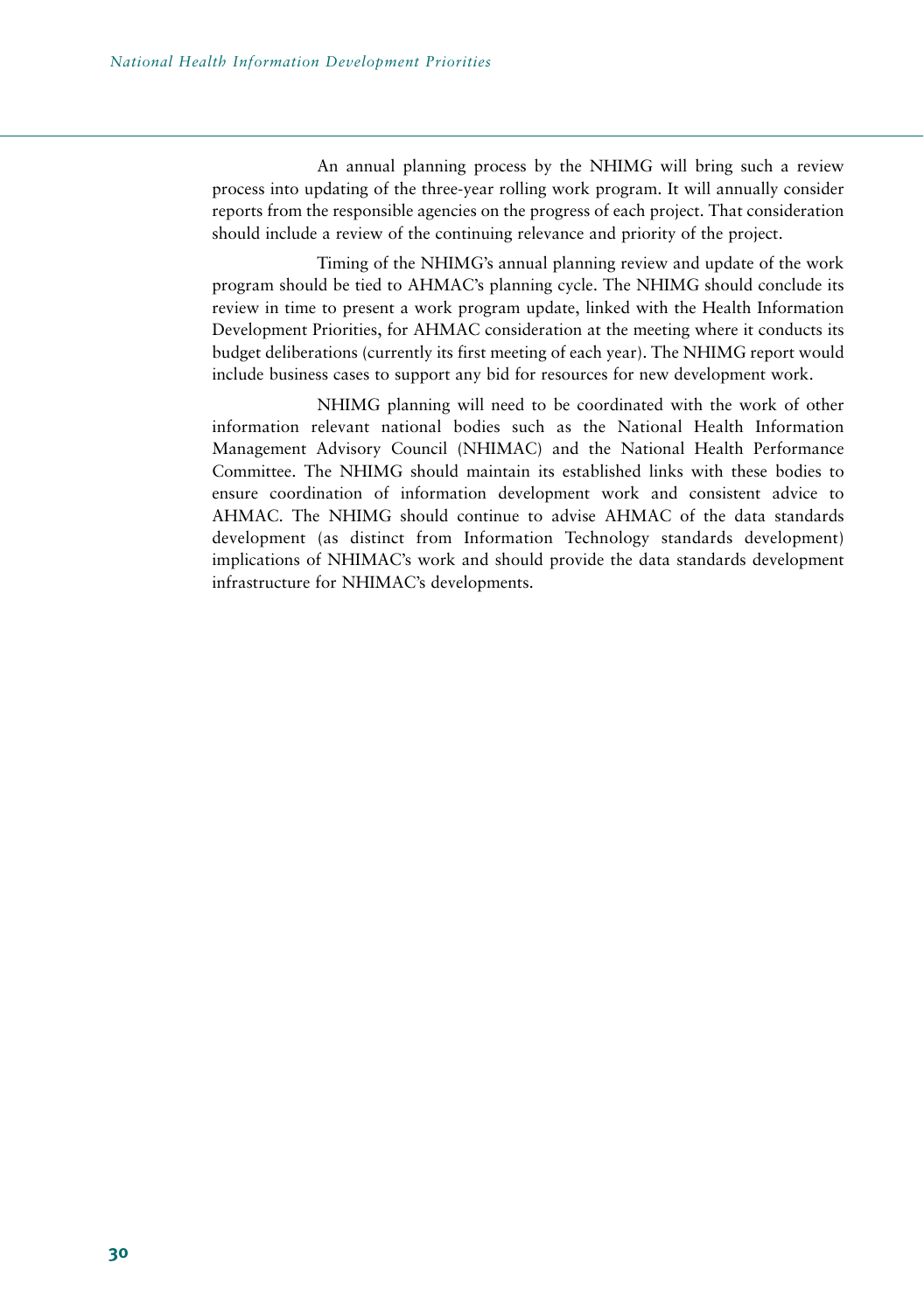An annual planning process by the NHIMG will bring such a review process into updating of the three-year rolling work program. It will annually consider reports from the responsible agencies on the progress of each project. That consideration should include a review of the continuing relevance and priority of the project.

Timing of the NHIMG's annual planning review and update of the work program should be tied to AHMAC's planning cycle. The NHIMG should conclude its review in time to present a work program update, linked with the Health Information Development Priorities, for AHMAC consideration at the meeting where it conducts its budget deliberations (currently its first meeting of each year). The NHIMG report would include business cases to support any bid for resources for new development work.

NHIMG planning will need to be coordinated with the work of other information relevant national bodies such as the National Health Information Management Advisory Council (NHIMAC) and the National Health Performance Committee. The NHIMG should maintain its established links with these bodies to ensure coordination of information development work and consistent advice to AHMAC. The NHIMG should continue to advise AHMAC of the data standards development (as distinct from Information Technology standards development) implications of NHIMAC's work and should provide the data standards development infrastructure for NHIMAC's developments.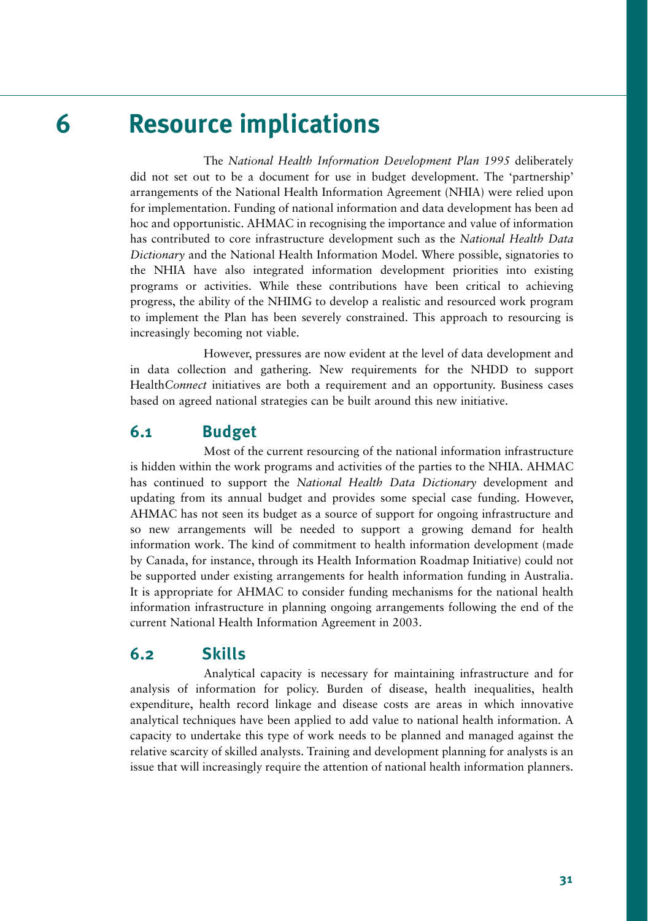# 6 Resource implications

The *National Health Information Development Plan 1995* deliberately did not set out to be a document for use in budget development. The 'partnership' arrangements of the National Health Information Agreement (NHIA) were relied upon for implementation. Funding of national information and data development has been ad hoc and opportunistic. AHMAC in recognising the importance and value of information has contributed to core infrastructure development such as the *National Health Data Dictionary* and the National Health Information Model. Where possible, signatories to the NHIA have also integrated information development priorities into existing programs or activities. While these contributions have been critical to achieving progress, the ability of the NHIMG to develop a realistic and resourced work program to implement the Plan has been severely constrained. This approach to resourcing is increasingly becoming not viable.

However, pressures are now evident at the level of data development and in data collection and gathering. New requirements for the NHDD to support Health*Connect* initiatives are both a requirement and an opportunity. Business cases based on agreed national strategies can be built around this new initiative.

## 6.1 Budget

Most of the current resourcing of the national information infrastructure is hidden within the work programs and activities of the parties to the NHIA. AHMAC has continued to support the *National Health Data Dictionary* development and updating from its annual budget and provides some special case funding. However, AHMAC has not seen its budget as a source of support for ongoing infrastructure and so new arrangements will be needed to support a growing demand for health information work. The kind of commitment to health information development (made by Canada, for instance, through its Health Information Roadmap Initiative) could not be supported under existing arrangements for health information funding in Australia. It is appropriate for AHMAC to consider funding mechanisms for the national health information infrastructure in planning ongoing arrangements following the end of the current National Health Information Agreement in 2003.

## 6.2 Skills

Analytical capacity is necessary for maintaining infrastructure and for analysis of information for policy. Burden of disease, health inequalities, health expenditure, health record linkage and disease costs are areas in which innovative analytical techniques have been applied to add value to national health information. A capacity to undertake this type of work needs to be planned and managed against the relative scarcity of skilled analysts. Training and development planning for analysts is an issue that will increasingly require the attention of national health information planners.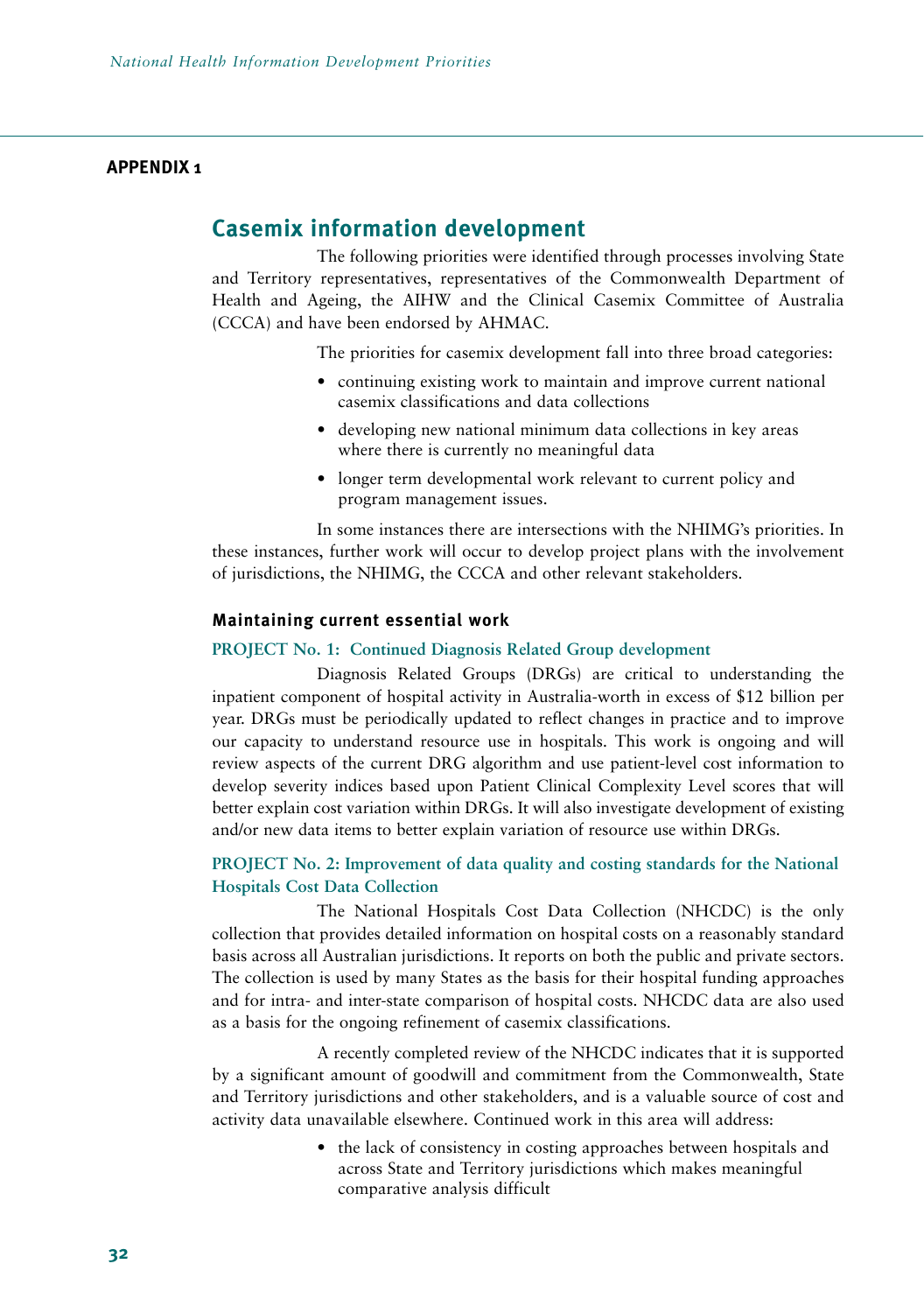**APPENDIX 1**

## Casemix information development

The following priorities were identified through processes involving State and Territory representatives, representatives of the Commonwealth Department of Health and Ageing, the AIHW and the Clinical Casemix Committee of Australia (CCCA) and have been endorsed by AHMAC.

The priorities for casemix development fall into three broad categories:

- continuing existing work to maintain and improve current national casemix classifications and data collections
- developing new national minimum data collections in key areas where there is currently no meaningful data
- longer term developmental work relevant to current policy and program management issues.

In some instances there are intersections with the NHIMG's priorities. In these instances, further work will occur to develop project plans with the involvement of jurisdictions, the NHIMG, the CCCA and other relevant stakeholders.

### Maintaining current essential work

#### PROJECT No. 1: Continued Diagnosis Related Group development

Diagnosis Related Groups (DRGs) are critical to understanding the inpatient component of hospital activity in Australia-worth in excess of $12 billion per year. DRGs must be periodically updated to reflect changes in practice and to improve our capacity to understand resource use in hospitals. This work is ongoing and will review aspects of the current DRG algorithm and use patient-level cost information to develop severity indices based upon Patient Clinical Complexity Level scores that will better explain cost variation within DRGs. It will also investigate development of existing and/or new data items to better explain variation of resource use within DRGs.

#### PROJECT No. 2: Improvement of data quality and costing standards for the National Hospitals Cost Data Collection

The National Hospitals Cost Data Collection (NHCDC) is the only collection that provides detailed information on hospital costs on a reasonably standard basis across all Australian jurisdictions. It reports on both the public and private sectors. The collection is used by many States as the basis for their hospital funding approaches and for intra- and inter-state comparison of hospital costs. NHCDC data are also used as a basis for the ongoing refinement of casemix classifications.

A recently completed review of the NHCDC indicates that it is supported by a significant amount of goodwill and commitment from the Commonwealth, State and Territory jurisdictions and other stakeholders, and is a valuable source of cost and activity data unavailable elsewhere. Continued work in this area will address:

- the lack of consistency in costing approaches between hospitals and across State and Territory jurisdictions which makes meaningful comparative analysis difficult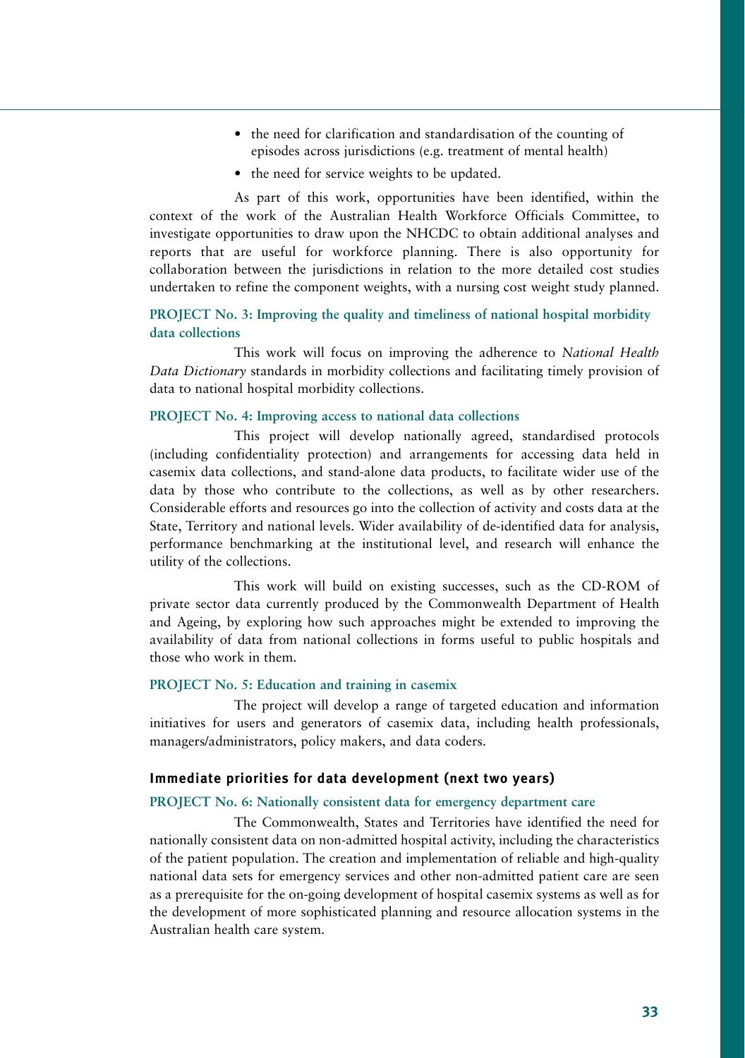- the need for clarification and standardisation of the counting of episodes across jurisdictions (e.g. treatment of mental health)
- the need for service weights to be updated.

As part of this work, opportunities have been identified, within the context of the work of the Australian Health Workforce Officials Committee, to investigate opportunities to draw upon the NHCDC to obtain additional analyses and reports that are useful for workforce planning. There is also opportunity for collaboration between the jurisdictions in relation to the more detailed cost studies undertaken to refine the component weights, with a nursing cost weight study planned.

#### PROJECT No. 3: Improving the quality and timeliness of national hospital morbidity data collections

This work will focus on improving the adherence to *National Health Data Dictionary* standards in morbidity collections and facilitating timely provision of data to national hospital morbidity collections.

#### PROJECT No. 4: Improving access to national data collections

This project will develop nationally agreed, standardised protocols (including confidentiality protection) and arrangements for accessing data held in casemix data collections, and stand-alone data products, to facilitate wider use of the data by those who contribute to the collections, as well as by other researchers. Considerable efforts and resources go into the collection of activity and costs data at the State, Territory and national levels. Wider availability of de-identified data for analysis, performance benchmarking at the institutional level, and research will enhance the utility of the collections.

This work will build on existing successes, such as the CD-ROM of private sector data currently produced by the Commonwealth Department of Health and Ageing, by exploring how such approaches might be extended to improving the availability of data from national collections in forms useful to public hospitals and those who work in them.

#### PROJECT No. 5: Education and training in casemix

The project will develop a range of targeted education and information initiatives for users and generators of casemix data, including health professionals, managers/administrators, policy makers, and data coders.

### Immediate priorities for data development (next two years)

#### PROJECT No. 6: Nationally consistent data for emergency department care

The Commonwealth, States and Territories have identified the need for nationally consistent data on non-admitted hospital activity, including the characteristics of the patient population. The creation and implementation of reliable and high-quality national data sets for emergency services and other non-admitted patient care are seen as a prerequisite for the on-going development of hospital casemix systems as well as for the development of more sophisticated planning and resource allocation systems in the Australian health care system.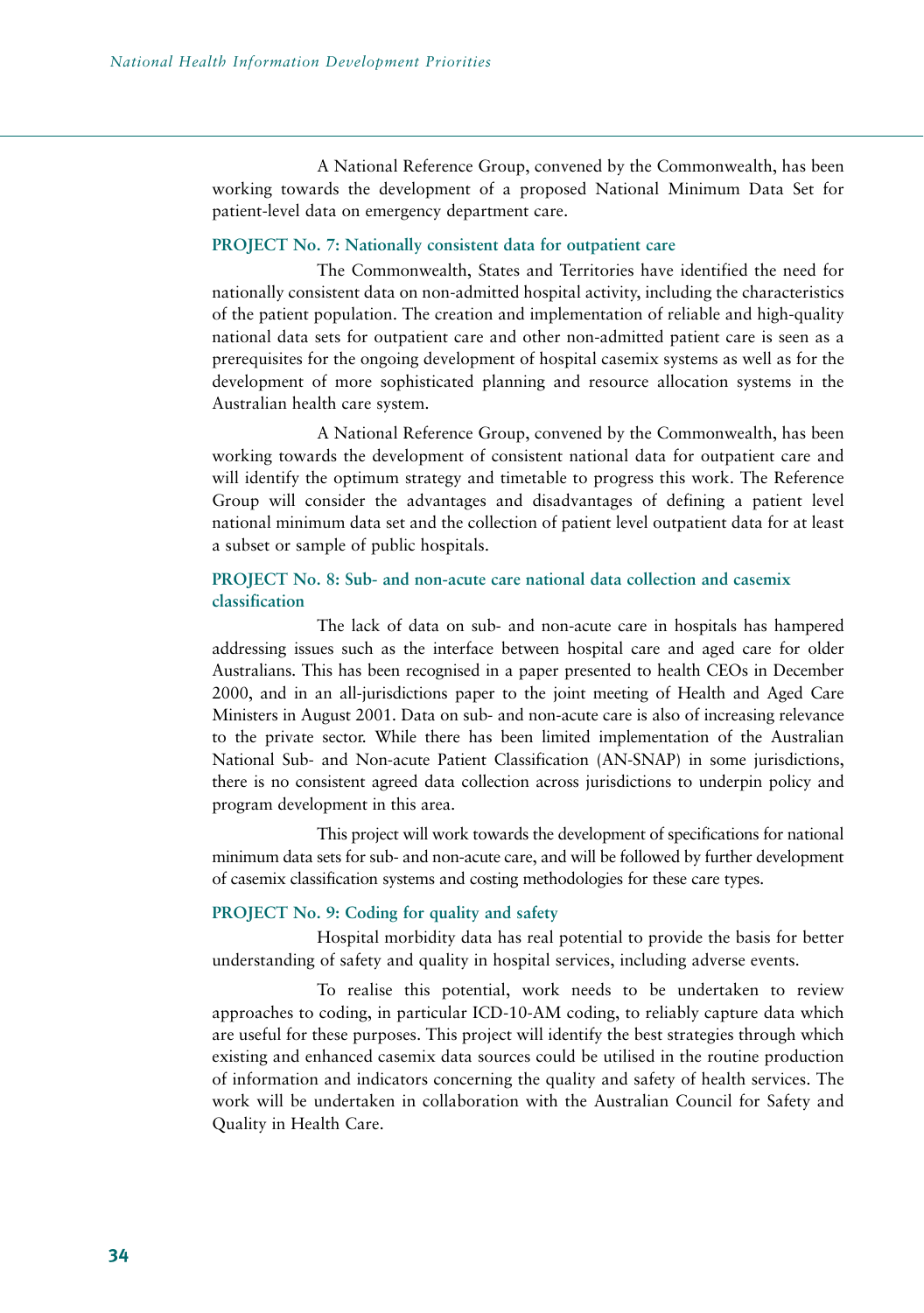A National Reference Group, convened by the Commonwealth, has been working towards the development of a proposed National Minimum Data Set for patient-level data on emergency department care.

#### PROJECT No. 7: Nationally consistent data for outpatient care

The Commonwealth, States and Territories have identified the need for nationally consistent data on non-admitted hospital activity, including the characteristics of the patient population. The creation and implementation of reliable and high-quality national data sets for outpatient care and other non-admitted patient care is seen as a prerequisites for the ongoing development of hospital casemix systems as well as for the development of more sophisticated planning and resource allocation systems in the Australian health care system.

A National Reference Group, convened by the Commonwealth, has been working towards the development of consistent national data for outpatient care and will identify the optimum strategy and timetable to progress this work. The Reference Group will consider the advantages and disadvantages of defining a patient level national minimum data set and the collection of patient level outpatient data for at least a subset or sample of public hospitals.

#### PROJECT No. 8: Sub- and non-acute care national data collection and casemix classification

The lack of data on sub- and non-acute care in hospitals has hampered addressing issues such as the interface between hospital care and aged care for older Australians. This has been recognised in a paper presented to health CEOs in December 2000, and in an all-jurisdictions paper to the joint meeting of Health and Aged Care Ministers in August 2001. Data on sub- and non-acute care is also of increasing relevance to the private sector. While there has been limited implementation of the Australian National Sub- and Non-acute Patient Classification (AN-SNAP) in some jurisdictions, there is no consistent agreed data collection across jurisdictions to underpin policy and program development in this area.

This project will work towards the development of specifications for national minimum data sets for sub- and non-acute care, and will be followed by further development of casemix classification systems and costing methodologies for these care types.

#### PROJECT No. 9: Coding for quality and safety

Hospital morbidity data has real potential to provide the basis for better understanding of safety and quality in hospital services, including adverse events.

To realise this potential, work needs to be undertaken to review approaches to coding, in particular ICD-10-AM coding, to reliably capture data which are useful for these purposes. This project will identify the best strategies through which existing and enhanced casemix data sources could be utilised in the routine production of information and indicators concerning the quality and safety of health services. The work will be undertaken in collaboration with the Australian Council for Safety and Quality in Health Care.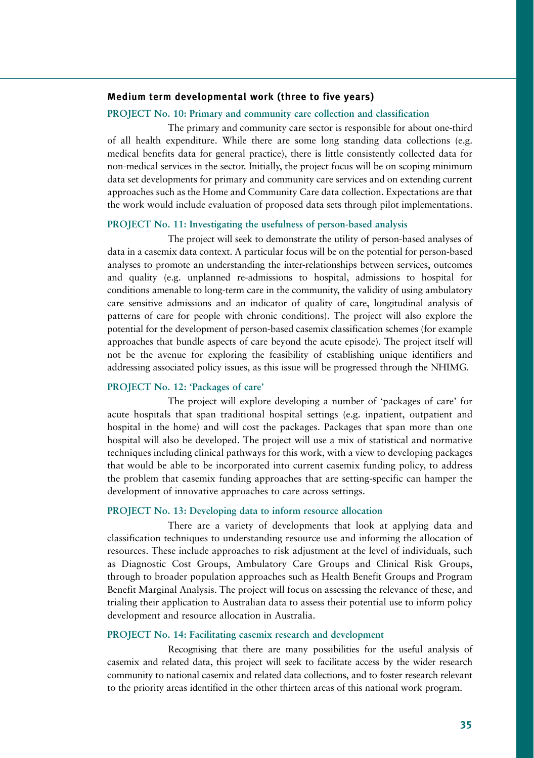## Medium term developmental work (three to five years)

### PROJECT No. 10: Primary and community care collection and classification

The primary and community care sector is responsible for about one-third of all health expenditure. While there are some long standing data collections (e.g. medical benefits data for general practice), there is little consistently collected data for non-medical services in the sector. Initially, the project focus will be on scoping minimum data set developments for primary and community care services and on extending current approaches such as the Home and Community Care data collection. Expectations are that the work would include evaluation of proposed data sets through pilot implementations.

### PROJECT No. 11: Investigating the usefulness of person-based analysis

The project will seek to demonstrate the utility of person-based analyses of data in a casemix data context. A particular focus will be on the potential for person-based analyses to promote an understanding the inter-relationships between services, outcomes and quality (e.g. unplanned re-admissions to hospital, admissions to hospital for conditions amenable to long-term care in the community, the validity of using ambulatory care sensitive admissions and an indicator of quality of care, longitudinal analysis of patterns of care for people with chronic conditions). The project will also explore the potential for the development of person-based casemix classification schemes (for example approaches that bundle aspects of care beyond the acute episode). The project itself will not be the avenue for exploring the feasibility of establishing unique identifiers and addressing associated policy issues, as this issue will be progressed through the NHIMG.

### PROJECT No. 12: 'Packages of care'

The project will explore developing a number of 'packages of care' for acute hospitals that span traditional hospital settings (e.g. inpatient, outpatient and hospital in the home) and will cost the packages. Packages that span more than one hospital will also be developed. The project will use a mix of statistical and normative techniques including clinical pathways for this work, with a view to developing packages that would be able to be incorporated into current casemix funding policy, to address the problem that casemix funding approaches that are setting-specific can hamper the development of innovative approaches to care across settings.

### PROJECT No. 13: Developing data to inform resource allocation

There are a variety of developments that look at applying data and classification techniques to understanding resource use and informing the allocation of resources. These include approaches to risk adjustment at the level of individuals, such as Diagnostic Cost Groups, Ambulatory Care Groups and Clinical Risk Groups, through to broader population approaches such as Health Benefit Groups and Program Benefit Marginal Analysis. The project will focus on assessing the relevance of these, and trialing their application to Australian data to assess their potential use to inform policy development and resource allocation in Australia.

### PROJECT No. 14: Facilitating casemix research and development

Recognising that there are many possibilities for the useful analysis of casemix and related data, this project will seek to facilitate access by the wider research community to national casemix and related data collections, and to foster research relevant to the priority areas identified in the other thirteen areas of this national work program.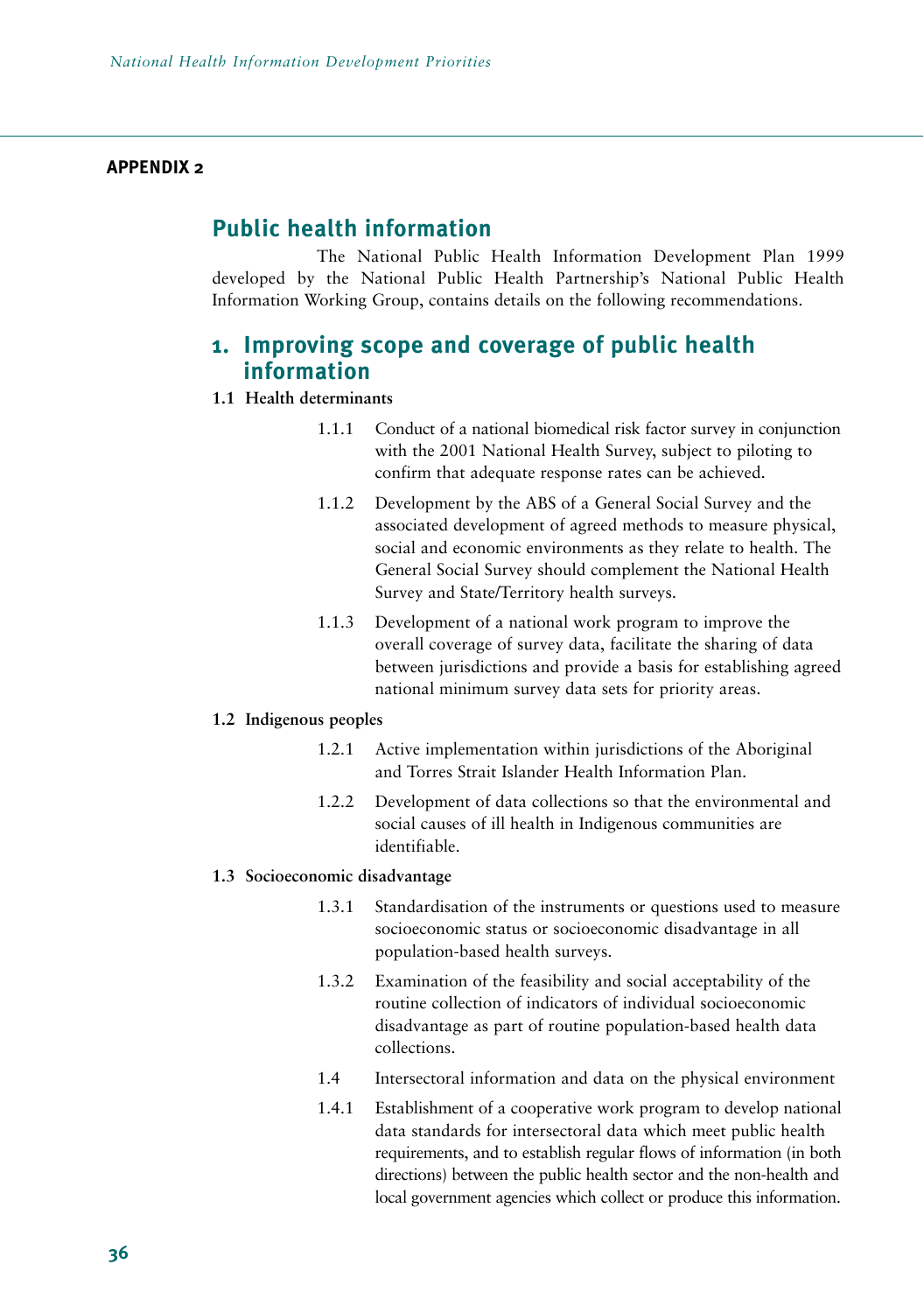**APPENDIX 2**

## Public health information

The National Public Health Information Development Plan 1999 developed by the National Public Health Partnership's National Public Health Information Working Group, contains details on the following recommendations.

## 1. Improving scope and coverage of public health information

### 1.1 Health determinants

1.1.1 Conduct of a national biomedical risk factor survey in conjunction with the 2001 National Health Survey, subject to piloting to confirm that adequate response rates can be achieved.

1.1.2 Development by the ABS of a General Social Survey and the associated development of agreed methods to measure physical, social and economic environments as they relate to health. The General Social Survey should complement the National Health Survey and State/Territory health surveys.

1.1.3 Development of a national work program to improve the overall coverage of survey data, facilitate the sharing of data between jurisdictions and provide a basis for establishing agreed national minimum survey data sets for priority areas.

### 1.2 Indigenous peoples

1.2.1 Active implementation within jurisdictions of the Aboriginal and Torres Strait Islander Health Information Plan.

1.2.2 Development of data collections so that the environmental and social causes of ill health in Indigenous communities are identifiable.

### 1.3 Socioeconomic disadvantage

1.3.1 Standardisation of the instruments or questions used to measure socioeconomic status or socioeconomic disadvantage in all population-based health surveys.

1.3.2 Examination of the feasibility and social acceptability of the routine collection of indicators of individual socioeconomic disadvantage as part of routine population-based health data collections.

1.4 Intersectoral information and data on the physical environment

1.4.1 Establishment of a cooperative work program to develop national data standards for intersectoral data which meet public health requirements, and to establish regular flows of information (in both directions) between the public health sector and the non-health and local government agencies which collect or produce this information.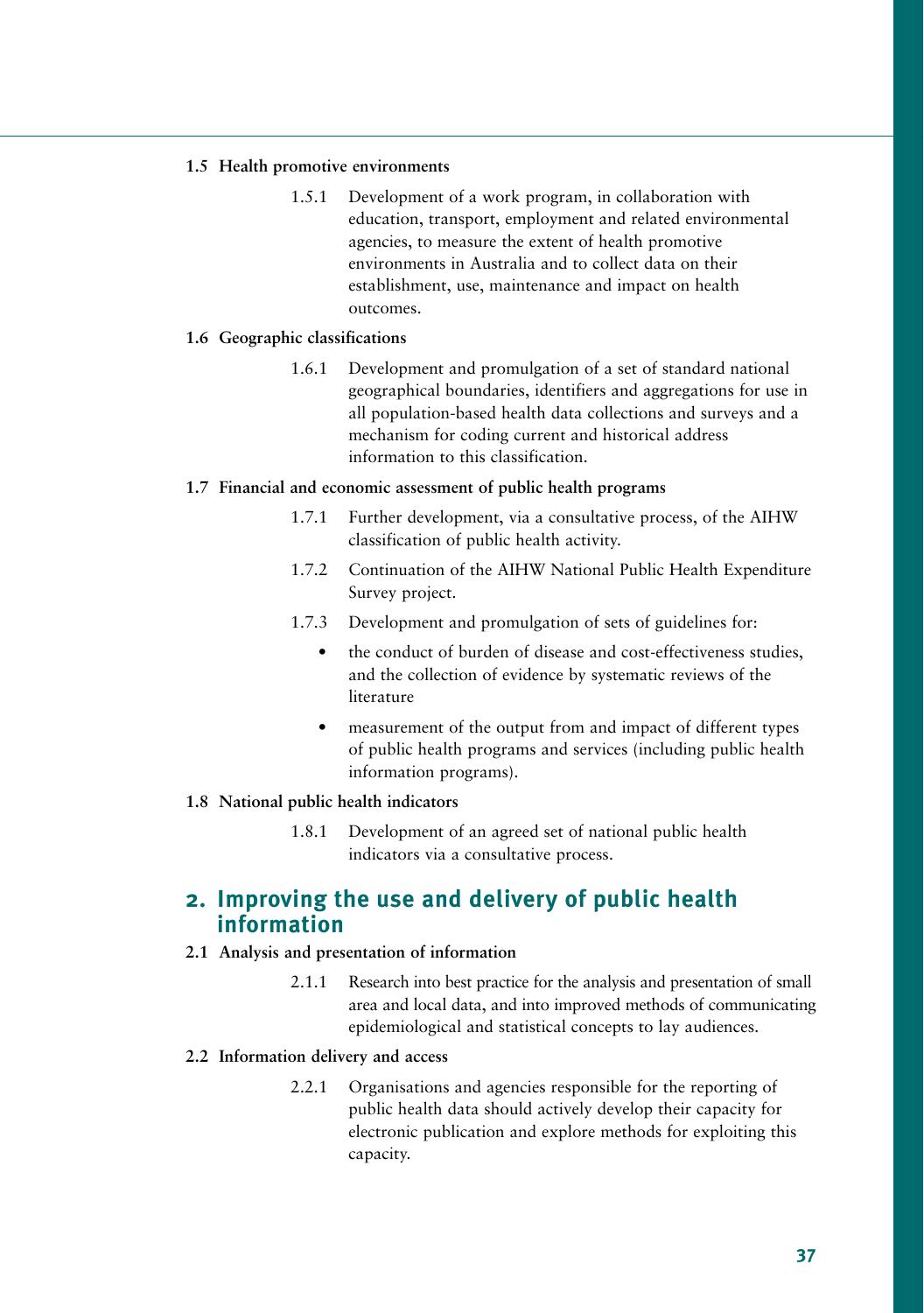**1.5 Health promotive environments**

1.5.1 Development of a work program, in collaboration with education, transport, employment and related environmental agencies, to measure the extent of health promotive environments in Australia and to collect data on their establishment, use, maintenance and impact on health outcomes.

**1.6 Geographic classifications**

1.6.1 Development and promulgation of a set of standard national geographical boundaries, identifiers and aggregations for use in all population-based health data collections and surveys and a mechanism for coding current and historical address information to this classification.

**1.7 Financial and economic assessment of public health programs**

1.7.1 Further development, via a consultative process, of the AIHW classification of public health activity.

1.7.2 Continuation of the AIHW National Public Health Expenditure Survey project.

1.7.3 Development and promulgation of sets of guidelines for:

- the conduct of burden of disease and cost-effectiveness studies, and the collection of evidence by systematic reviews of the literature
- measurement of the output from and impact of different types of public health programs and services (including public health information programs).

**1.8 National public health indicators**

1.8.1 Development of an agreed set of national public health indicators via a consultative process.

## 2. Improving the use and delivery of public health information

**2.1 Analysis and presentation of information**

2.1.1 Research into best practice for the analysis and presentation of small area and local data, and into improved methods of communicating epidemiological and statistical concepts to lay audiences.

**2.2 Information delivery and access**

2.2.1 Organisations and agencies responsible for the reporting of public health data should actively develop their capacity for electronic publication and explore methods for exploiting this capacity.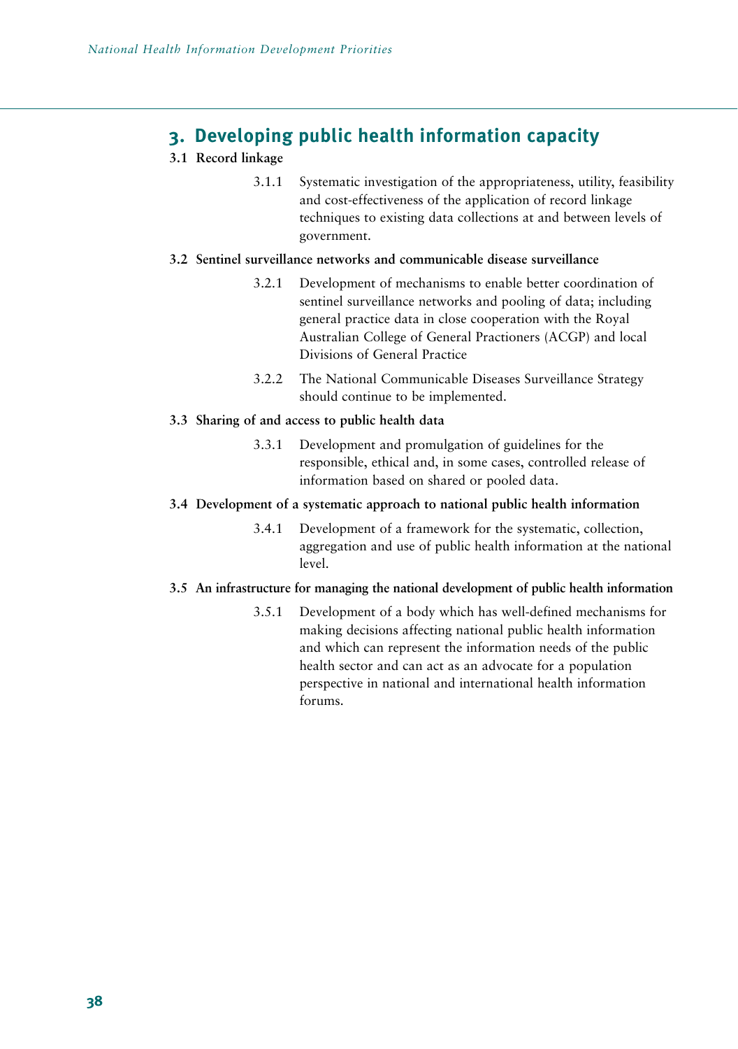# 3. Developing public health information capacity

### 3.1 Record linkage

3.1.1 Systematic investigation of the appropriateness, utility, feasibility and cost-effectiveness of the application of record linkage techniques to existing data collections at and between levels of government.

### 3.2 Sentinel surveillance networks and communicable disease surveillance

3.2.1 Development of mechanisms to enable better coordination of sentinel surveillance networks and pooling of data; including general practice data in close cooperation with the Royal Australian College of General Practioners (ACGP) and local Divisions of General Practice

3.2.2 The National Communicable Diseases Surveillance Strategy should continue to be implemented.

### 3.3 Sharing of and access to public health data

3.3.1 Development and promulgation of guidelines for the responsible, ethical and, in some cases, controlled release of information based on shared or pooled data.

### 3.4 Development of a systematic approach to national public health information

3.4.1 Development of a framework for the systematic, collection, aggregation and use of public health information at the national level.

### 3.5 An infrastructure for managing the national development of public health information

3.5.1 Development of a body which has well-defined mechanisms for making decisions affecting national public health information and which can represent the information needs of the public health sector and can act as an advocate for a population perspective in national and international health information forums.